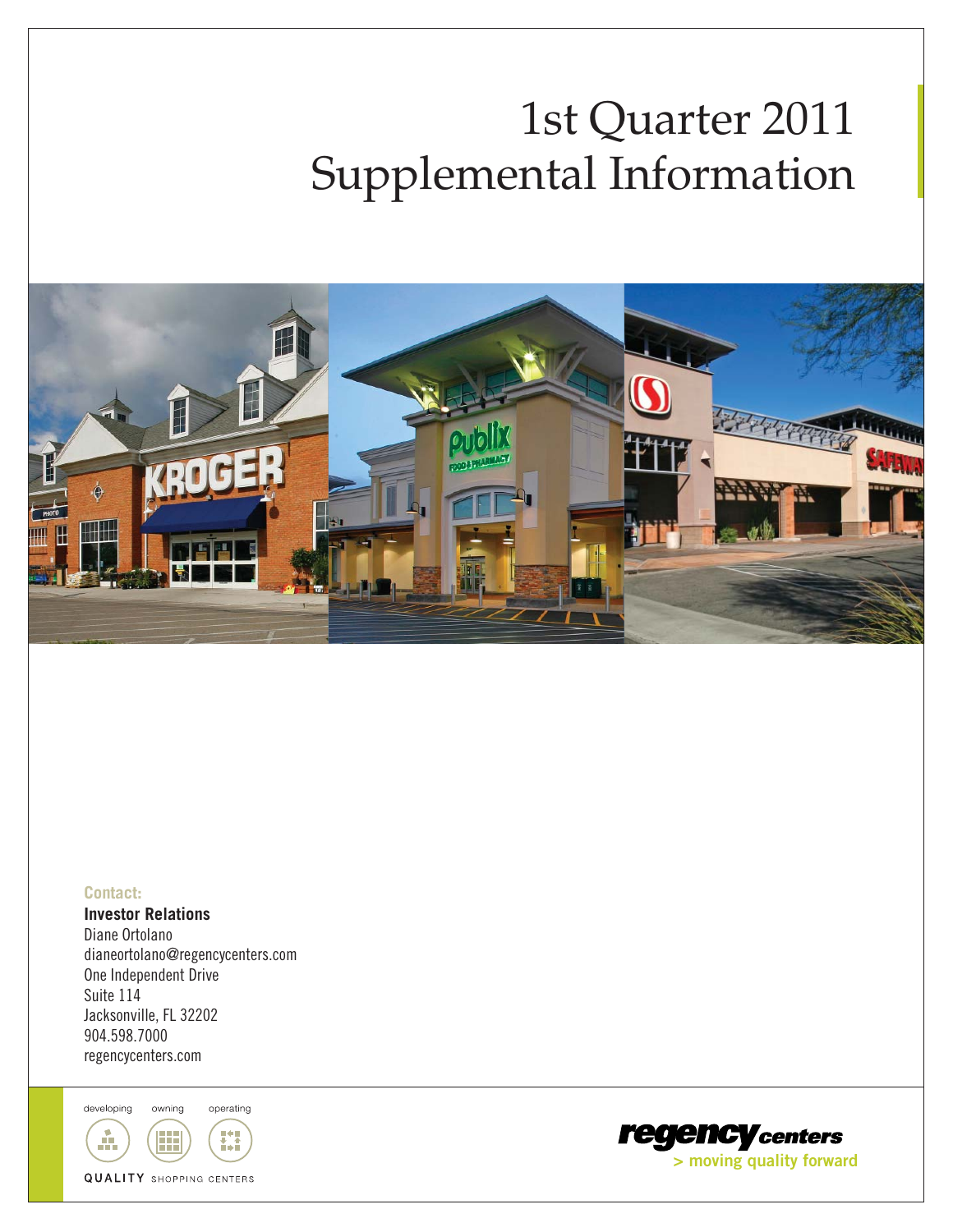# 1st Quarter 2011 Supplemental Information

**Contact:**

**Investor Relations**
Diane Ortolano
dianeortolano@regencycenters.com
One Independent Drive
Suite 114
Jacksonville, FL 32202
904.598.7000
regencycenters.com

developing owning operating

QUALITY SHOPPING CENTERS

regency centers
> moving quality forward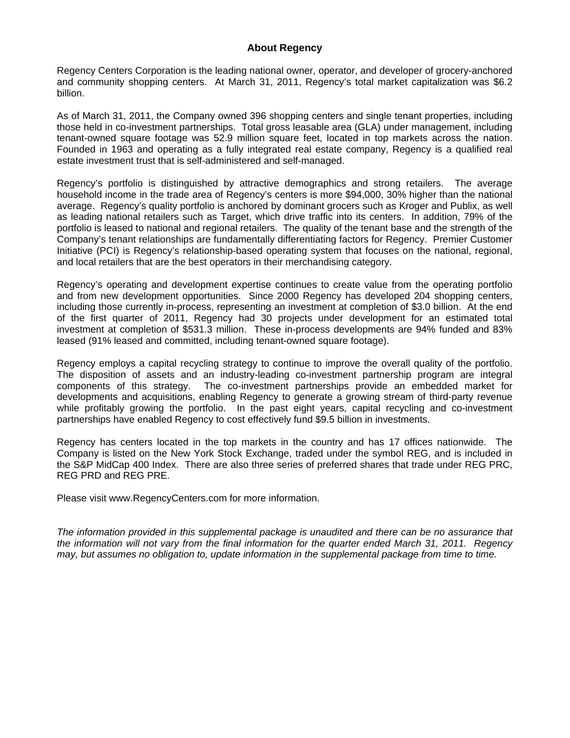## About Regency

Regency Centers Corporation is the leading national owner, operator, and developer of grocery-anchored and community shopping centers. At March 31, 2011, Regency's total market capitalization was $6.2 billion.

As of March 31, 2011, the Company owned 396 shopping centers and single tenant properties, including those held in co-investment partnerships. Total gross leasable area (GLA) under management, including tenant-owned square footage was 52.9 million square feet, located in top markets across the nation. Founded in 1963 and operating as a fully integrated real estate company, Regency is a qualified real estate investment trust that is self-administered and self-managed.

Regency's portfolio is distinguished by attractive demographics and strong retailers. The average household income in the trade area of Regency's centers is more $94,000, 30% higher than the national average. Regency's quality portfolio is anchored by dominant grocers such as Kroger and Publix, as well as leading national retailers such as Target, which drive traffic into its centers. In addition, 79% of the portfolio is leased to national and regional retailers. The quality of the tenant base and the strength of the Company's tenant relationships are fundamentally differentiating factors for Regency. Premier Customer Initiative (PCI) is Regency's relationship-based operating system that focuses on the national, regional, and local retailers that are the best operators in their merchandising category.

Regency's operating and development expertise continues to create value from the operating portfolio and from new development opportunities. Since 2000 Regency has developed 204 shopping centers, including those currently in-process, representing an investment at completion of $3.0 billion. At the end of the first quarter of 2011, Regency had 30 projects under development for an estimated total investment at completion of $531.3 million. These in-process developments are 94% funded and 83% leased (91% leased and committed, including tenant-owned square footage).

Regency employs a capital recycling strategy to continue to improve the overall quality of the portfolio. The disposition of assets and an industry-leading co-investment partnership program are integral components of this strategy. The co-investment partnerships provide an embedded market for developments and acquisitions, enabling Regency to generate a growing stream of third-party revenue while profitably growing the portfolio. In the past eight years, capital recycling and co-investment partnerships have enabled Regency to cost effectively fund $9.5 billion in investments.

Regency has centers located in the top markets in the country and has 17 offices nationwide. The Company is listed on the New York Stock Exchange, traded under the symbol REG, and is included in the S&P MidCap 400 Index. There are also three series of preferred shares that trade under REG PRC, REG PRD and REG PRE.

Please visit www.RegencyCenters.com for more information.

*The information provided in this supplemental package is unaudited and there can be no assurance that the information will not vary from the final information for the quarter ended March 31, 2011. Regency may, but assumes no obligation to, update information in the supplemental package from time to time.*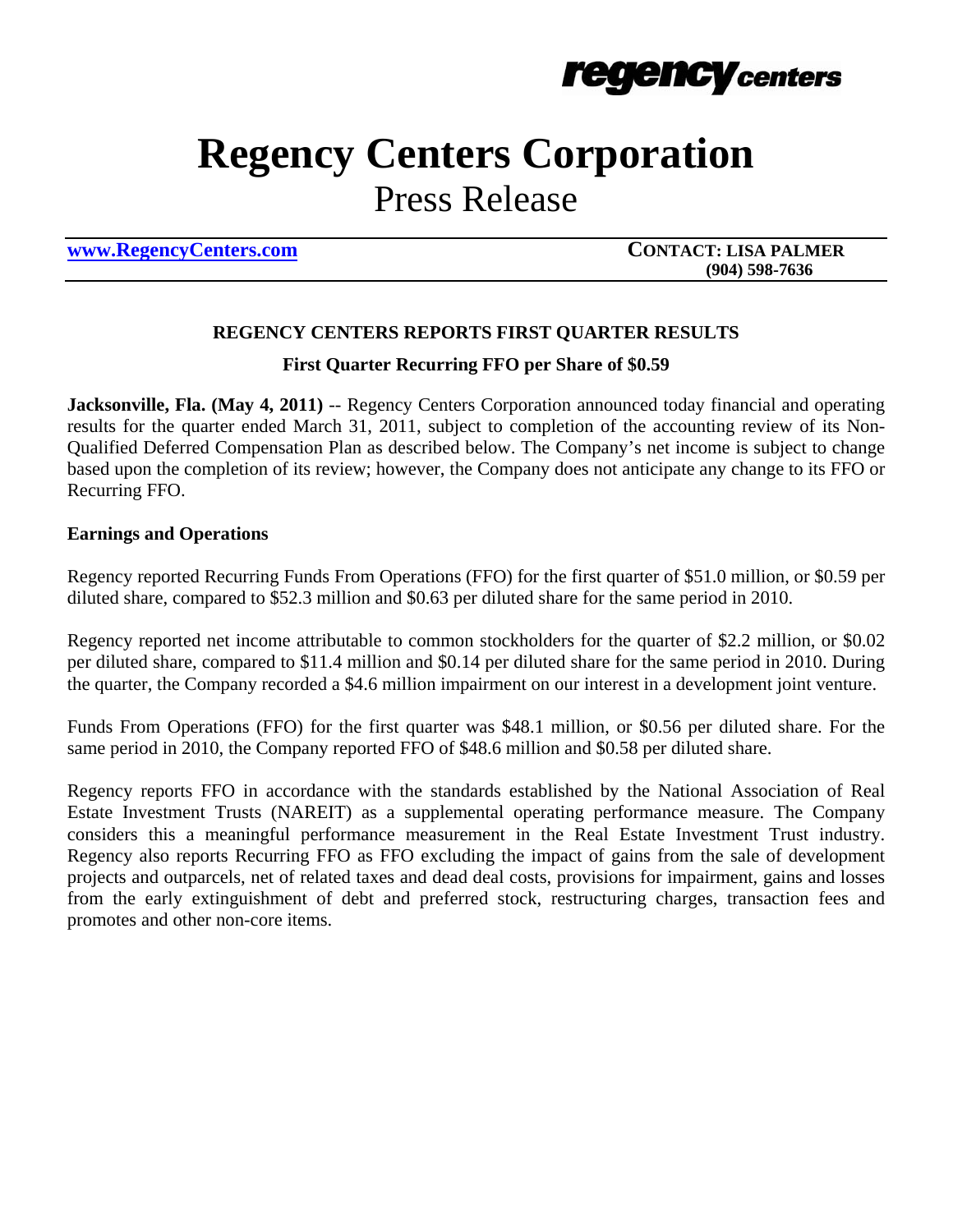regency centers

# Regency Centers Corporation

## Press Release

www.RegencyCenters.com

**CONTACT: LISA PALMER**
**(904) 598-7636**

### REGENCY CENTERS REPORTS FIRST QUARTER RESULTS

**First Quarter Recurring FFO per Share of $0.59**

**Jacksonville, Fla. (May 4, 2011)** -- Regency Centers Corporation announced today financial and operating results for the quarter ended March 31, 2011, subject to completion of the accounting review of its Non-Qualified Deferred Compensation Plan as described below. The Company's net income is subject to change based upon the completion of its review; however, the Company does not anticipate any change to its FFO or Recurring FFO.

**Earnings and Operations**

Regency reported Recurring Funds From Operations (FFO) for the first quarter of $51.0 million, or $0.59 per diluted share, compared to $52.3 million and $0.63 per diluted share for the same period in 2010.

Regency reported net income attributable to common stockholders for the quarter of $2.2 million, or $0.02 per diluted share, compared to $11.4 million and $0.14 per diluted share for the same period in 2010. During the quarter, the Company recorded a $4.6 million impairment on our interest in a development joint venture.

Funds From Operations (FFO) for the first quarter was $48.1 million, or $0.56 per diluted share. For the same period in 2010, the Company reported FFO of $48.6 million and $0.58 per diluted share.

Regency reports FFO in accordance with the standards established by the National Association of Real Estate Investment Trusts (NAREIT) as a supplemental operating performance measure. The Company considers this a meaningful performance measurement in the Real Estate Investment Trust industry. Regency also reports Recurring FFO as FFO excluding the impact of gains from the sale of development projects and outparcels, net of related taxes and dead deal costs, provisions for impairment, gains and losses from the early extinguishment of debt and preferred stock, restructuring charges, transaction fees and promotes and other non-core items.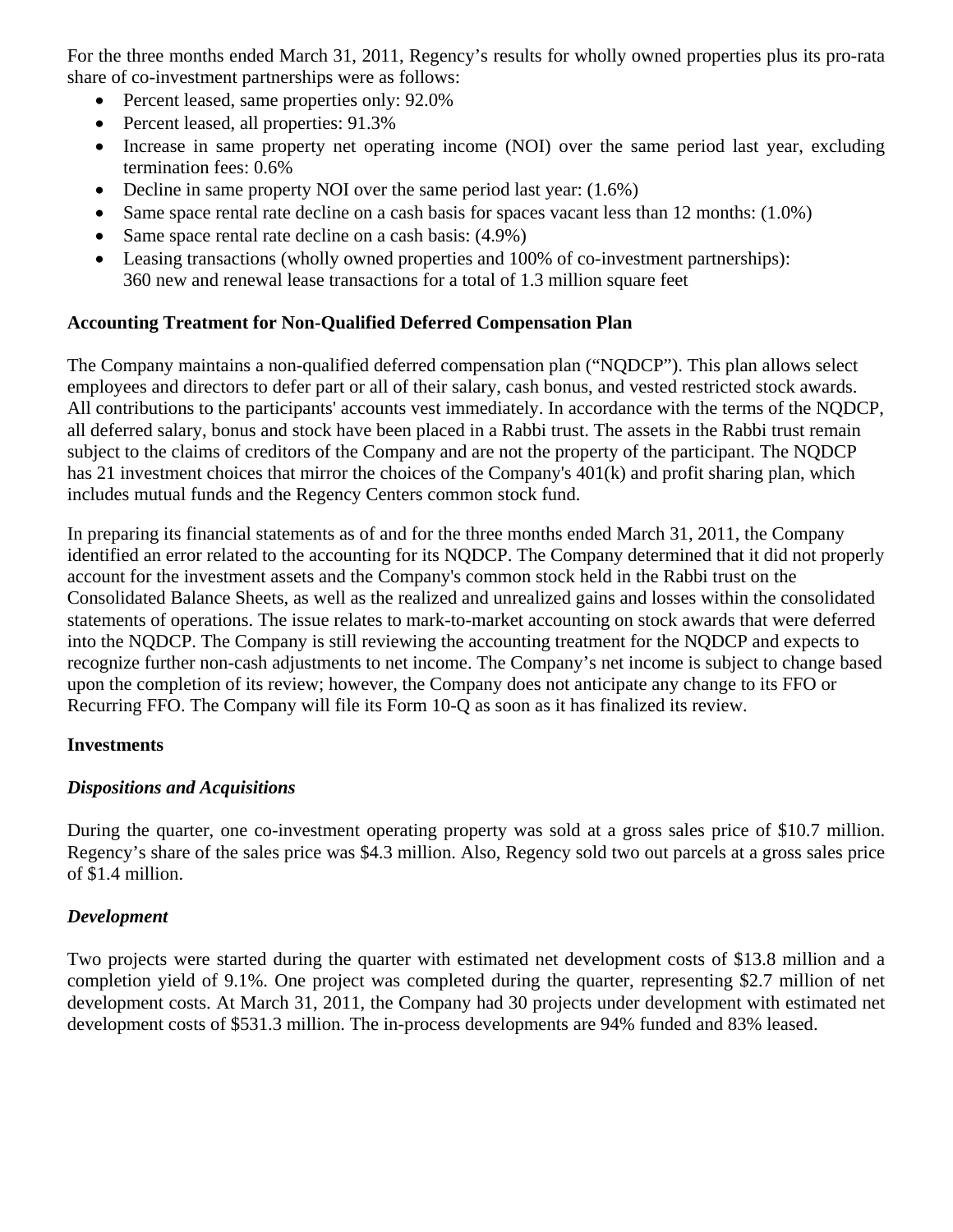For the three months ended March 31, 2011, Regency's results for wholly owned properties plus its pro-rata share of co-investment partnerships were as follows:

- Percent leased, same properties only: 92.0%
- Percent leased, all properties: 91.3%
- Increase in same property net operating income (NOI) over the same period last year, excluding termination fees: 0.6%
- Decline in same property NOI over the same period last year: (1.6%)
- Same space rental rate decline on a cash basis for spaces vacant less than 12 months: (1.0%)
- Same space rental rate decline on a cash basis: (4.9%)
- Leasing transactions (wholly owned properties and 100% of co-investment partnerships): 360 new and renewal lease transactions for a total of 1.3 million square feet

**Accounting Treatment for Non-Qualified Deferred Compensation Plan**

The Company maintains a non-qualified deferred compensation plan ("NQDCP"). This plan allows select employees and directors to defer part or all of their salary, cash bonus, and vested restricted stock awards. All contributions to the participants' accounts vest immediately. In accordance with the terms of the NQDCP, all deferred salary, bonus and stock have been placed in a Rabbi trust. The assets in the Rabbi trust remain subject to the claims of creditors of the Company and are not the property of the participant. The NQDCP has 21 investment choices that mirror the choices of the Company's 401(k) and profit sharing plan, which includes mutual funds and the Regency Centers common stock fund.

In preparing its financial statements as of and for the three months ended March 31, 2011, the Company identified an error related to the accounting for its NQDCP. The Company determined that it did not properly account for the investment assets and the Company's common stock held in the Rabbi trust on the Consolidated Balance Sheets, as well as the realized and unrealized gains and losses within the consolidated statements of operations. The issue relates to mark-to-market accounting on stock awards that were deferred into the NQDCP. The Company is still reviewing the accounting treatment for the NQDCP and expects to recognize further non-cash adjustments to net income. The Company's net income is subject to change based upon the completion of its review; however, the Company does not anticipate any change to its FFO or Recurring FFO. The Company will file its Form 10-Q as soon as it has finalized its review.

**Investments**

***Dispositions and Acquisitions***

During the quarter, one co-investment operating property was sold at a gross sales price of $10.7 million. Regency's share of the sales price was $4.3 million. Also, Regency sold two out parcels at a gross sales price of $1.4 million.

***Development***

Two projects were started during the quarter with estimated net development costs of $13.8 million and a completion yield of 9.1%. One project was completed during the quarter, representing $2.7 million of net development costs. At March 31, 2011, the Company had 30 projects under development with estimated net development costs of $531.3 million. The in-process developments are 94% funded and 83% leased.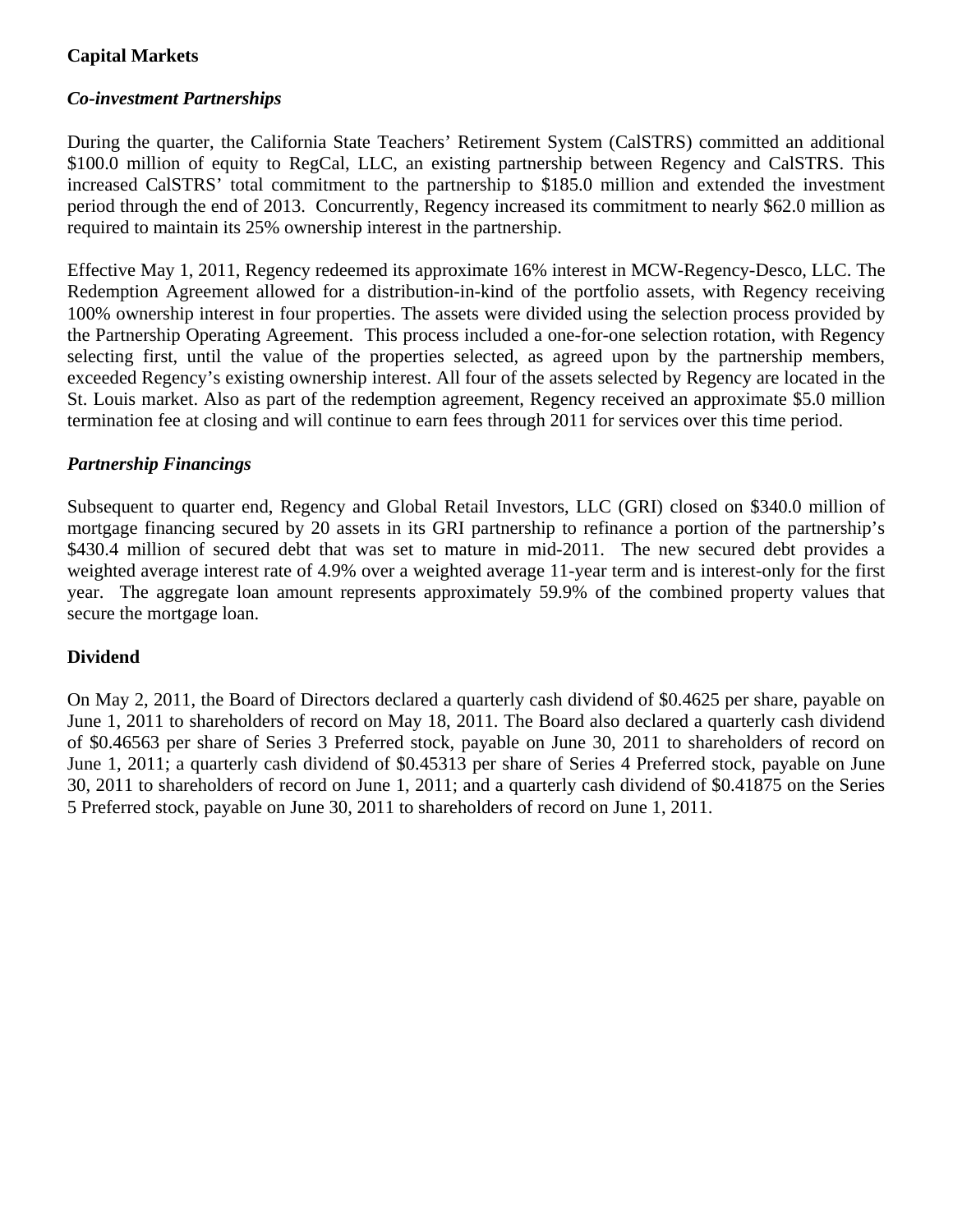**Capital Markets**

***Co-investment Partnerships***

During the quarter, the California State Teachers' Retirement System (CalSTRS) committed an additional $100.0 million of equity to RegCal, LLC, an existing partnership between Regency and CalSTRS. This increased CalSTRS' total commitment to the partnership to $185.0 million and extended the investment period through the end of 2013. Concurrently, Regency increased its commitment to nearly $62.0 million as required to maintain its 25% ownership interest in the partnership.

Effective May 1, 2011, Regency redeemed its approximate 16% interest in MCW-Regency-Desco, LLC. The Redemption Agreement allowed for a distribution-in-kind of the portfolio assets, with Regency receiving 100% ownership interest in four properties. The assets were divided using the selection process provided by the Partnership Operating Agreement. This process included a one-for-one selection rotation, with Regency selecting first, until the value of the properties selected, as agreed upon by the partnership members, exceeded Regency's existing ownership interest. All four of the assets selected by Regency are located in the St. Louis market. Also as part of the redemption agreement, Regency received an approximate $5.0 million termination fee at closing and will continue to earn fees through 2011 for services over this time period.

***Partnership Financings***

Subsequent to quarter end, Regency and Global Retail Investors, LLC (GRI) closed on $340.0 million of mortgage financing secured by 20 assets in its GRI partnership to refinance a portion of the partnership's $430.4 million of secured debt that was set to mature in mid-2011. The new secured debt provides a weighted average interest rate of 4.9% over a weighted average 11-year term and is interest-only for the first year. The aggregate loan amount represents approximately 59.9% of the combined property values that secure the mortgage loan.

**Dividend**

On May 2, 2011, the Board of Directors declared a quarterly cash dividend of $0.4625 per share, payable on June 1, 2011 to shareholders of record on May 18, 2011. The Board also declared a quarterly cash dividend of $0.46563 per share of Series 3 Preferred stock, payable on June 30, 2011 to shareholders of record on June 1, 2011; a quarterly cash dividend of $0.45313 per share of Series 4 Preferred stock, payable on June 30, 2011 to shareholders of record on June 1, 2011; and a quarterly cash dividend of $0.41875 on the Series 5 Preferred stock, payable on June 30, 2011 to shareholders of record on June 1, 2011.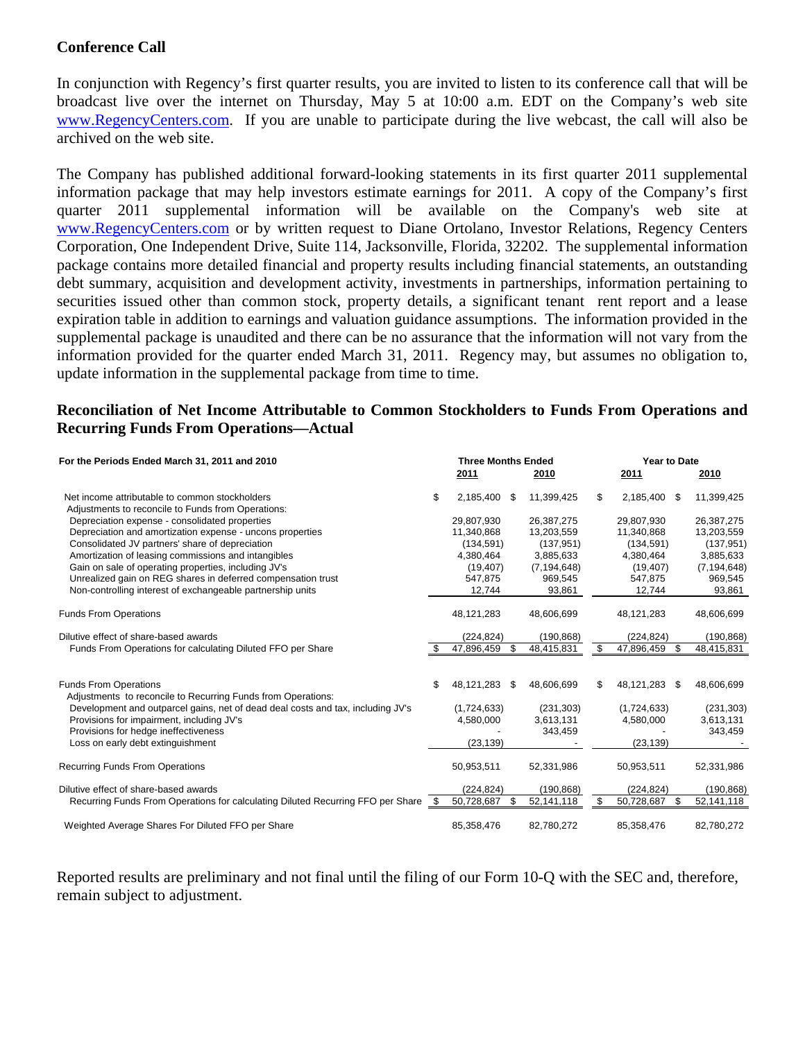## Conference Call

In conjunction with Regency's first quarter results, you are invited to listen to its conference call that will be broadcast live over the internet on Thursday, May 5 at 10:00 a.m. EDT on the Company's web site www.RegencyCenters.com. If you are unable to participate during the live webcast, the call will also be archived on the web site.

The Company has published additional forward-looking statements in its first quarter 2011 supplemental information package that may help investors estimate earnings for 2011. A copy of the Company's first quarter 2011 supplemental information will be available on the Company's web site at www.RegencyCenters.com or by written request to Diane Ortolano, Investor Relations, Regency Centers Corporation, One Independent Drive, Suite 114, Jacksonville, Florida, 32202. The supplemental information package contains more detailed financial and property results including financial statements, an outstanding debt summary, acquisition and development activity, investments in partnerships, information pertaining to securities issued other than common stock, property details, a significant tenant rent report and a lease expiration table in addition to earnings and valuation guidance assumptions. The information provided in the supplemental package is unaudited and there can be no assurance that the information will not vary from the information provided for the quarter ended March 31, 2011. Regency may, but assumes no obligation to, update information in the supplemental package from time to time.

## Reconciliation of Net Income Attributable to Common Stockholders to Funds From Operations and Recurring Funds From Operations—Actual

| For the Periods Ended March 31, 2011 and 2010 | Three Months Ended | | Year to Date | |
|---|---|---|---|---|
| | 2011 | 2010 | 2011 | 2010 |
| Net income attributable to common stockholders | $ 2,185,400 | $ 11,399,425 | $ 2,185,400 | $ 11,399,425 |
| Adjustments to reconcile to Funds from Operations: | | | | |
| Depreciation expense - consolidated properties | 29,807,930 | 26,387,275 | 29,807,930 | 26,387,275 |
| Depreciation and amortization expense - uncons properties | 11,340,868 | 13,203,559 | 11,340,868 | 13,203,559 |
| Consolidated JV partners' share of depreciation | (134,591) | (137,951) | (134,591) | (137,951) |
| Amortization of leasing commissions and intangibles | 4,380,464 | 3,885,633 | 4,380,464 | 3,885,633 |
| Gain on sale of operating properties, including JV's | (19,407) | (7,194,648) | (19,407) | (7,194,648) |
| Unrealized gain on REG shares in deferred compensation trust | 547,875 | 969,545 | 547,875 | 969,545 |
| Non-controlling interest of exchangeable partnership units | 12,744 | 93,861 | 12,744 | 93,861 |
| Funds From Operations | 48,121,283 | 48,606,699 | 48,121,283 | 48,606,699 |
| Dilutive effect of share-based awards | (224,824) | (190,868) | (224,824) | (190,868) |
| Funds From Operations for calculating Diluted FFO per Share | $ 47,896,459 | $ 48,415,831 | $ 47,896,459 | $ 48,415,831 |
| Funds From Operations | $ 48,121,283 | $ 48,606,699 | $ 48,121,283 | $ 48,606,699 |
| Adjustments to reconcile to Recurring Funds from Operations: | | | | |
| Development and outparcel gains, net of dead deal costs and tax, including JV's | (1,724,633) | (231,303) | (1,724,633) | (231,303) |
| Provisions for impairment, including JV's | 4,580,000 | 3,613,131 | 4,580,000 | 3,613,131 |
| Provisions for hedge ineffectiveness | - | 343,459 | - | 343,459 |
| Loss on early debt extinguishment | (23,139) | - | (23,139) | - |
| Recurring Funds From Operations | 50,953,511 | 52,331,986 | 50,953,511 | 52,331,986 |
| Dilutive effect of share-based awards | (224,824) | (190,868) | (224,824) | (190,868) |
| Recurring Funds From Operations for calculating Diluted Recurring FFO per Share | $ 50,728,687 | $ 52,141,118 | $ 50,728,687 | $ 52,141,118 |
| Weighted Average Shares For Diluted FFO per Share | 85,358,476 | 82,780,272 | 85,358,476 | 82,780,272 |

Reported results are preliminary and not final until the filing of our Form 10-Q with the SEC and, therefore, remain subject to adjustment.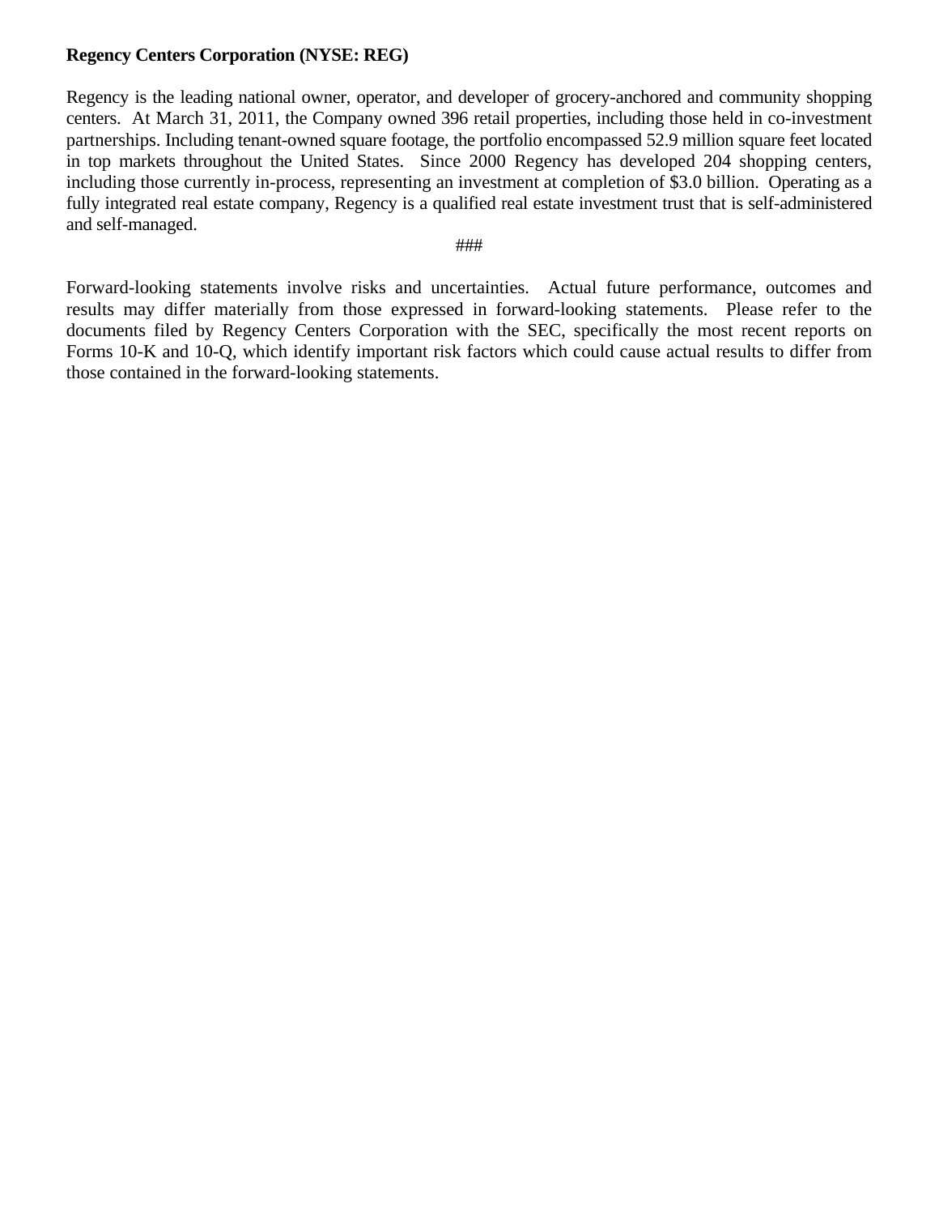**Regency Centers Corporation (NYSE: REG)**

Regency is the leading national owner, operator, and developer of grocery-anchored and community shopping centers. At March 31, 2011, the Company owned 396 retail properties, including those held in co-investment partnerships. Including tenant-owned square footage, the portfolio encompassed 52.9 million square feet located in top markets throughout the United States. Since 2000 Regency has developed 204 shopping centers, including those currently in-process, representing an investment at completion of $3.0 billion. Operating as a fully integrated real estate company, Regency is a qualified real estate investment trust that is self-administered and self-managed.

###

Forward-looking statements involve risks and uncertainties. Actual future performance, outcomes and results may differ materially from those expressed in forward-looking statements. Please refer to the documents filed by Regency Centers Corporation with the SEC, specifically the most recent reports on Forms 10-K and 10-Q, which identify important risk factors which could cause actual results to differ from those contained in the forward-looking statements.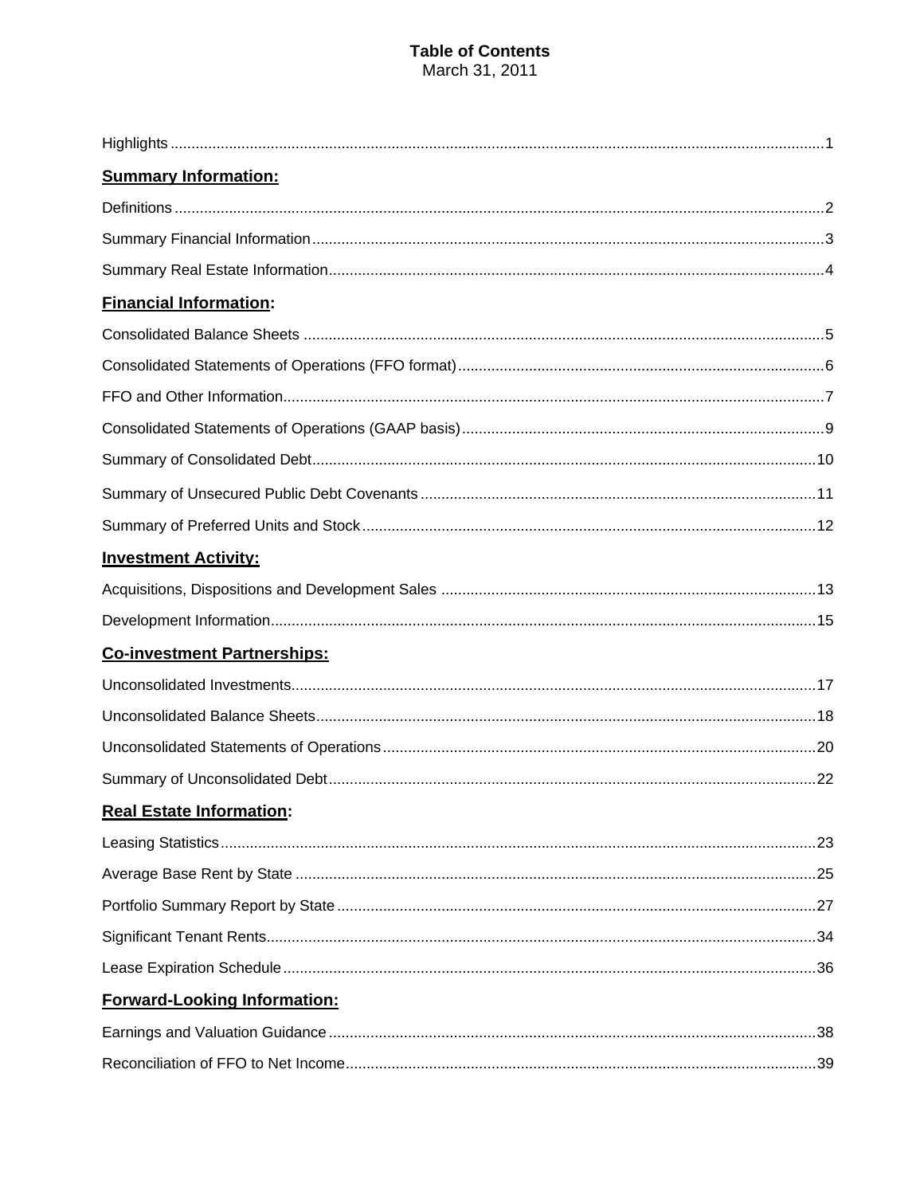# Table of Contents

March 31, 2011

| | |
|---|---|
| Highlights | 1 |
| **Summary Information:** | |
| Definitions | 2 |
| Summary Financial Information | 3 |
| Summary Real Estate Information | 4 |
| **Financial Information:** | |
| Consolidated Balance Sheets | 5 |
| Consolidated Statements of Operations (FFO format) | 6 |
| FFO and Other Information | 7 |
| Consolidated Statements of Operations (GAAP basis) | 9 |
| Summary of Consolidated Debt | 10 |
| Summary of Unsecured Public Debt Covenants | 11 |
| Summary of Preferred Units and Stock | 12 |
| **Investment Activity:** | |
| Acquisitions, Dispositions and Development Sales | 13 |
| Development Information | 15 |
| **Co-investment Partnerships:** | |
| Unconsolidated Investments | 17 |
| Unconsolidated Balance Sheets | 18 |
| Unconsolidated Statements of Operations | 20 |
| Summary of Unconsolidated Debt | 22 |
| **Real Estate Information:** | |
| Leasing Statistics | 23 |
| Average Base Rent by State | 25 |
| Portfolio Summary Report by State | 27 |
| Significant Tenant Rents | 34 |
| Lease Expiration Schedule | 36 |
| **Forward-Looking Information:** | |
| Earnings and Valuation Guidance | 38 |
| Reconciliation of FFO to Net Income | 39 |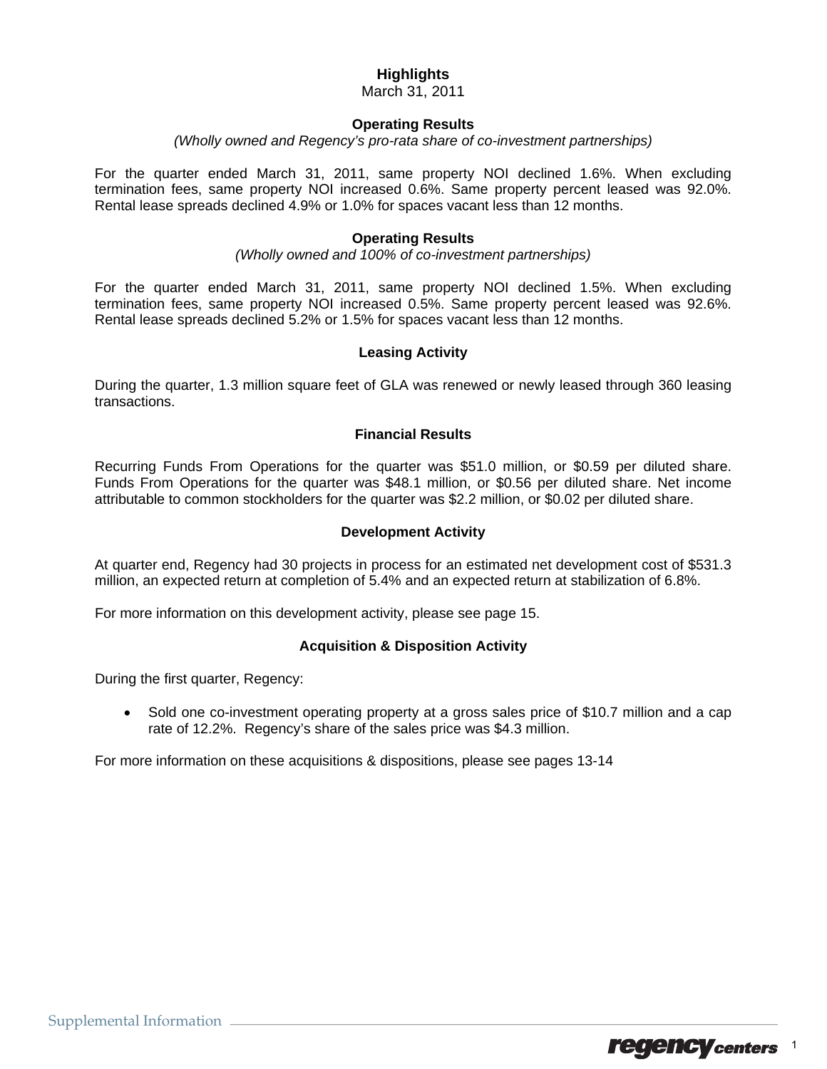# Highlights

March 31, 2011

## Operating Results

*(Wholly owned and Regency's pro-rata share of co-investment partnerships)*

For the quarter ended March 31, 2011, same property NOI declined 1.6%. When excluding termination fees, same property NOI increased 0.6%. Same property percent leased was 92.0%. Rental lease spreads declined 4.9% or 1.0% for spaces vacant less than 12 months.

## Operating Results

*(Wholly owned and 100% of co-investment partnerships)*

For the quarter ended March 31, 2011, same property NOI declined 1.5%. When excluding termination fees, same property NOI increased 0.5%. Same property percent leased was 92.6%. Rental lease spreads declined 5.2% or 1.5% for spaces vacant less than 12 months.

## Leasing Activity

During the quarter, 1.3 million square feet of GLA was renewed or newly leased through 360 leasing transactions.

## Financial Results

Recurring Funds From Operations for the quarter was $51.0 million, or $0.59 per diluted share. Funds From Operations for the quarter was $48.1 million, or $0.56 per diluted share. Net income attributable to common stockholders for the quarter was $2.2 million, or $0.02 per diluted share.

## Development Activity

At quarter end, Regency had 30 projects in process for an estimated net development cost of $531.3 million, an expected return at completion of 5.4% and an expected return at stabilization of 6.8%.

For more information on this development activity, please see page 15.

## Acquisition & Disposition Activity

During the first quarter, Regency:

- Sold one co-investment operating property at a gross sales price of $10.7 million and a cap rate of 12.2%. Regency's share of the sales price was $4.3 million.

For more information on these acquisitions & dispositions, please see pages 13-14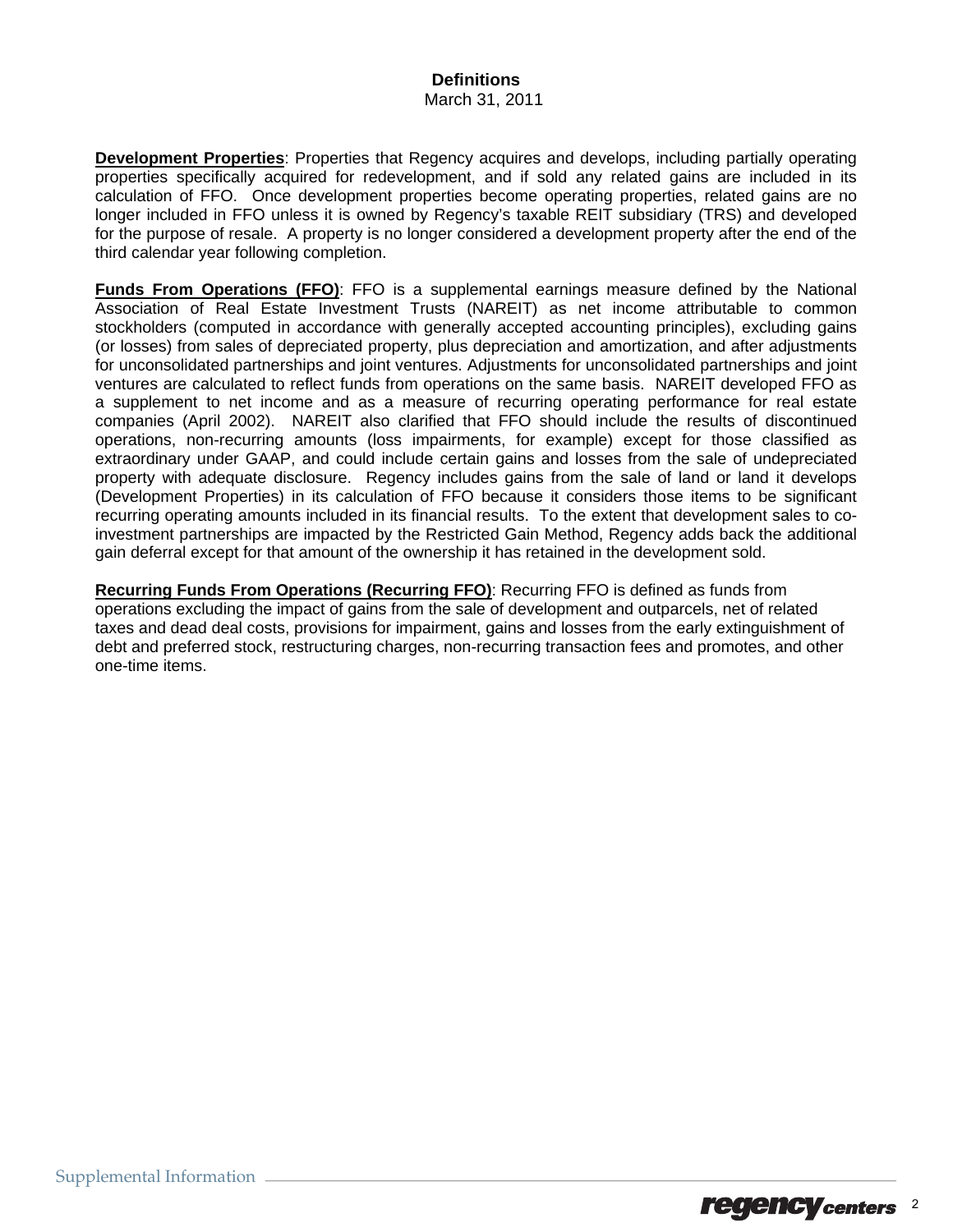# Definitions

March 31, 2011

**Development Properties**: Properties that Regency acquires and develops, including partially operating properties specifically acquired for redevelopment, and if sold any related gains are included in its calculation of FFO. Once development properties become operating properties, related gains are no longer included in FFO unless it is owned by Regency's taxable REIT subsidiary (TRS) and developed for the purpose of resale. A property is no longer considered a development property after the end of the third calendar year following completion.

**Funds From Operations (FFO)**: FFO is a supplemental earnings measure defined by the National Association of Real Estate Investment Trusts (NAREIT) as net income attributable to common stockholders (computed in accordance with generally accepted accounting principles), excluding gains (or losses) from sales of depreciated property, plus depreciation and amortization, and after adjustments for unconsolidated partnerships and joint ventures. Adjustments for unconsolidated partnerships and joint ventures are calculated to reflect funds from operations on the same basis. NAREIT developed FFO as a supplement to net income and as a measure of recurring operating performance for real estate companies (April 2002). NAREIT also clarified that FFO should include the results of discontinued operations, non-recurring amounts (loss impairments, for example) except for those classified as extraordinary under GAAP, and could include certain gains and losses from the sale of undepreciated property with adequate disclosure. Regency includes gains from the sale of land or land it develops (Development Properties) in its calculation of FFO because it considers those items to be significant recurring operating amounts included in its financial results. To the extent that development sales to co-investment partnerships are impacted by the Restricted Gain Method, Regency adds back the additional gain deferral except for that amount of the ownership it has retained in the development sold.

**Recurring Funds From Operations (Recurring FFO)**: Recurring FFO is defined as funds from operations excluding the impact of gains from the sale of development and outparcels, net of related taxes and dead deal costs, provisions for impairment, gains and losses from the early extinguishment of debt and preferred stock, restructuring charges, non-recurring transaction fees and promotes, and other one-time items.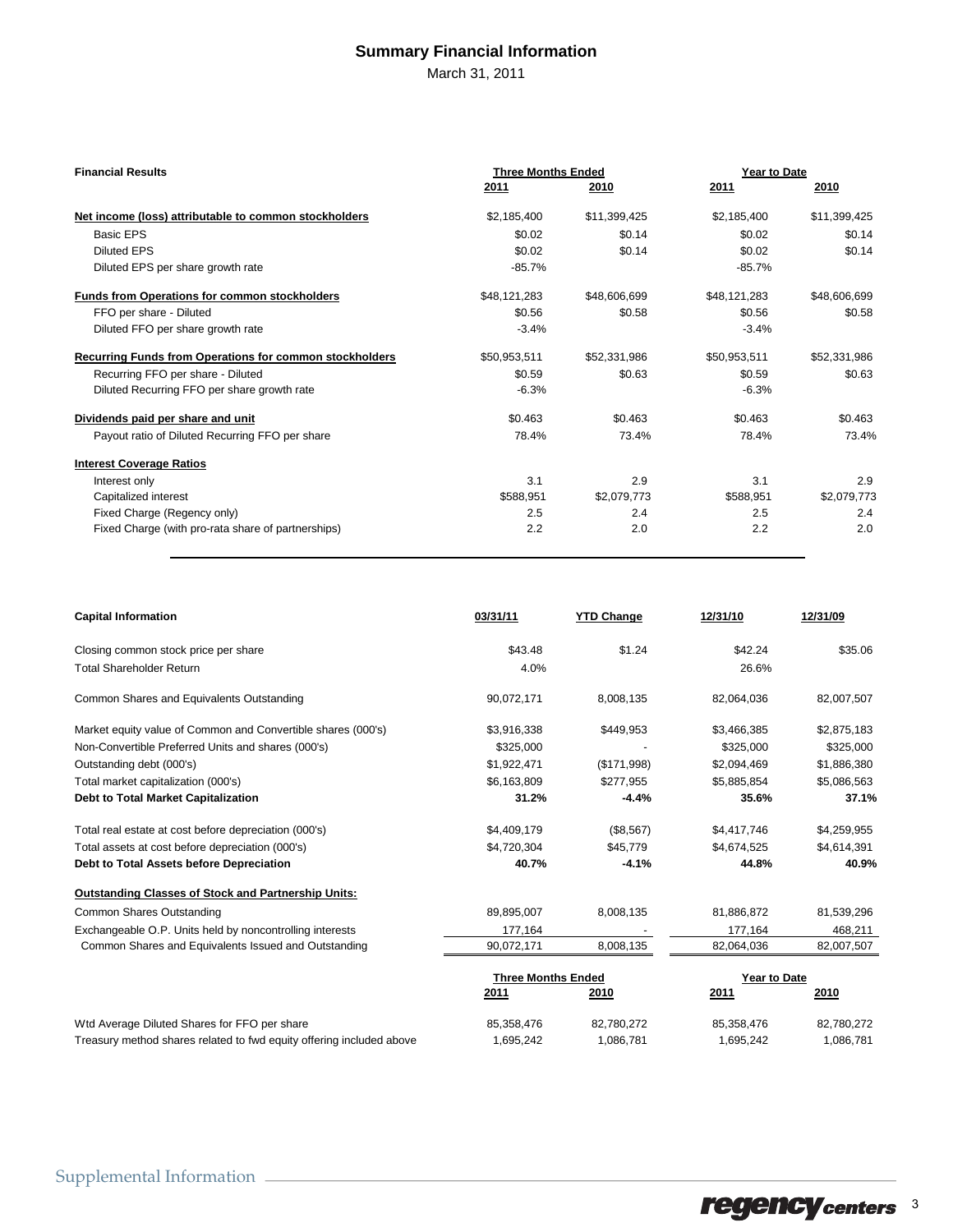# Summary Financial Information

March 31, 2011

| Financial Results | Three Months Ended | | Year to Date | |
|---|---|---|---|---|
| | 2011 | 2010 | 2011 | 2010 |
| **Net income (loss) attributable to common stockholders** | $2,185,400 | $11,399,425 | $2,185,400 | $11,399,425 |
| Basic EPS | $0.02 | $0.14 | $0.02 | $0.14 |
| Diluted EPS | $0.02 | $0.14 | $0.02 | $0.14 |
| Diluted EPS per share growth rate | -85.7% | | -85.7% | |
| **Funds from Operations for common stockholders** | $48,121,283 | $48,606,699 | $48,121,283 | $48,606,699 |
| FFO per share - Diluted | $0.56 | $0.58 | $0.56 | $0.58 |
| Diluted FFO per share growth rate | -3.4% | | -3.4% | |
| **Recurring Funds from Operations for common stockholders** | $50,953,511 | $52,331,986 | $50,953,511 | $52,331,986 |
| Recurring FFO per share - Diluted | $0.59 | $0.63 | $0.59 | $0.63 |
| Diluted Recurring FFO per share growth rate | -6.3% | | -6.3% | |
| **Dividends paid per share and unit** | $0.463 | $0.463 | $0.463 | $0.463 |
| Payout ratio of Diluted Recurring FFO per share | 78.4% | 73.4% | 78.4% | 73.4% |
| **Interest Coverage Ratios** | | | | |
| Interest only | 3.1 | 2.9 | 3.1 | 2.9 |
| Capitalized interest | $588,951 | $2,079,773 | $588,951 | $2,079,773 |
| Fixed Charge (Regency only) | 2.5 | 2.4 | 2.5 | 2.4 |
| Fixed Charge (with pro-rata share of partnerships) | 2.2 | 2.0 | 2.2 | 2.0 |

| Capital Information | 03/31/11 | YTD Change | 12/31/10 | 12/31/09 |
|---|---|---|---|---|
| Closing common stock price per share | $43.48 | $1.24 | $42.24 | $35.06 |
| Total Shareholder Return | 4.0% | | 26.6% | |
| Common Shares and Equivalents Outstanding | 90,072,171 | 8,008,135 | 82,064,036 | 82,007,507 |
| Market equity value of Common and Convertible shares (000's) | $3,916,338 | $449,953 | $3,466,385 | $2,875,183 |
| Non-Convertible Preferred Units and shares (000's) | $325,000 | - | $325,000 | $325,000 |
| Outstanding debt (000's) | $1,922,471 | ($171,998) | $2,094,469 | $1,886,380 |
| Total market capitalization (000's) | $6,163,809 | $277,955 | $5,885,854 | $5,086,563 |
| **Debt to Total Market Capitalization** | **31.2%** | **-4.4%** | **35.6%** | **37.1%** |
| Total real estate at cost before depreciation (000's) | $4,409,179 | ($8,567) | $4,417,746 | $4,259,955 |
| Total assets at cost before depreciation (000's) | $4,720,304 | $45,779 | $4,674,525 | $4,614,391 |
| **Debt to Total Assets before Depreciation** | **40.7%** | **-4.1%** | **44.8%** | **40.9%** |
| **Outstanding Classes of Stock and Partnership Units:** | | | | |
| Common Shares Outstanding | 89,895,007 | 8,008,135 | 81,886,872 | 81,539,296 |
| Exchangeable O.P. Units held by noncontrolling interests | 177,164 | - | 177,164 | 468,211 |
| Common Shares and Equivalents Issued and Outstanding | 90,072,171 | 8,008,135 | 82,064,036 | 82,007,507 |

| | Three Months Ended | | Year to Date | |
|---|---|---|---|---|
| | 2011 | 2010 | 2011 | 2010 |
| Wtd Average Diluted Shares for FFO per share | 85,358,476 | 82,780,272 | 85,358,476 | 82,780,272 |
| Treasury method shares related to fwd equity offering included above | 1,695,242 | 1,086,781 | 1,695,242 | 1,086,781 |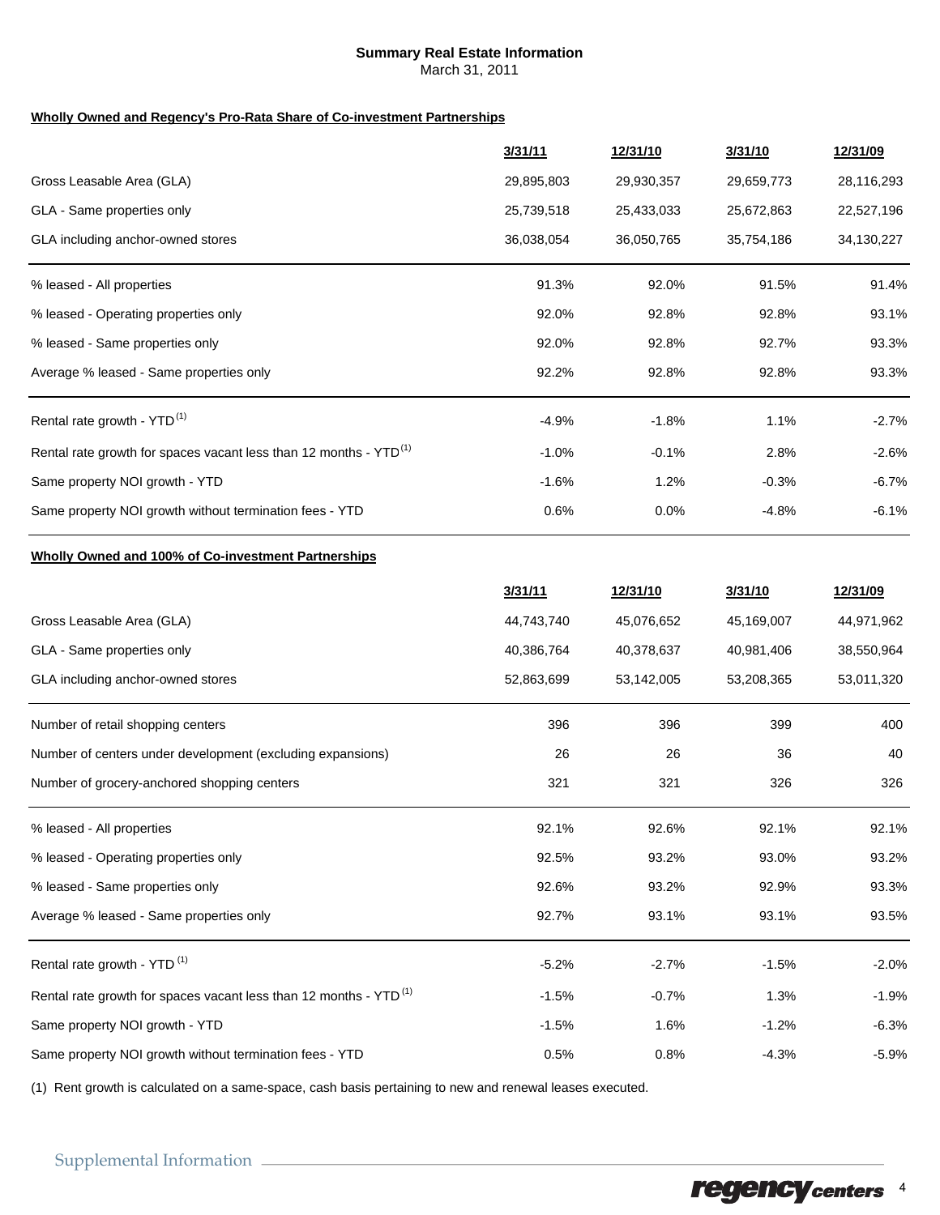# Summary Real Estate Information

March 31, 2011

**Wholly Owned and Regency's Pro-Rata Share of Co-investment Partnerships**

| | 3/31/11 | 12/31/10 | 3/31/10 | 12/31/09 |
|---|---|---|---|---|
| Gross Leasable Area (GLA) | 29,895,803 | 29,930,357 | 29,659,773 | 28,116,293 |
| GLA - Same properties only | 25,739,518 | 25,433,033 | 25,672,863 | 22,527,196 |
| GLA including anchor-owned stores | 36,038,054 | 36,050,765 | 35,754,186 | 34,130,227 |
| % leased - All properties | 91.3% | 92.0% | 91.5% | 91.4% |
| % leased - Operating properties only | 92.0% | 92.8% | 92.8% | 93.1% |
| % leased - Same properties only | 92.0% | 92.8% | 92.7% | 93.3% |
| Average % leased - Same properties only | 92.2% | 92.8% | 92.8% | 93.3% |
| Rental rate growth - YTD (1) | -4.9% | -1.8% | 1.1% | -2.7% |
| Rental rate growth for spaces vacant less than 12 months - YTD (1) | -1.0% | -0.1% | 2.8% | -2.6% |
| Same property NOI growth - YTD | -1.6% | 1.2% | -0.3% | -6.7% |
| Same property NOI growth without termination fees - YTD | 0.6% | 0.0% | -4.8% | -6.1% |

**Wholly Owned and 100% of Co-investment Partnerships**

| | 3/31/11 | 12/31/10 | 3/31/10 | 12/31/09 |
|---|---|---|---|---|
| Gross Leasable Area (GLA) | 44,743,740 | 45,076,652 | 45,169,007 | 44,971,962 |
| GLA - Same properties only | 40,386,764 | 40,378,637 | 40,981,406 | 38,550,964 |
| GLA including anchor-owned stores | 52,863,699 | 53,142,005 | 53,208,365 | 53,011,320 |
| Number of retail shopping centers | 396 | 396 | 399 | 400 |
| Number of centers under development (excluding expansions) | 26 | 26 | 36 | 40 |
| Number of grocery-anchored shopping centers | 321 | 321 | 326 | 326 |
| % leased - All properties | 92.1% | 92.6% | 92.1% | 92.1% |
| % leased - Operating properties only | 92.5% | 93.2% | 93.0% | 93.2% |
| % leased - Same properties only | 92.6% | 93.2% | 92.9% | 93.3% |
| Average % leased - Same properties only | 92.7% | 93.1% | 93.1% | 93.5% |
| Rental rate growth - YTD (1) | -5.2% | -2.7% | -1.5% | -2.0% |
| Rental rate growth for spaces vacant less than 12 months - YTD (1) | -1.5% | -0.7% | 1.3% | -1.9% |
| Same property NOI growth - YTD | -1.5% | 1.6% | -1.2% | -6.3% |
| Same property NOI growth without termination fees - YTD | 0.5% | 0.8% | -4.3% | -5.9% |

(1) Rent growth is calculated on a same-space, cash basis pertaining to new and renewal leases executed.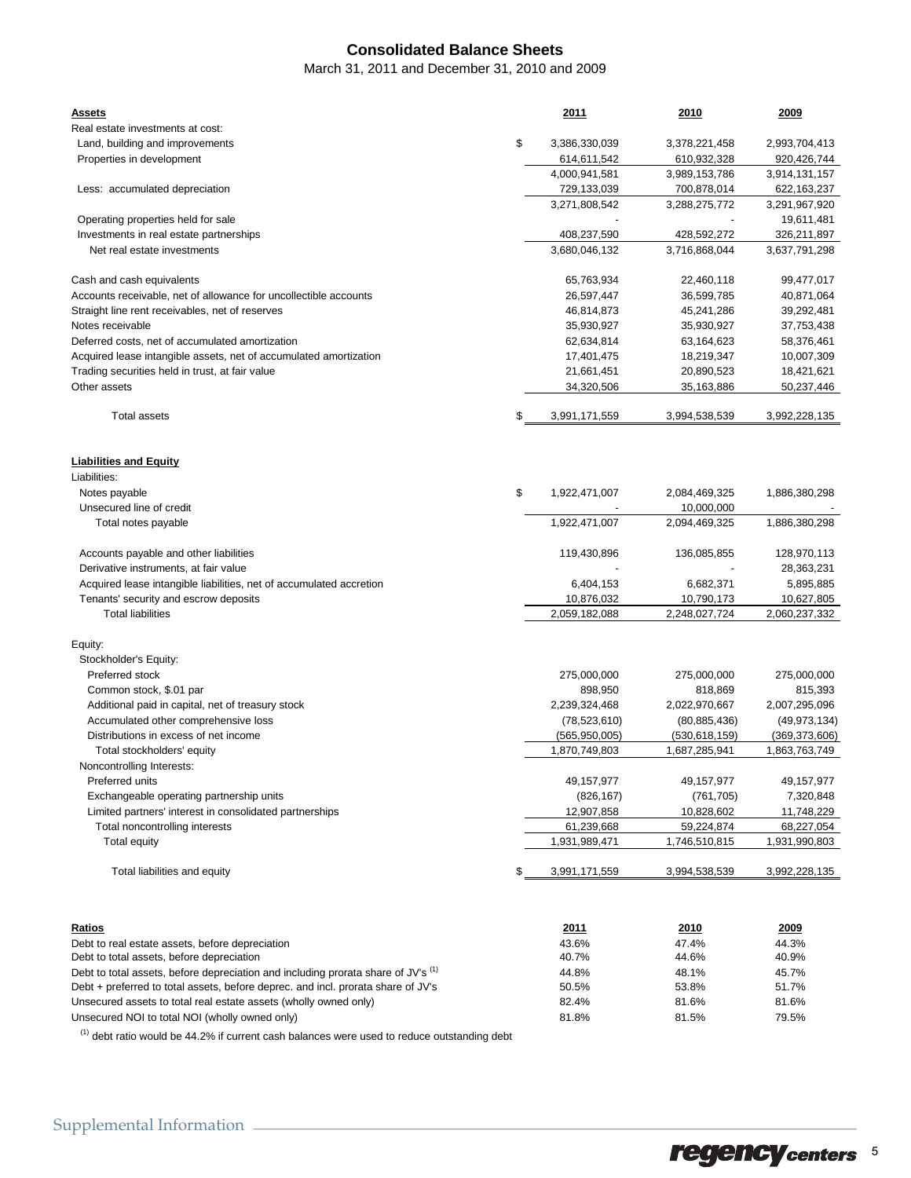# Consolidated Balance Sheets

March 31, 2011 and December 31, 2010 and 2009

| **Assets** | | **2011** | **2010** | **2009** |
|---|---|---|---|---|
| Real estate investments at cost: | | | | |
| Land, building and improvements | $ | 3,386,330,039 | 3,378,221,458 | 2,993,704,413 |
| Properties in development | | 614,611,542 | 610,932,328 | 920,426,744 |
| | | 4,000,941,581 | 3,989,153,786 | 3,914,131,157 |
| Less: accumulated depreciation | | 729,133,039 | 700,878,014 | 622,163,237 |
| | | 3,271,808,542 | 3,288,275,772 | 3,291,967,920 |
| Operating properties held for sale | | - | - | 19,611,481 |
| Investments in real estate partnerships | | 408,237,590 | 428,592,272 | 326,211,897 |
| Net real estate investments | | 3,680,046,132 | 3,716,868,044 | 3,637,791,298 |
| Cash and cash equivalents | | 65,763,934 | 22,460,118 | 99,477,017 |
| Accounts receivable, net of allowance for uncollectible accounts | | 26,597,447 | 36,599,785 | 40,871,064 |
| Straight line rent receivables, net of reserves | | 46,814,873 | 45,241,286 | 39,292,481 |
| Notes receivable | | 35,930,927 | 35,930,927 | 37,753,438 |
| Deferred costs, net of accumulated amortization | | 62,634,814 | 63,164,623 | 58,376,461 |
| Acquired lease intangible assets, net of accumulated amortization | | 17,401,475 | 18,219,347 | 10,007,309 |
| Trading securities held in trust, at fair value | | 21,661,451 | 20,890,523 | 18,421,621 |
| Other assets | | 34,320,506 | 35,163,886 | 50,237,446 |
| Total assets | $ | 3,991,171,559 | 3,994,538,539 | 3,992,228,135 |

| **Liabilities and Equity** | | **2011** | **2010** | **2009** |
|---|---|---|---|---|
| Liabilities: | | | | |
| Notes payable | $ | 1,922,471,007 | 2,084,469,325 | 1,886,380,298 |
| Unsecured line of credit | | - | 10,000,000 | - |
| Total notes payable | | 1,922,471,007 | 2,094,469,325 | 1,886,380,298 |
| Accounts payable and other liabilities | | 119,430,896 | 136,085,855 | 128,970,113 |
| Derivative instruments, at fair value | | - | - | 28,363,231 |
| Acquired lease intangible liabilities, net of accumulated accretion | | 6,404,153 | 6,682,371 | 5,895,885 |
| Tenants' security and escrow deposits | | 10,876,032 | 10,790,173 | 10,627,805 |
| Total liabilities | | 2,059,182,088 | 2,248,027,724 | 2,060,237,332 |
| Equity: | | | | |
| Stockholder's Equity: | | | | |
| Preferred stock | | 275,000,000 | 275,000,000 | 275,000,000 |
| Common stock, $.01 par | | 898,950 | 818,869 | 815,393 |
| Additional paid in capital, net of treasury stock | | 2,239,324,468 | 2,022,970,667 | 2,007,295,096 |
| Accumulated other comprehensive loss | | (78,523,610) | (80,885,436) | (49,973,134) |
| Distributions in excess of net income | | (565,950,005) | (530,618,159) | (369,373,606) |
| Total stockholders' equity | | 1,870,749,803 | 1,687,285,941 | 1,863,763,749 |
| Noncontrolling Interests: | | | | |
| Preferred units | | 49,157,977 | 49,157,977 | 49,157,977 |
| Exchangeable operating partnership units | | (826,167) | (761,705) | 7,320,848 |
| Limited partners' interest in consolidated partnerships | | 12,907,858 | 10,828,602 | 11,748,229 |
| Total noncontrolling interests | | 61,239,668 | 59,224,874 | 68,227,054 |
| Total equity | | 1,931,989,471 | 1,746,510,815 | 1,931,990,803 |
| Total liabilities and equity | $ | 3,991,171,559 | 3,994,538,539 | 3,992,228,135 |

| **Ratios** | **2011** | **2010** | **2009** |
|---|---|---|---|
| Debt to real estate assets, before depreciation | 43.6% | 47.4% | 44.3% |
| Debt to total assets, before depreciation | 40.7% | 44.6% | 40.9% |
| Debt to total assets, before depreciation and including prorata share of JV's [1] | 44.8% | 48.1% | 45.7% |
| Debt + preferred to total assets, before deprec. and incl. prorata share of JV's | 50.5% | 53.8% | 51.7% |
| Unsecured assets to total real estate assets (wholly owned only) | 82.4% | 81.6% | 81.6% |
| Unsecured NOI to total NOI (wholly owned only) | 81.8% | 81.5% | 79.5% |

[1] debt ratio would be 44.2% if current cash balances were used to reduce outstanding debt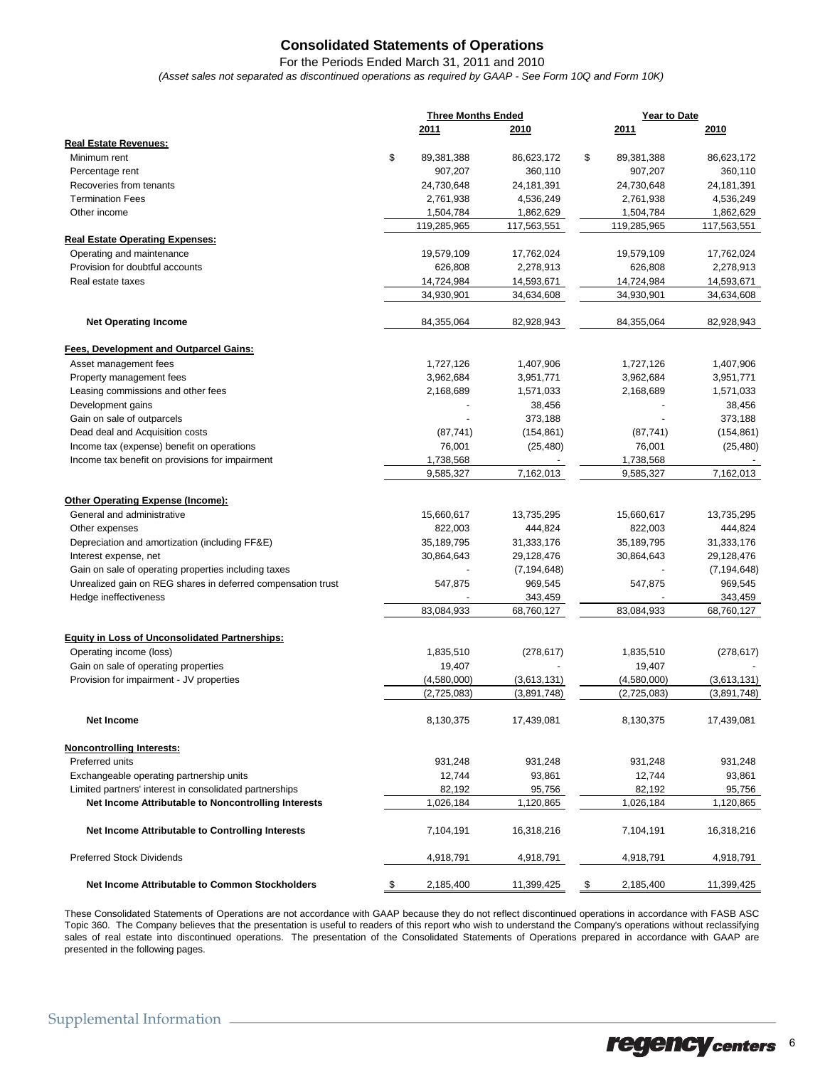# Consolidated Statements of Operations

For the Periods Ended March 31, 2011 and 2010

*(Asset sales not separated as discontinued operations as required by GAAP - See Form 10Q and Form 10K)*

| | Three Months Ended | | Year to Date | |
|---|---|---|---|---|
| | 2011 | 2010 | 2011 | 2010 |
| **Real Estate Revenues:** | | | | |
| Minimum rent | $ 89,381,388 | 86,623,172 | $ 89,381,388 | 86,623,172 |
| Percentage rent | 907,207 | 360,110 | 907,207 | 360,110 |
| Recoveries from tenants | 24,730,648 | 24,181,391 | 24,730,648 | 24,181,391 |
| Termination Fees | 2,761,938 | 4,536,249 | 2,761,938 | 4,536,249 |
| Other income | 1,504,784 | 1,862,629 | 1,504,784 | 1,862,629 |
| | 119,285,965 | 117,563,551 | 119,285,965 | 117,563,551 |
| **Real Estate Operating Expenses:** | | | | |
| Operating and maintenance | 19,579,109 | 17,762,024 | 19,579,109 | 17,762,024 |
| Provision for doubtful accounts | 626,808 | 2,278,913 | 626,808 | 2,278,913 |
| Real estate taxes | 14,724,984 | 14,593,671 | 14,724,984 | 14,593,671 |
| | 34,930,901 | 34,634,608 | 34,930,901 | 34,634,608 |
| **Net Operating Income** | 84,355,064 | 82,928,943 | 84,355,064 | 82,928,943 |
| **Fees, Development and Outparcel Gains:** | | | | |
| Asset management fees | 1,727,126 | 1,407,906 | 1,727,126 | 1,407,906 |
| Property management fees | 3,962,684 | 3,951,771 | 3,962,684 | 3,951,771 |
| Leasing commissions and other fees | 2,168,689 | 1,571,033 | 2,168,689 | 1,571,033 |
| Development gains | - | 38,456 | - | 38,456 |
| Gain on sale of outparcels | - | 373,188 | - | 373,188 |
| Dead deal and Acquisition costs | (87,741) | (154,861) | (87,741) | (154,861) |
| Income tax (expense) benefit on operations | 76,001 | (25,480) | 76,001 | (25,480) |
| Income tax benefit on provisions for impairment | 1,738,568 | - | 1,738,568 | - |
| | 9,585,327 | 7,162,013 | 9,585,327 | 7,162,013 |
| **Other Operating Expense (Income):** | | | | |
| General and administrative | 15,660,617 | 13,735,295 | 15,660,617 | 13,735,295 |
| Other expenses | 822,003 | 444,824 | 822,003 | 444,824 |
| Depreciation and amortization (including FF&E) | 35,189,795 | 31,333,176 | 35,189,795 | 31,333,176 |
| Interest expense, net | 30,864,643 | 29,128,476 | 30,864,643 | 29,128,476 |
| Gain on sale of operating properties including taxes | - | (7,194,648) | - | (7,194,648) |
| Unrealized gain on REG shares in deferred compensation trust | 547,875 | 969,545 | 547,875 | 969,545 |
| Hedge ineffectiveness | - | 343,459 | - | 343,459 |
| | 83,084,933 | 68,760,127 | 83,084,933 | 68,760,127 |
| **Equity in Loss of Unconsolidated Partnerships:** | | | | |
| Operating income (loss) | 1,835,510 | (278,617) | 1,835,510 | (278,617) |
| Gain on sale of operating properties | 19,407 | - | 19,407 | - |
| Provision for impairment - JV properties | (4,580,000) | (3,613,131) | (4,580,000) | (3,613,131) |
| | (2,725,083) | (3,891,748) | (2,725,083) | (3,891,748) |
| **Net Income** | 8,130,375 | 17,439,081 | 8,130,375 | 17,439,081 |
| **Noncontrolling Interests:** | | | | |
| Preferred units | 931,248 | 931,248 | 931,248 | 931,248 |
| Exchangeable operating partnership units | 12,744 | 93,861 | 12,744 | 93,861 |
| Limited partners' interest in consolidated partnerships | 82,192 | 95,756 | 82,192 | 95,756 |
| **Net Income Attributable to Noncontrolling Interests** | 1,026,184 | 1,120,865 | 1,026,184 | 1,120,865 |
| **Net Income Attributable to Controlling Interests** | 7,104,191 | 16,318,216 | 7,104,191 | 16,318,216 |
| Preferred Stock Dividends | 4,918,791 | 4,918,791 | 4,918,791 | 4,918,791 |
| **Net Income Attributable to Common Stockholders** | $ 2,185,400 | 11,399,425 | $ 2,185,400 | 11,399,425 |

These Consolidated Statements of Operations are not accordance with GAAP because they do not reflect discontinued operations in accordance with FASB ASC Topic 360. The Company believes that the presentation is useful to readers of this report who wish to understand the Company's operations without reclassifying sales of real estate into discontinued operations. The presentation of the Consolidated Statements of Operations prepared in accordance with GAAP are presented in the following pages.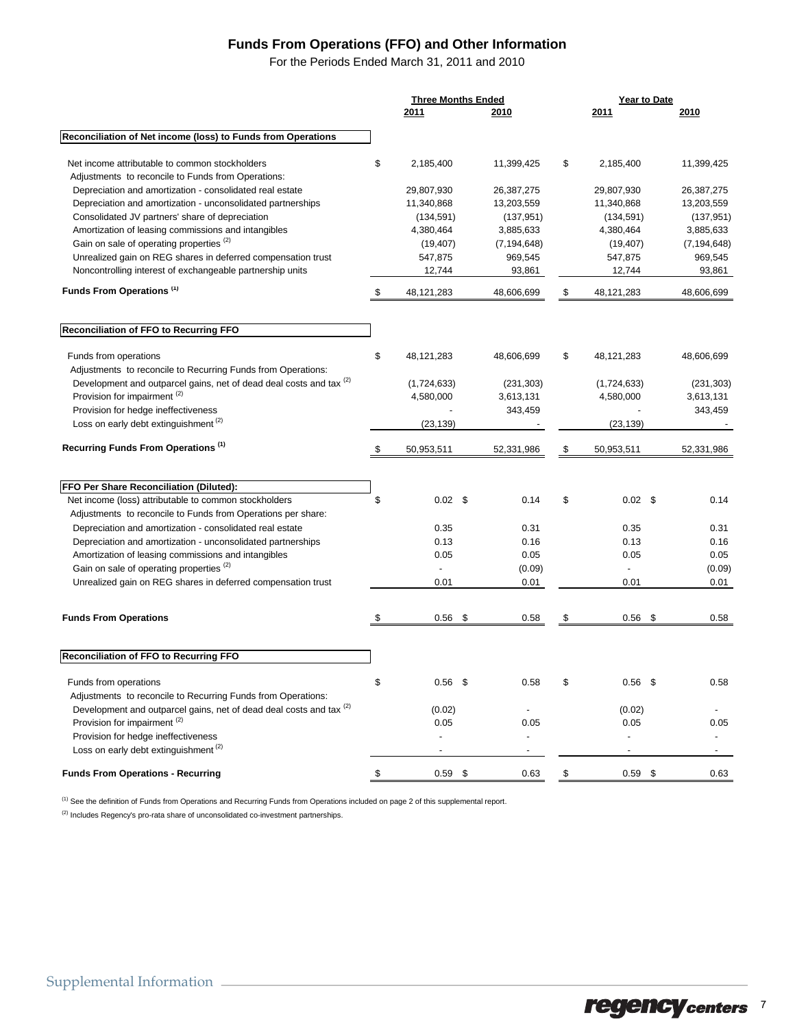# Funds From Operations (FFO) and Other Information

For the Periods Ended March 31, 2011 and 2010

| | Three Months Ended | | Year to Date | |
|---|---|---|---|---|
| | 2011 | 2010 | 2011 | 2010 |
| **Reconciliation of Net income (loss) to Funds from Operations** | | | | |
| Net income attributable to common stockholders | $ 2,185,400 | 11,399,425 | $ 2,185,400 | 11,399,425 |
| Adjustments to reconcile to Funds from Operations: | | | | |
| Depreciation and amortization - consolidated real estate | 29,807,930 | 26,387,275 | 29,807,930 | 26,387,275 |
| Depreciation and amortization - unconsolidated partnerships | 11,340,868 | 13,203,559 | 11,340,868 | 13,203,559 |
| Consolidated JV partners' share of depreciation | (134,591) | (137,951) | (134,591) | (137,951) |
| Amortization of leasing commissions and intangibles | 4,380,464 | 3,885,633 | 4,380,464 | 3,885,633 |
| Gain on sale of operating properties [2] | (19,407) | (7,194,648) | (19,407) | (7,194,648) |
| Unrealized gain on REG shares in deferred compensation trust | 547,875 | 969,545 | 547,875 | 969,545 |
| Noncontrolling interest of exchangeable partnership units | 12,744 | 93,861 | 12,744 | 93,861 |
| **Funds From Operations [1]** | $ 48,121,283 | 48,606,699 | $ 48,121,283 | 48,606,699 |
| **Reconciliation of FFO to Recurring FFO** | | | | |
| Funds from operations | $ 48,121,283 | 48,606,699 | $ 48,121,283 | 48,606,699 |
| Adjustments to reconcile to Recurring Funds from Operations: | | | | |
| Development and outparcel gains, net of dead deal costs and tax [2] | (1,724,633) | (231,303) | (1,724,633) | (231,303) |
| Provision for impairment [2] | 4,580,000 | 3,613,131 | 4,580,000 | 3,613,131 |
| Provision for hedge ineffectiveness | - | 343,459 | - | 343,459 |
| Loss on early debt extinguishment [2] | (23,139) | - | (23,139) | - |
| **Recurring Funds From Operations [1]** | $ 50,953,511 | 52,331,986 | $ 50,953,511 | 52,331,986 |
| **FFO Per Share Reconciliation (Diluted):** | | | | |
| Net income (loss) attributable to common stockholders | $ 0.02 | $ 0.14 | $ 0.02 | $ 0.14 |
| Adjustments to reconcile to Funds from Operations per share: | | | | |
| Depreciation and amortization - consolidated real estate | 0.35 | 0.31 | 0.35 | 0.31 |
| Depreciation and amortization - unconsolidated partnerships | 0.13 | 0.16 | 0.13 | 0.16 |
| Amortization of leasing commissions and intangibles | 0.05 | 0.05 | 0.05 | 0.05 |
| Gain on sale of operating properties [2] | - | (0.09) | - | (0.09) |
| Unrealized gain on REG shares in deferred compensation trust | 0.01 | 0.01 | 0.01 | 0.01 |
| **Funds From Operations** | $ 0.56 | $ 0.58 | $ 0.56 | $ 0.58 |
| **Reconciliation of FFO to Recurring FFO** | | | | |
| Funds from operations | $ 0.56 | $ 0.58 | $ 0.56 | $ 0.58 |
| Adjustments to reconcile to Recurring Funds from Operations: | | | | |
| Development and outparcel gains, net of dead deal costs and tax [2] | (0.02) | - | (0.02) | - |
| Provision for impairment [2] | 0.05 | 0.05 | 0.05 | 0.05 |
| Provision for hedge ineffectiveness | - | - | - | - |
| Loss on early debt extinguishment [2] | - | - | - | - |
| **Funds From Operations - Recurring** | $ 0.59 | $ 0.63 | $ 0.59 | $ 0.63 |

[1] See the definition of Funds from Operations and Recurring Funds from Operations included on page 2 of this supplemental report.

[2] Includes Regency's pro-rata share of unconsolidated co-investment partnerships.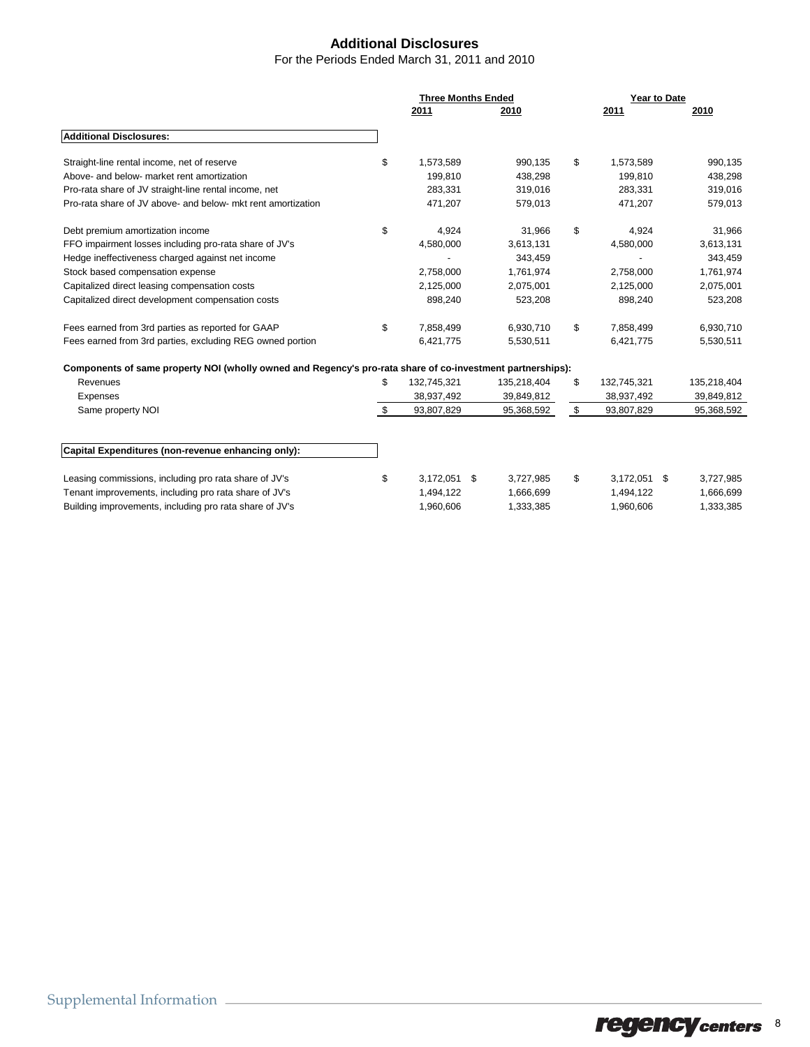# Additional Disclosures

For the Periods Ended March 31, 2011 and 2010

| | Three Months Ended | | Year to Date | |
|---|---|---|---|---|
| | 2011 | 2010 | 2011 | 2010 |
| **Additional Disclosures:** | | | | |
| Straight-line rental income, net of reserve | $ 1,573,589 | 990,135 | $ 1,573,589 | 990,135 |
| Above- and below- market rent amortization | 199,810 | 438,298 | 199,810 | 438,298 |
| Pro-rata share of JV straight-line rental income, net | 283,331 | 319,016 | 283,331 | 319,016 |
| Pro-rata share of JV above- and below- mkt rent amortization | 471,207 | 579,013 | 471,207 | 579,013 |
| Debt premium amortization income | $ 4,924 | 31,966 | $ 4,924 | 31,966 |
| FFO impairment losses including pro-rata share of JV's | 4,580,000 | 3,613,131 | 4,580,000 | 3,613,131 |
| Hedge ineffectiveness charged against net income | - | 343,459 | - | 343,459 |
| Stock based compensation expense | 2,758,000 | 1,761,974 | 2,758,000 | 1,761,974 |
| Capitalized direct leasing compensation costs | 2,125,000 | 2,075,001 | 2,125,000 | 2,075,001 |
| Capitalized direct development compensation costs | 898,240 | 523,208 | 898,240 | 523,208 |
| Fees earned from 3rd parties as reported for GAAP | $ 7,858,499 | 6,930,710 | $ 7,858,499 | 6,930,710 |
| Fees earned from 3rd parties, excluding REG owned portion | 6,421,775 | 5,530,511 | 6,421,775 | 5,530,511 |
| **Components of same property NOI (wholly owned and Regency's pro-rata share of co-investment partnerships):** | | | | |
| Revenues | $ 132,745,321 | 135,218,404 | $ 132,745,321 | 135,218,404 |
| Expenses | 38,937,492 | 39,849,812 | 38,937,492 | 39,849,812 |
| Same property NOI | $ 93,807,829 | 95,368,592 | $ 93,807,829 | 95,368,592 |
| **Capital Expenditures (non-revenue enhancing only):** | | | | |
| Leasing commissions, including pro rata share of JV's | $ 3,172,051 | $ 3,727,985 | $ 3,172,051 | $ 3,727,985 |
| Tenant improvements, including pro rata share of JV's | 1,494,122 | 1,666,699 | 1,494,122 | 1,666,699 |
| Building improvements, including pro rata share of JV's | 1,960,606 | 1,333,385 | 1,960,606 | 1,333,385 |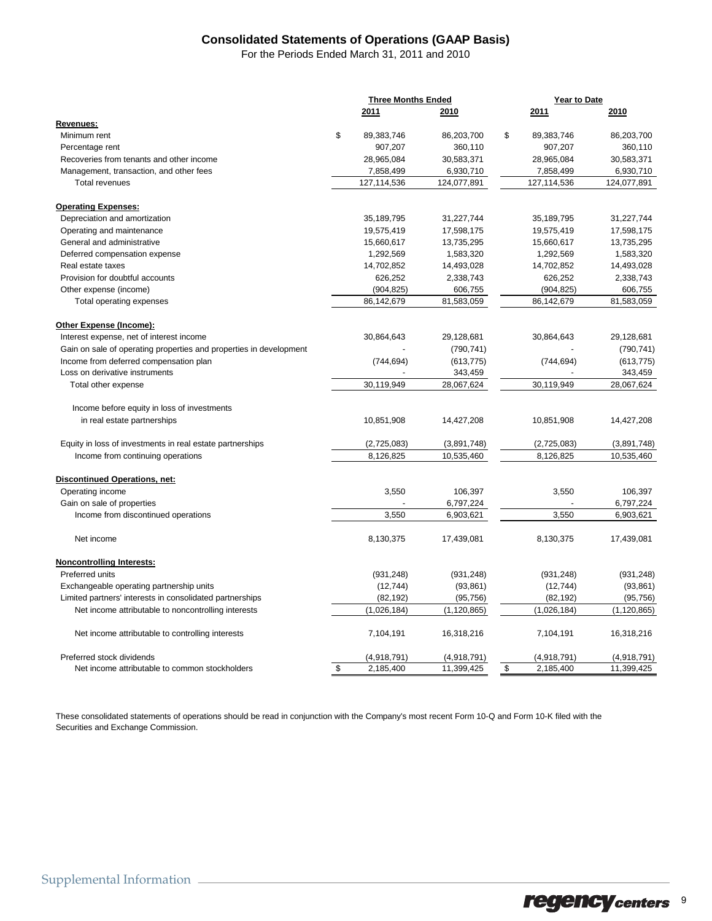## Consolidated Statements of Operations (GAAP Basis)

For the Periods Ended March 31, 2011 and 2010

| | Three Months Ended | | Year to Date | |
|---|---|---|---|---|
| | 2011 | 2010 | 2011 | 2010 |
| **Revenues:** | | | | |
| Minimum rent | $ 89,383,746 | 86,203,700 | $ 89,383,746 | 86,203,700 |
| Percentage rent | 907,207 | 360,110 | 907,207 | 360,110 |
| Recoveries from tenants and other income | 28,965,084 | 30,583,371 | 28,965,084 | 30,583,371 |
| Management, transaction, and other fees | 7,858,499 | 6,930,710 | 7,858,499 | 6,930,710 |
| Total revenues | 127,114,536 | 124,077,891 | 127,114,536 | 124,077,891 |
| **Operating Expenses:** | | | | |
| Depreciation and amortization | 35,189,795 | 31,227,744 | 35,189,795 | 31,227,744 |
| Operating and maintenance | 19,575,419 | 17,598,175 | 19,575,419 | 17,598,175 |
| General and administrative | 15,660,617 | 13,735,295 | 15,660,617 | 13,735,295 |
| Deferred compensation expense | 1,292,569 | 1,583,320 | 1,292,569 | 1,583,320 |
| Real estate taxes | 14,702,852 | 14,493,028 | 14,702,852 | 14,493,028 |
| Provision for doubtful accounts | 626,252 | 2,338,743 | 626,252 | 2,338,743 |
| Other expense (income) | (904,825) | 606,755 | (904,825) | 606,755 |
| Total operating expenses | 86,142,679 | 81,583,059 | 86,142,679 | 81,583,059 |
| **Other Expense (Income):** | | | | |
| Interest expense, net of interest income | 30,864,643 | 29,128,681 | 30,864,643 | 29,128,681 |
| Gain on sale of operating properties and properties in development | - | (790,741) | - | (790,741) |
| Income from deferred compensation plan | (744,694) | (613,775) | (744,694) | (613,775) |
| Loss on derivative instruments | - | 343,459 | - | 343,459 |
| Total other expense | 30,119,949 | 28,067,624 | 30,119,949 | 28,067,624 |
| Income before equity in loss of investments in real estate partnerships | 10,851,908 | 14,427,208 | 10,851,908 | 14,427,208 |
| Equity in loss of investments in real estate partnerships | (2,725,083) | (3,891,748) | (2,725,083) | (3,891,748) |
| Income from continuing operations | 8,126,825 | 10,535,460 | 8,126,825 | 10,535,460 |
| **Discontinued Operations, net:** | | | | |
| Operating income | 3,550 | 106,397 | 3,550 | 106,397 |
| Gain on sale of properties | - | 6,797,224 | - | 6,797,224 |
| Income from discontinued operations | 3,550 | 6,903,621 | 3,550 | 6,903,621 |
| Net income | 8,130,375 | 17,439,081 | 8,130,375 | 17,439,081 |
| **Noncontrolling Interests:** | | | | |
| Preferred units | (931,248) | (931,248) | (931,248) | (931,248) |
| Exchangeable operating partnership units | (12,744) | (93,861) | (12,744) | (93,861) |
| Limited partners' interests in consolidated partnerships | (82,192) | (95,756) | (82,192) | (95,756) |
| Net income attributable to noncontrolling interests | (1,026,184) | (1,120,865) | (1,026,184) | (1,120,865) |
| Net income attributable to controlling interests | 7,104,191 | 16,318,216 | 7,104,191 | 16,318,216 |
| Preferred stock dividends | (4,918,791) | (4,918,791) | (4,918,791) | (4,918,791) |
| Net income attributable to common stockholders | $ 2,185,400 | 11,399,425 | $ 2,185,400 | 11,399,425 |

These consolidated statements of operations should be read in conjunction with the Company's most recent Form 10-Q and Form 10-K filed with the Securities and Exchange Commission.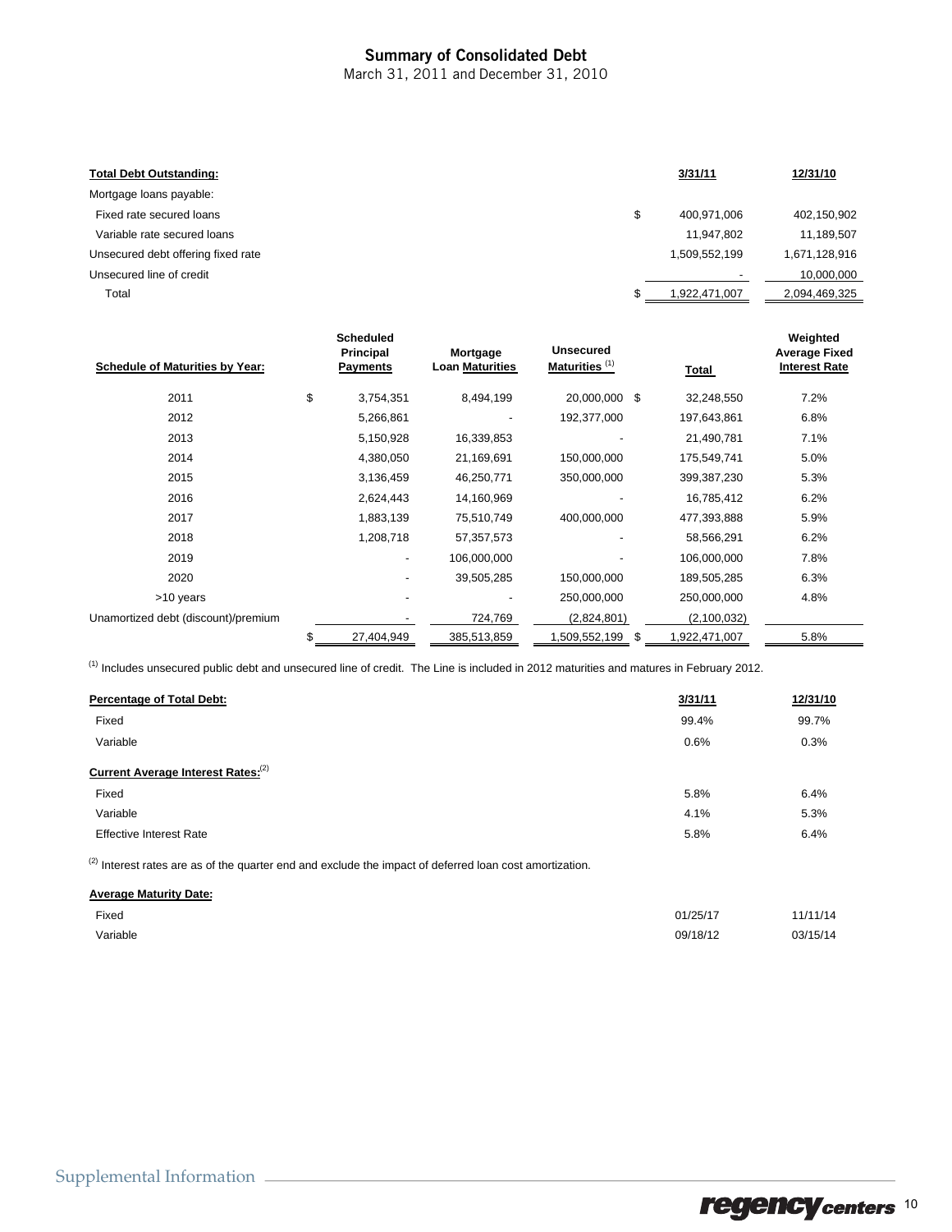# Summary of Consolidated Debt

March 31, 2011 and December 31, 2010

| Total Debt Outstanding: | 3/31/11 | 12/31/10 |
|---|---|---|
| Mortgage loans payable: | | |
| Fixed rate secured loans | $ 400,971,006 | 402,150,902 |
| Variable rate secured loans | 11,947,802 | 11,189,507 |
| Unsecured debt offering fixed rate | 1,509,552,199 | 1,671,128,916 |
| Unsecured line of credit | - | 10,000,000 |
| Total | $ 1,922,471,007 | 2,094,469,325 |

| Schedule of Maturities by Year: | Scheduled Principal Payments | Mortgage Loan Maturities | Unsecured Maturities (1) | Total | Weighted Average Fixed Interest Rate |
|---|---|---|---|---|---|
| 2011 | $ 3,754,351 | 8,494,199 | 20,000,000 | $ 32,248,550 | 7.2% |
| 2012 | 5,266,861 | - | 192,377,000 | 197,643,861 | 6.8% |
| 2013 | 5,150,928 | 16,339,853 | - | 21,490,781 | 7.1% |
| 2014 | 4,380,050 | 21,169,691 | 150,000,000 | 175,549,741 | 5.0% |
| 2015 | 3,136,459 | 46,250,771 | 350,000,000 | 399,387,230 | 5.3% |
| 2016 | 2,624,443 | 14,160,969 | - | 16,785,412 | 6.2% |
| 2017 | 1,883,139 | 75,510,749 | 400,000,000 | 477,393,888 | 5.9% |
| 2018 | 1,208,718 | 57,357,573 | - | 58,566,291 | 6.2% |
| 2019 | - | 106,000,000 | - | 106,000,000 | 7.8% |
| 2020 | - | 39,505,285 | 150,000,000 | 189,505,285 | 6.3% |
| >10 years | - | - | 250,000,000 | 250,000,000 | 4.8% |
| Unamortized debt (discount)/premium | - | 724,769 | (2,824,801) | (2,100,032) | |
| | $ 27,404,949 | 385,513,859 | 1,509,552,199 | $ 1,922,471,007 | 5.8% |

(1) Includes unsecured public debt and unsecured line of credit. The Line is included in 2012 maturities and matures in February 2012.

| Percentage of Total Debt: | 3/31/11 | 12/31/10 |
|---|---|---|
| Fixed | 99.4% | 99.7% |
| Variable | 0.6% | 0.3% |
| **Current Average Interest Rates:** (2) | | |
| Fixed | 5.8% | 6.4% |
| Variable | 4.1% | 5.3% |
| Effective Interest Rate | 5.8% | 6.4% |

(2) Interest rates are as of the quarter end and exclude the impact of deferred loan cost amortization.

| Average Maturity Date: | | |
|---|---|---|
| Fixed | 01/25/17 | 11/11/14 |
| Variable | 09/18/12 | 03/15/14 |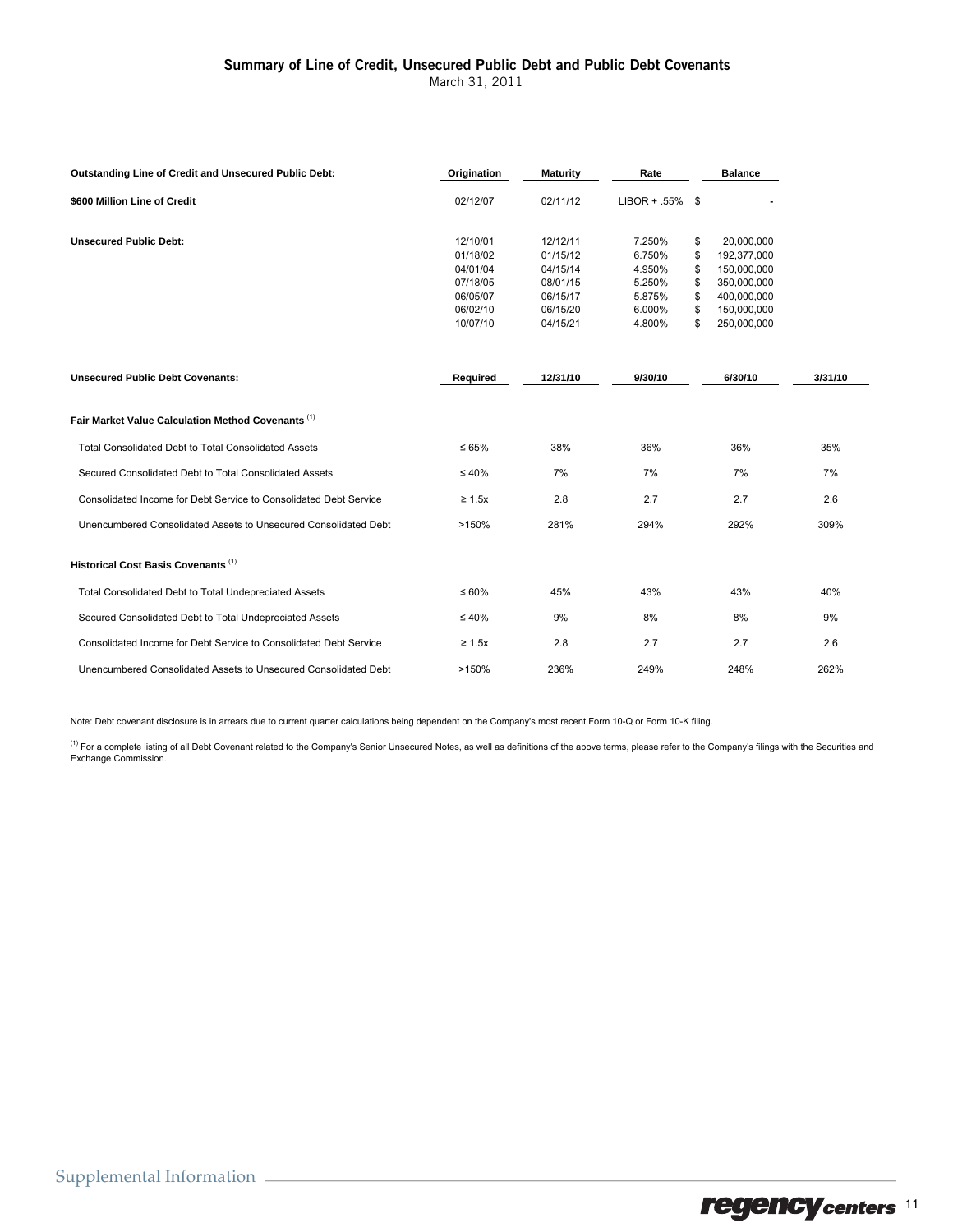## Summary of Line of Credit, Unsecured Public Debt and Public Debt Covenants

March 31, 2011

| Outstanding Line of Credit and Unsecured Public Debt: | Origination | Maturity | Rate | Balance |
|---|---|---|---|---|
| **$600 Million Line of Credit** | 02/12/07 | 02/11/12 | LIBOR + .55% | $ - |
| **Unsecured Public Debt:** | 12/10/01 | 12/12/11 | 7.250% | $ 20,000,000 |
| | 01/18/02 | 01/15/12 | 6.750% | $ 192,377,000 |
| | 04/01/04 | 04/15/14 | 4.950% | $ 150,000,000 |
| | 07/18/05 | 08/01/15 | 5.250% | $ 350,000,000 |
| | 06/05/07 | 06/15/17 | 5.875% | $ 400,000,000 |
| | 06/02/10 | 06/15/20 | 6.000% | $ 150,000,000 |
| | 10/07/10 | 04/15/21 | 4.800% | $ 250,000,000 |

| Unsecured Public Debt Covenants: | Required | 12/31/10 | 9/30/10 | 6/30/10 | 3/31/10 |
|---|---|---|---|---|---|
| **Fair Market Value Calculation Method Covenants** [1] | | | | | |
| Total Consolidated Debt to Total Consolidated Assets | ≤ 65% | 38% | 36% | 36% | 35% |
| Secured Consolidated Debt to Total Consolidated Assets | ≤ 40% | 7% | 7% | 7% | 7% |
| Consolidated Income for Debt Service to Consolidated Debt Service | ≥ 1.5x | 2.8 | 2.7 | 2.7 | 2.6 |
| Unencumbered Consolidated Assets to Unsecured Consolidated Debt | >150% | 281% | 294% | 292% | 309% |
| **Historical Cost Basis Covenants** [1] | | | | | |
| Total Consolidated Debt to Total Undepreciated Assets | ≤ 60% | 45% | 43% | 43% | 40% |
| Secured Consolidated Debt to Total Undepreciated Assets | ≤ 40% | 9% | 8% | 8% | 9% |
| Consolidated Income for Debt Service to Consolidated Debt Service | ≥ 1.5x | 2.8 | 2.7 | 2.7 | 2.6 |
| Unencumbered Consolidated Assets to Unsecured Consolidated Debt | >150% | 236% | 249% | 248% | 262% |

Note: Debt covenant disclosure is in arrears due to current quarter calculations being dependent on the Company's most recent Form 10-Q or Form 10-K filing.

[1] For a complete listing of all Debt Covenant related to the Company's Senior Unsecured Notes, as well as definitions of the above terms, please refer to the Company's filings with the Securities and Exchange Commission.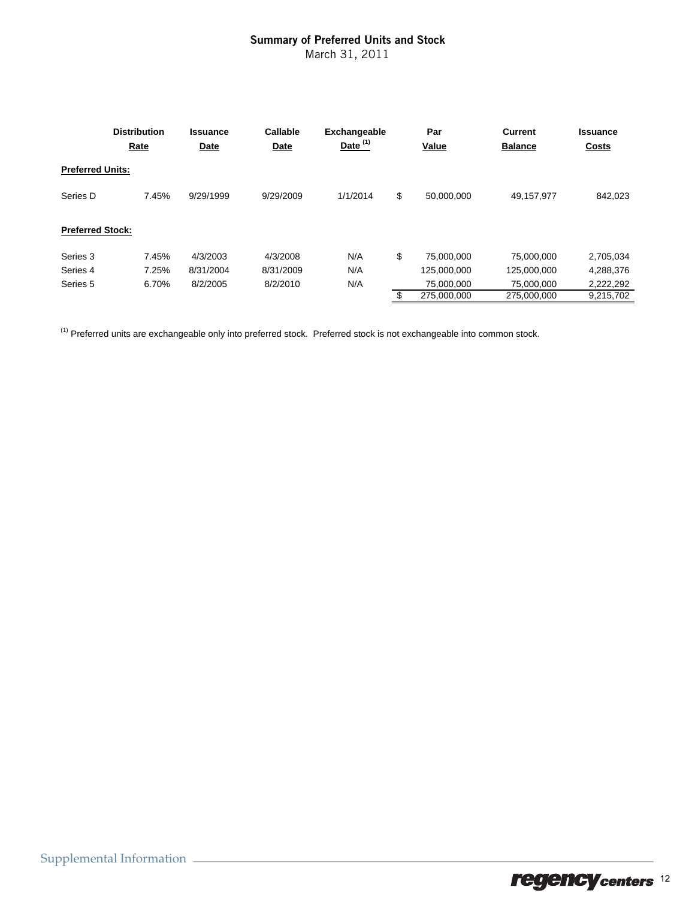## Summary of Preferred Units and Stock

March 31, 2011

| | Distribution Rate | Issuance Date | Callable Date | Exchangeable Date [1] | Par Value | Current Balance | Issuance Costs |
|---|---|---|---|---|---|---|---|
| **Preferred Units:** | | | | | | | |
| Series D | 7.45% | 9/29/1999 | 9/29/2009 | 1/1/2014 | $ 50,000,000 | 49,157,977 | 842,023 |
| **Preferred Stock:** | | | | | | | |
| Series 3 | 7.45% | 4/3/2003 | 4/3/2008 | N/A | $ 75,000,000 | 75,000,000 | 2,705,034 |
| Series 4 | 7.25% | 8/31/2004 | 8/31/2009 | N/A | 125,000,000 | 125,000,000 | 4,288,376 |
| Series 5 | 6.70% | 8/2/2005 | 8/2/2010 | N/A | 75,000,000 | 75,000,000 | 2,222,292 |
| | | | | | $ 275,000,000 | 275,000,000 | 9,215,702 |

[1] Preferred units are exchangeable only into preferred stock. Preferred stock is not exchangeable into common stock.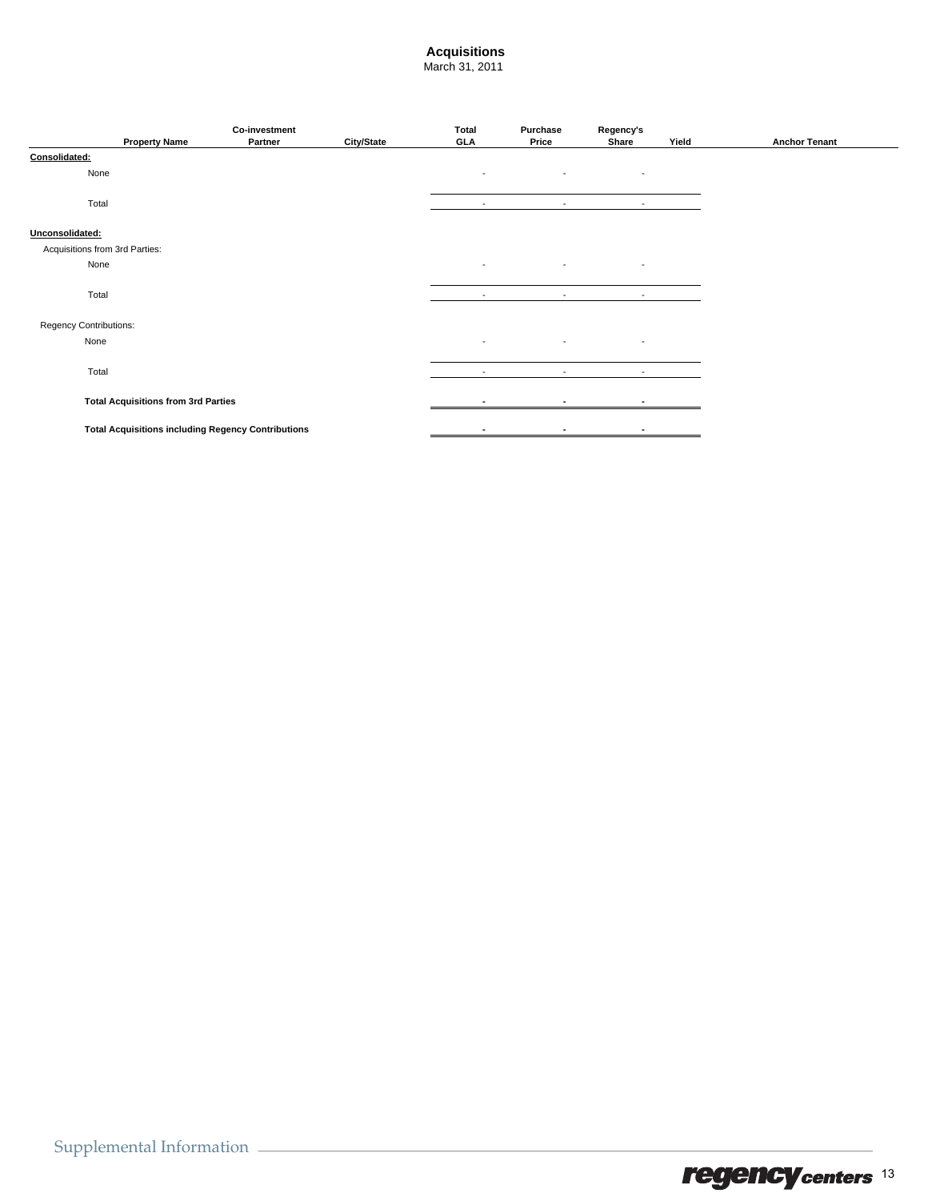# Acquisitions

March 31, 2011

| Property Name | Co-investment Partner | City/State | Total GLA | Purchase Price | Regency's Share | Yield | Anchor Tenant |
|---|---|---|---|---|---|---|---|
| **Consolidated:** | | | | | | | |
| None | | | - | - | - | | |
| Total | | | - | - | - | | |
| **Unconsolidated:** | | | | | | | |
| Acquisitions from 3rd Parties: | | | | | | | |
| None | | | - | - | - | | |
| Total | | | - | - | - | | |
| Regency Contributions: | | | | | | | |
| None | | | - | - | - | | |
| Total | | | - | - | - | | |
| **Total Acquisitions from 3rd Parties** | | | **-** | **-** | **-** | | |
| **Total Acquisitions including Regency Contributions** | | | **-** | **-** | **-** | | |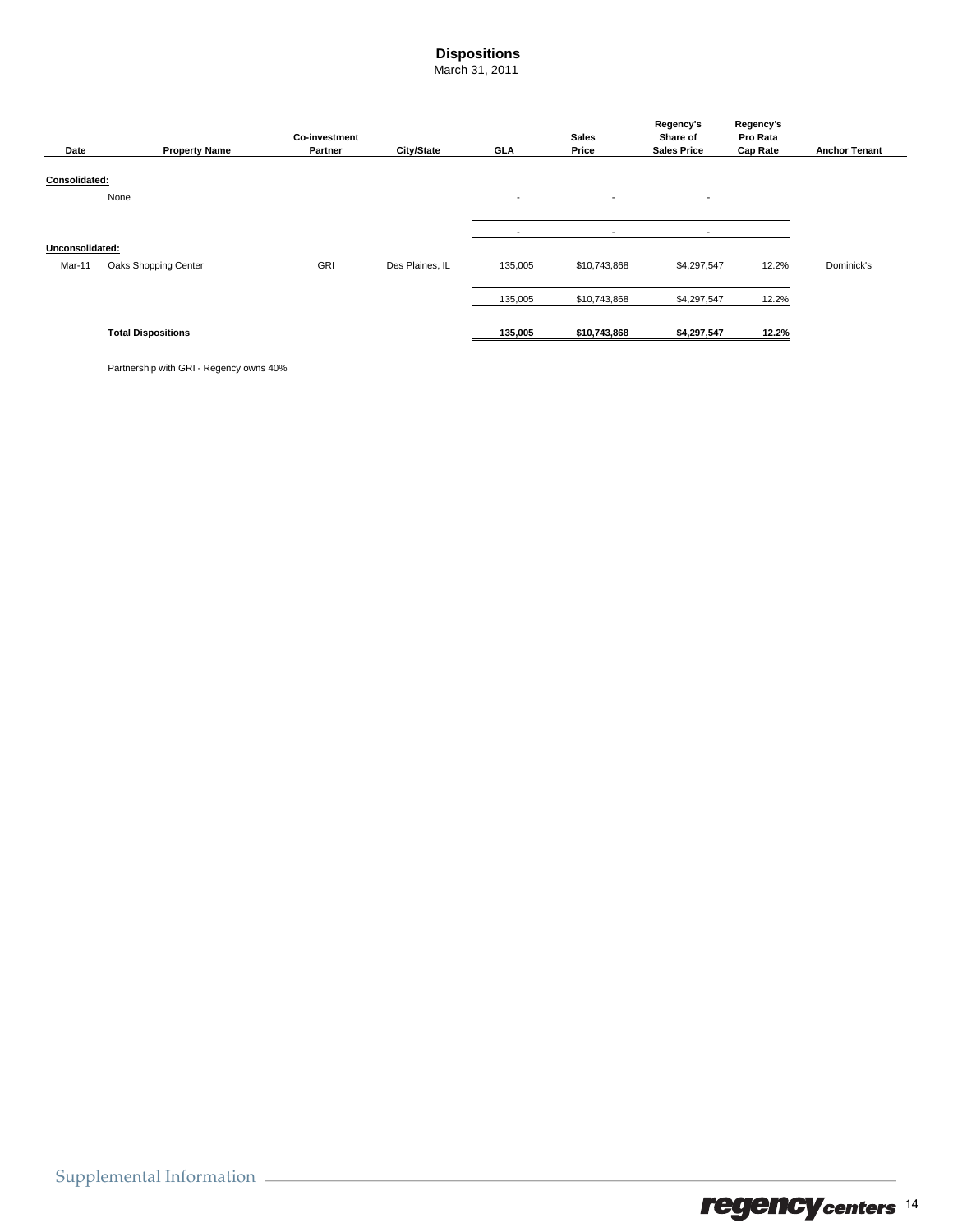# Dispositions

March 31, 2011

| Date | Property Name | Co-investment Partner | City/State | GLA | Sales Price | Regency's Share of Sales Price | Regency's Pro Rata Cap Rate | Anchor Tenant |
|---|---|---|---|---|---|---|---|---|
| **Consolidated:** | | | | | | | | |
| | None | | | - | - | - | | |
| | | | | - | - | - | | |
| **Unconsolidated:** | | | | | | | | |
| Mar-11 | Oaks Shopping Center | GRI | Des Plaines, IL | 135,005 | $10,743,868 | $4,297,547 | 12.2% | Dominick's |
| | | | | 135,005 | $10,743,868 | $4,297,547 | 12.2% | |
| | **Total Dispositions** | | | **135,005** | **$10,743,868** | **$4,297,547** | **12.2%** | |

Partnership with GRI - Regency owns 40%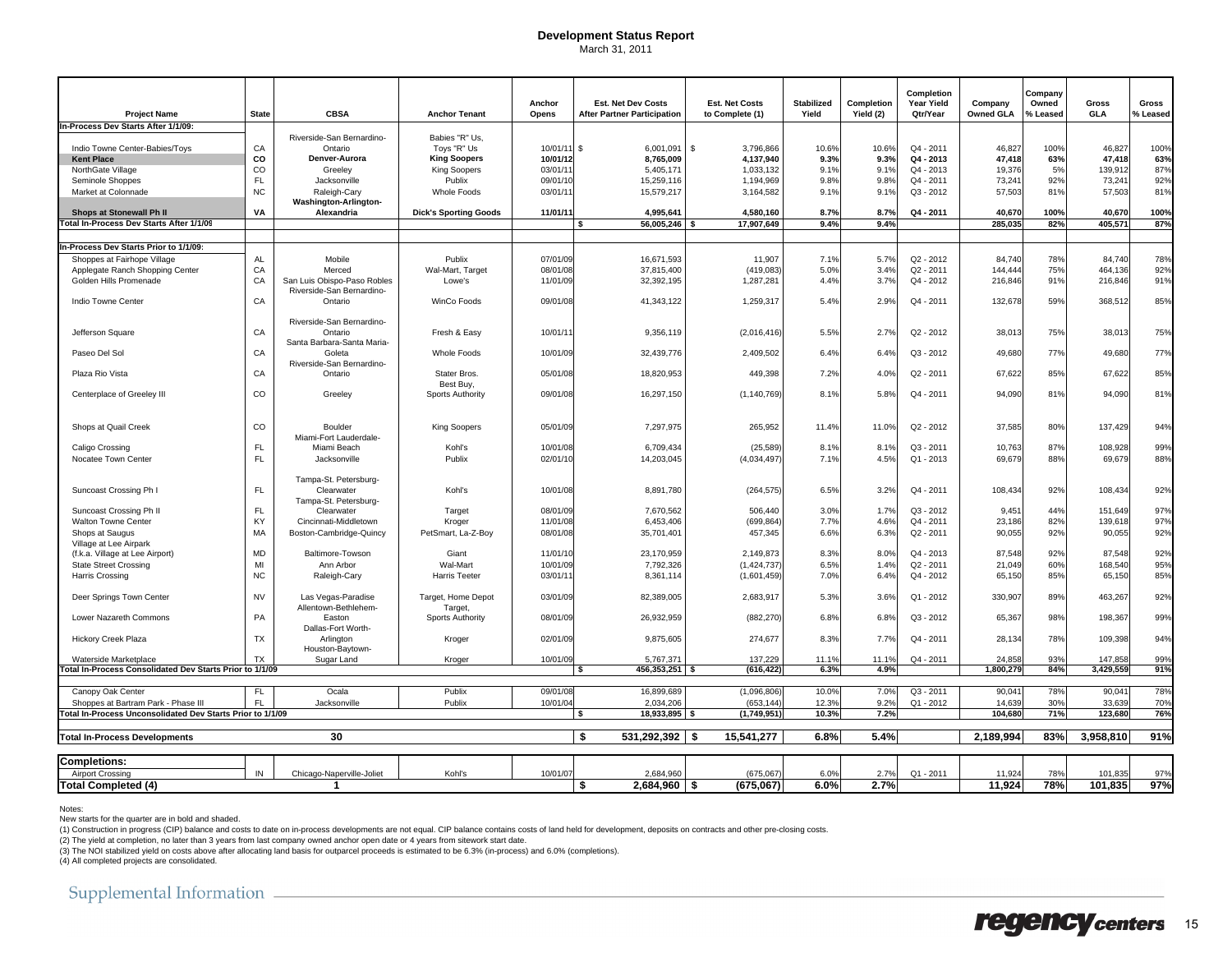# Development Status Report

March 31, 2011

| Project Name | State | CBSA | Anchor Tenant | Anchor Opens | Est. Net Dev Costs After Partner Participation | Est. Net Costs to Complete (1) | Stabilized Yield | Completion Yield (2) | Completion Year Yield Qtr/Year | Company Owned GLA | Company Owned % Leased | Gross GLA | Gross % Leased |
|---|---|---|---|---|---|---|---|---|---|---|---|---|---|
| **In-Process Dev Starts After 1/1/09:** | | | | | | | | | | | | | |
| Indio Towne Center-Babies/Toys | CA | Riverside-San Bernardino-Ontario | Babies "R" Us, Toys "R" Us | 10/01/11 | $ 6,001,091 | $ 3,796,866 | 10.6% | 10.6% | Q4 - 2011 | 46,827 | 100% | 46,827 | 100% |
| **Kent Place** | **CO** | **Denver-Aurora** | **King Soopers** | **10/01/12** | **8,765,009** | **4,137,940** | **9.3%** | **9.3%** | **Q4 - 2013** | **47,418** | **63%** | **47,418** | **63%** |
| NorthGate Village | CO | Greeley | King Soopers | 03/01/11 | 5,405,171 | 1,033,132 | 9.1% | 9.1% | Q4 - 2013 | 19,376 | 5% | 139,912 | 87% |
| Seminole Shoppes | FL | Jacksonville | Publix | 09/01/10 | 15,259,116 | 1,194,969 | 9.8% | 9.8% | Q4 - 2011 | 73,241 | 92% | 73,241 | 92% |
| Market at Colonnade | NC | Raleigh-Cary | Whole Foods | 03/01/11 | 15,579,217 | 3,164,582 | 9.1% | 9.1% | Q3 - 2012 | 57,503 | 81% | 57,503 | 81% |
| **Shops at Stonewall Ph II** | **VA** | **Washington-Arlington-Alexandria** | **Dick's Sporting Goods** | **11/01/11** | **4,995,641** | **4,580,160** | **8.7%** | **8.7%** | **Q4 - 2011** | **40,670** | **100%** | **40,670** | **100%** |
| **Total In-Process Dev Starts After 1/1/09** | | | | | **$ 56,005,246** | **$ 17,907,649** | **9.4%** | **9.4%** | | **285,035** | **82%** | **405,571** | **87%** |
| **In-Process Dev Starts Prior to 1/1/09:** | | | | | | | | | | | | | |
| Shoppes at Fairhope Village | AL | Mobile | Publix | 07/01/09 | 16,671,593 | 11,907 | 7.1% | 5.7% | Q2 - 2012 | 84,740 | 78% | 84,740 | 78% |
| Applegate Ranch Shopping Center | CA | Merced | Wal-Mart, Target | 08/01/08 | 37,815,400 | (419,083) | 5.0% | 3.4% | Q2 - 2011 | 144,444 | 75% | 464,136 | 92% |
| Golden Hills Promenade | CA | San Luis Obispo-Paso Robles | Lowe's | 11/01/09 | 32,392,195 | 1,287,281 | 4.4% | 3.7% | Q4 - 2012 | 216,846 | 91% | 216,846 | 91% |
| Indio Towne Center | CA | Riverside-San Bernardino-Ontario | WinCo Foods | 09/01/08 | 41,343,122 | 1,259,317 | 5.4% | 2.9% | Q4 - 2011 | 132,678 | 59% | 368,512 | 85% |
| Jefferson Square | CA | Riverside-San Bernardino-Ontario | Fresh & Easy | 10/01/11 | 9,356,119 | (2,016,416) | 5.5% | 2.7% | Q2 - 2012 | 38,013 | 75% | 38,013 | 75% |
| Paseo Del Sol | CA | Santa Barbara-Santa Maria-Goleta | Whole Foods | 10/01/09 | 32,439,776 | 2,409,502 | 6.4% | 6.4% | Q3 - 2012 | 49,680 | 77% | 49,680 | 77% |
| Plaza Rio Vista | CA | Riverside-San Bernardino-Ontario | Stater Bros. | 05/01/08 | 18,820,953 | 449,398 | 7.2% | 4.0% | Q2 - 2011 | 67,622 | 85% | 67,622 | 85% |
| Centerplace of Greeley III | CO | Greeley | Best Buy, Sports Authority | 09/01/08 | 16,297,150 | (1,140,769) | 8.1% | 5.8% | Q4 - 2011 | 94,090 | 81% | 94,090 | 81% |
| Shops at Quail Creek | CO | Boulder | King Soopers | 05/01/09 | 7,297,975 | 265,952 | 11.4% | 11.0% | Q2 - 2012 | 37,585 | 80% | 137,429 | 94% |
| Caligo Crossing | FL | Miami-Fort Lauderdale-Miami Beach | Kohl's | 10/01/08 | 6,709,434 | (25,589) | 8.1% | 8.1% | Q3 - 2011 | 10,763 | 87% | 108,928 | 99% |
| Nocatee Town Center | FL | Jacksonville | Publix | 02/01/10 | 14,203,045 | (4,034,497) | 7.1% | 4.5% | Q1 - 2013 | 69,679 | 88% | 69,679 | 88% |
| Suncoast Crossing Ph I | FL | Tampa-St. Petersburg-Clearwater | Kohl's | 10/01/08 | 8,891,780 | (264,575) | 6.5% | 3.2% | Q4 - 2011 | 108,434 | 92% | 108,434 | 92% |
| Suncoast Crossing Ph II | FL | Tampa-St. Petersburg-Clearwater | Target | 08/01/09 | 7,670,562 | 506,440 | 3.0% | 1.7% | Q3 - 2012 | 9,451 | 44% | 151,649 | 97% |
| Walton Towne Center | KY | Cincinnati-Middletown | Kroger | 11/01/08 | 6,453,406 | (699,864) | 7.7% | 4.6% | Q4 - 2011 | 23,186 | 82% | 139,618 | 97% |
| Shops at Saugus | MA | Boston-Cambridge-Quincy | PetSmart, La-Z-Boy | 08/01/08 | 35,701,401 | 457,345 | 6.6% | 6.3% | Q2 - 2011 | 90,055 | 92% | 90,055 | 92% |
| Village at Lee Airpark (f.k.a. Village at Lee Airport) | MD | Baltimore-Towson | Giant | 11/01/10 | 23,170,959 | 2,149,873 | 8.3% | 8.0% | Q4 - 2013 | 87,548 | 92% | 87,548 | 92% |
| State Street Crossing | MI | Ann Arbor | Wal-Mart | 10/01/09 | 7,792,326 | (1,424,737) | 6.5% | 1.4% | Q2 - 2011 | 21,049 | 60% | 168,540 | 95% |
| Harris Crossing | NC | Raleigh-Cary | Harris Teeter | 03/01/11 | 8,361,114 | (1,601,459) | 7.0% | 6.4% | Q4 - 2012 | 65,150 | 85% | 65,150 | 85% |
| Deer Springs Town Center | NV | Las Vegas-Paradise | Target, Home Depot | 03/01/09 | 82,389,005 | 2,683,917 | 5.3% | 3.6% | Q1 - 2012 | 330,907 | 89% | 463,267 | 92% |
| Lower Nazareth Commons | PA | Allentown-Bethlehem-Easton | Target, Sports Authority | 08/01/09 | 26,932,959 | (882,270) | 6.8% | 6.8% | Q3 - 2012 | 65,367 | 98% | 198,367 | 99% |
| Hickory Creek Plaza | TX | Dallas-Fort Worth-Arlington | Kroger | 02/01/09 | 9,875,605 | 274,677 | 8.3% | 7.7% | Q4 - 2011 | 28,134 | 78% | 109,398 | 94% |
| Waterside Marketplace | TX | Houston-Baytown-Sugar Land | Kroger | 10/01/09 | 5,767,371 | 137,229 | 11.1% | 11.1% | Q4 - 2011 | 24,858 | 93% | 147,858 | 99% |
| **Total In-Process Consolidated Dev Starts Prior to 1/1/09** | | | | | **$ 456,353,251** | **$ (616,422)** | **6.3%** | **4.9%** | | **1,800,279** | **84%** | **3,429,559** | **91%** |
| Canopy Oak Center | FL | Ocala | Publix | 09/01/08 | 16,899,689 | (1,096,806) | 10.0% | 7.0% | Q3 - 2011 | 90,041 | 78% | 90,041 | 78% |
| Shoppes at Bartram Park - Phase III | FL | Jacksonville | Publix | 10/01/04 | 2,034,206 | (653,144) | 12.3% | 9.2% | Q1 - 2012 | 14,639 | 30% | 33,639 | 70% |
| **Total In-Process Unconsolidated Dev Starts Prior to 1/1/09** | | | | | **$ 18,933,895** | **$ (1,749,951)** | **10.3%** | **7.2%** | | **104,680** | **71%** | **123,680** | **76%** |
| **Total In-Process Developments** | | **30** | | | **$ 531,292,392** | **$ 15,541,277** | **6.8%** | **5.4%** | | **2,189,994** | **83%** | **3,958,810** | **91%** |
| **Completions:** | | | | | | | | | | | | | |
| Airport Crossing | IN | Chicago-Naperville-Joliet | Kohl's | 10/01/07 | 2,684,960 | (675,067) | 6.0% | 2.7% | Q1 - 2011 | 11,924 | 78% | 101,835 | 97% |
| **Total Completed (4)** | | **1** | | | **$ 2,684,960** | **$ (675,067)** | **6.0%** | **2.7%** | | **11,924** | **78%** | **101,835** | **97%** |

Notes:

New starts for the quarter are in bold and shaded.

(1) Construction in progress (CIP) balance and costs to date on in-process developments are not equal. CIP balance contains costs of land held for development, deposits on contracts and other pre-closing costs.

(2) The yield at completion, no later than 3 years from last company owned anchor open date or 4 years from sitework start date.

(3) The NOI stabilized yield on costs above after allocating land basis for outparcel proceeds is estimated to be 6.3% (in-process) and 6.0% (completions).

(4) All completed projects are consolidated.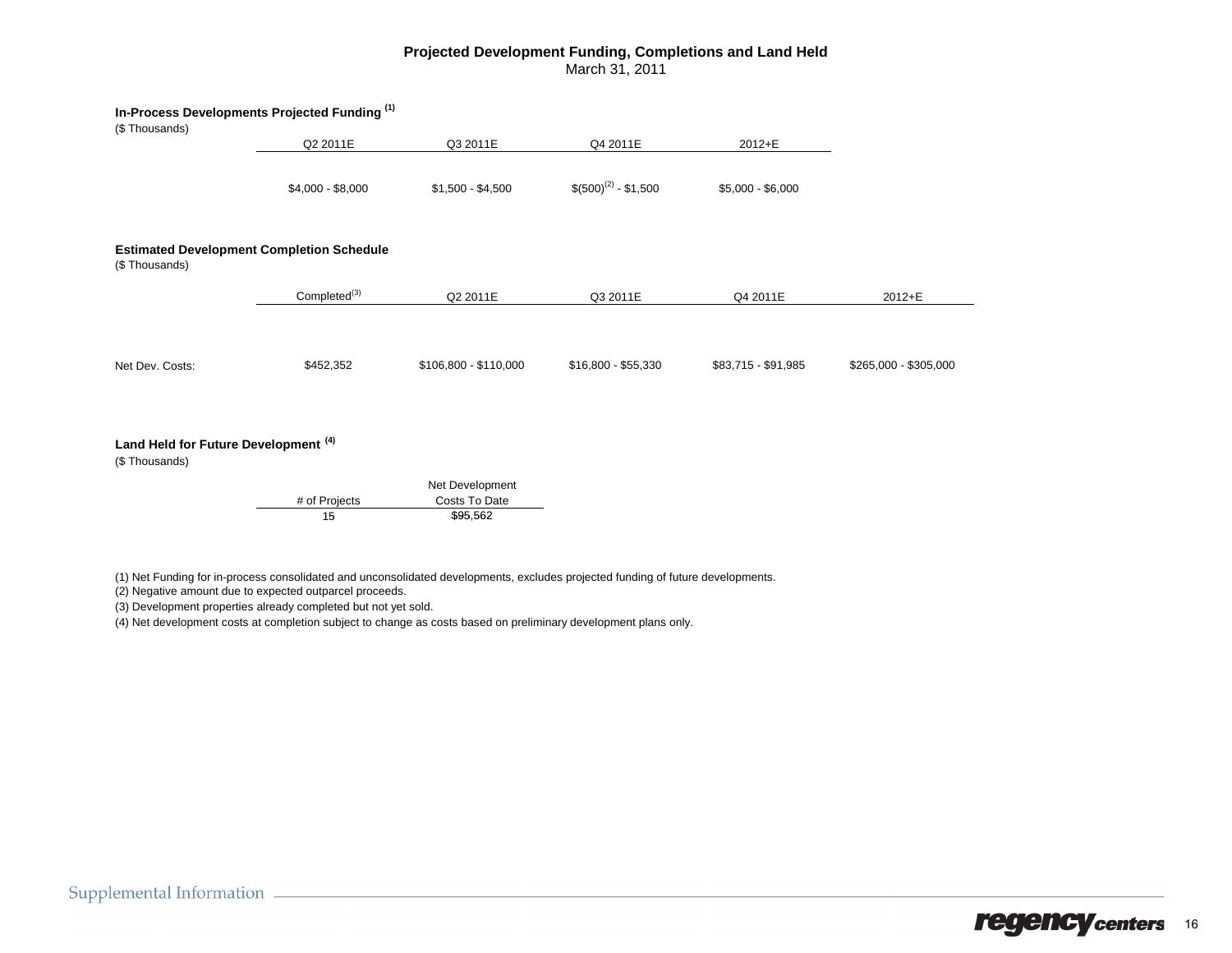# Projected Development Funding, Completions and Land Held

March 31, 2011

## In-Process Developments Projected Funding [1]

($ Thousands)

| Q2 2011E | Q3 2011E | Q4 2011E | 2012+E |
|---|---|---|---|
| $4,000 - $8,000 | $1,500 - $4,500 | $(500)[2] - $1,500 | $5,000 - $6,000 |

## Estimated Development Completion Schedule

($ Thousands)

| | Completed[3] | Q2 2011E | Q3 2011E | Q4 2011E | 2012+E |
|---|---|---|---|---|---|
| Net Dev. Costs: | $452,352 | $106,800 - $110,000 | $16,800 - $55,330 | $83,715 - $91,985 | $265,000 - $305,000 |

## Land Held for Future Development [4]

($ Thousands)

| # of Projects | Net Development Costs To Date |
|---|---|
| 15 | $95,562 |

(1) Net Funding for in-process consolidated and unconsolidated developments, excludes projected funding of future developments.

(2) Negative amount due to expected outparcel proceeds.

(3) Development properties already completed but not yet sold.

(4) Net development costs at completion subject to change as costs based on preliminary development plans only.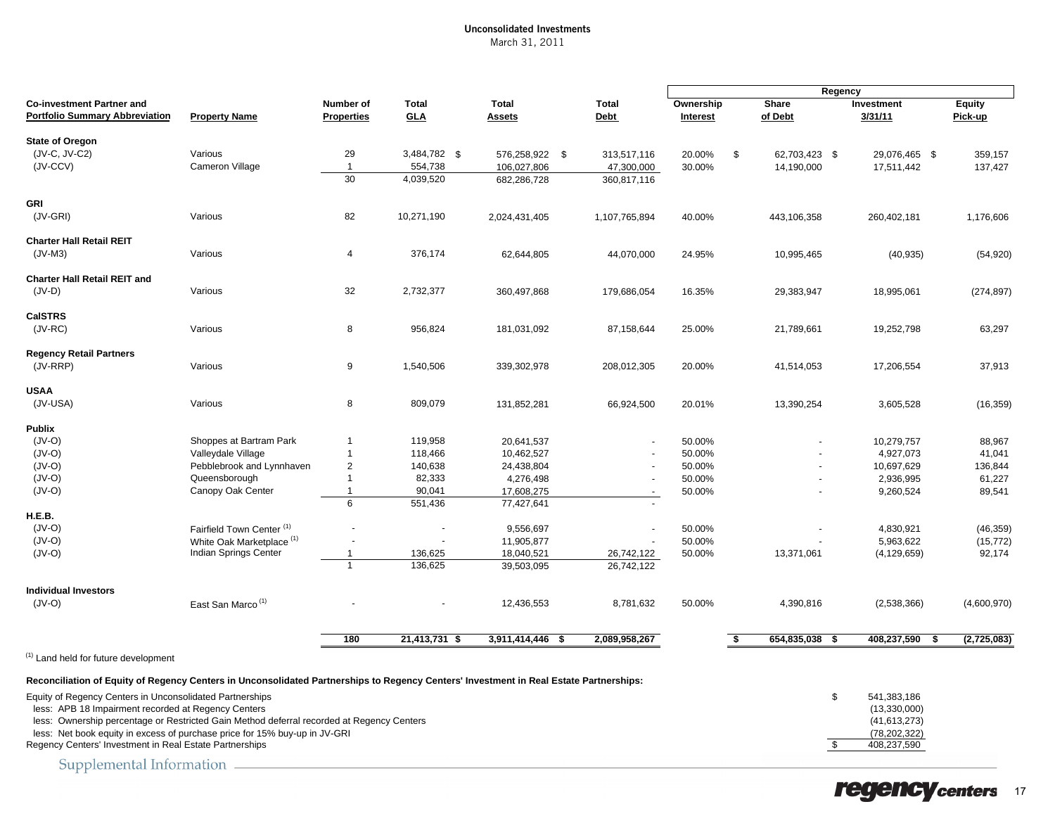# Unconsolidated Investments

March 31, 2011

| Co-investment Partner and Portfolio Summary Abbreviation | Property Name | Number of Properties | Total GLA | Total Assets | Total Debt | Regency Ownership Interest | Regency Share of Debt | Regency Investment 3/31/11 | Regency Equity Pick-up |
|---|---|---|---|---|---|---|---|---|---|
| **State of Oregon** | | | | | | | | | |
| (JV-C, JV-C2) | Various | 29 | 3,484,782 | $ 576,258,922 | $ 313,517,116 | 20.00% | $ 62,703,423 | $ 29,076,465 | $ 359,157 |
| (JV-CCV) | Cameron Village | 1 | 554,738 | 106,027,806 | 47,300,000 | 30.00% | 14,190,000 | 17,511,442 | 137,427 |
| | | 30 | 4,039,520 | 682,286,728 | 360,817,116 | | | | |
| **GRI** | | | | | | | | | |
| (JV-GRI) | Various | 82 | 10,271,190 | 2,024,431,405 | 1,107,765,894 | 40.00% | 443,106,358 | 260,402,181 | 1,176,606 |
| **Charter Hall Retail REIT** | | | | | | | | | |
| (JV-M3) | Various | 4 | 376,174 | 62,644,805 | 44,070,000 | 24.95% | 10,995,465 | (40,935) | (54,920) |
| **Charter Hall Retail REIT and** | | | | | | | | | |
| (JV-D) | Various | 32 | 2,732,377 | 360,497,868 | 179,686,054 | 16.35% | 29,383,947 | 18,995,061 | (274,897) |
| **CalSTRS** | | | | | | | | | |
| (JV-RC) | Various | 8 | 956,824 | 181,031,092 | 87,158,644 | 25.00% | 21,789,661 | 19,252,798 | 63,297 |
| **Regency Retail Partners** | | | | | | | | | |
| (JV-RRP) | Various | 9 | 1,540,506 | 339,302,978 | 208,012,305 | 20.00% | 41,514,053 | 17,206,554 | 37,913 |
| **USAA** | | | | | | | | | |
| (JV-USA) | Various | 8 | 809,079 | 131,852,281 | 66,924,500 | 20.01% | 13,390,254 | 3,605,528 | (16,359) |
| **Publix** | | | | | | | | | |
| (JV-O) | Shoppes at Bartram Park | 1 | 119,958 | 20,641,537 | - | 50.00% | - | 10,279,757 | 88,967 |
| (JV-O) | Valleydale Village | 1 | 118,466 | 10,462,527 | - | 50.00% | - | 4,927,073 | 41,041 |
| (JV-O) | Pebblebrook and Lynnhaven | 2 | 140,638 | 24,438,804 | - | 50.00% | - | 10,697,629 | 136,844 |
| (JV-O) | Queensborough | 1 | 82,333 | 4,276,498 | - | 50.00% | - | 2,936,995 | 61,227 |
| (JV-O) | Canopy Oak Center | 1 | 90,041 | 17,608,275 | - | 50.00% | - | 9,260,524 | 89,541 |
| | | 6 | 551,436 | 77,427,641 | - | | | | |
| **H.E.B.** | | | | | | | | | |
| (JV-O) | Fairfield Town Center [1] | - | - | 9,556,697 | - | 50.00% | - | 4,830,921 | (46,359) |
| (JV-O) | White Oak Marketplace [1] | - | - | 11,905,877 | - | 50.00% | - | 5,963,622 | (15,772) |
| (JV-O) | Indian Springs Center | 1 | 136,625 | 18,040,521 | 26,742,122 | 50.00% | 13,371,061 | (4,129,659) | 92,174 |
| | | 1 | 136,625 | 39,503,095 | 26,742,122 | | | | |
| **Individual Investors** | | | | | | | | | |
| (JV-O) | East San Marco [1] | - | - | 12,436,553 | 8,781,632 | 50.00% | 4,390,816 | (2,538,366) | (4,600,970) |
| | | **180** | **21,413,731** | **$ 3,911,414,446** | **$ 2,089,958,267** | | **$ 654,835,038** | **$ 408,237,590** | **$ (2,725,083)** |

[1] Land held for future development

**Reconciliation of Equity of Regency Centers in Unconsolidated Partnerships to Regency Centers' Investment in Real Estate Partnerships:**

| | |
|---|---|
| Equity of Regency Centers in Unconsolidated Partnerships | $ 541,383,186 |
| less: APB 18 Impairment recorded at Regency Centers | (13,330,000) |
| less: Ownership percentage or Restricted Gain Method deferral recorded at Regency Centers | (41,613,273) |
| less: Net book equity in excess of purchase price for 15% buy-up in JV-GRI | (78,202,322) |
| Regency Centers' Investment in Real Estate Partnerships | $ 408,237,590 |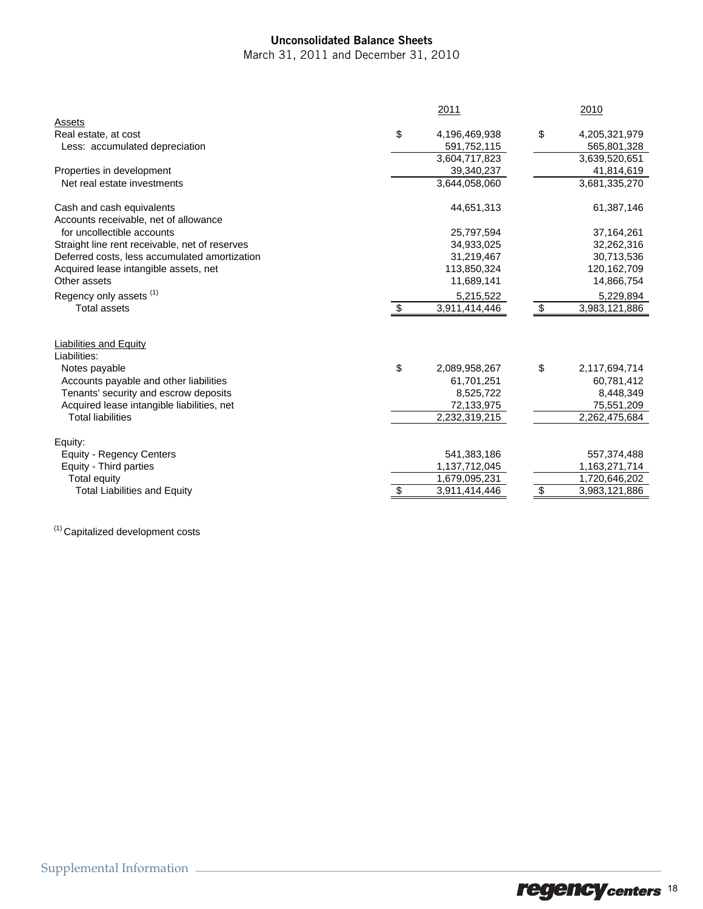## Unconsolidated Balance Sheets

March 31, 2011 and December 31, 2010

| | 2011 | 2010 |
|---|---|---|
| **Assets** | | |
| Real estate, at cost | $ 4,196,469,938 | $ 4,205,321,979 |
| Less: accumulated depreciation | 591,752,115 | 565,801,328 |
| | 3,604,717,823 | 3,639,520,651 |
| Properties in development | 39,340,237 | 41,814,619 |
| Net real estate investments | 3,644,058,060 | 3,681,335,270 |
| | | |
| Cash and cash equivalents | 44,651,313 | 61,387,146 |
| Accounts receivable, net of allowance for uncollectible accounts | 25,797,594 | 37,164,261 |
| Straight line rent receivable, net of reserves | 34,933,025 | 32,262,316 |
| Deferred costs, less accumulated amortization | 31,219,467 | 30,713,536 |
| Acquired lease intangible assets, net | 113,850,324 | 120,162,709 |
| Other assets | 11,689,141 | 14,866,754 |
| Regency only assets [(1)] | 5,215,522 | 5,229,894 |
| Total assets | $ 3,911,414,446 | $ 3,983,121,886 |
| | | |
| **Liabilities and Equity** | | |
| Liabilities: | | |
| Notes payable | $ 2,089,958,267 | $ 2,117,694,714 |
| Accounts payable and other liabilities | 61,701,251 | 60,781,412 |
| Tenants' security and escrow deposits | 8,525,722 | 8,448,349 |
| Acquired lease intangible liabilities, net | 72,133,975 | 75,551,209 |
| Total liabilities | 2,232,319,215 | 2,262,475,684 |
| | | |
| Equity: | | |
| Equity - Regency Centers | 541,383,186 | 557,374,488 |
| Equity - Third parties | 1,137,712,045 | 1,163,271,714 |
| Total equity | 1,679,095,231 | 1,720,646,202 |
| Total Liabilities and Equity | $ 3,911,414,446 | $ 3,983,121,886 |

(1) Capitalized development costs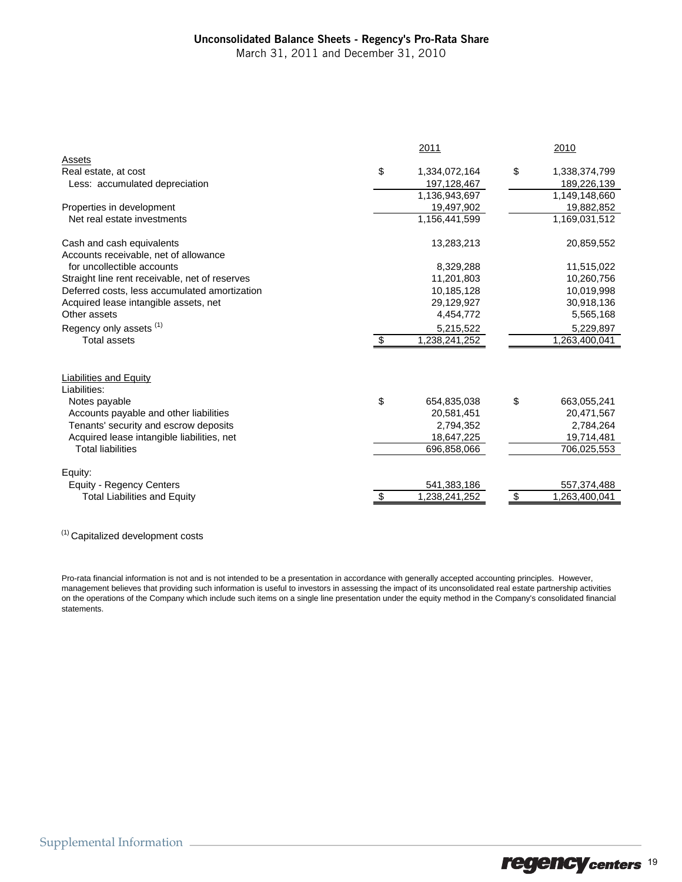## Unconsolidated Balance Sheets - Regency's Pro-Rata Share

March 31, 2011 and December 31, 2010

| | 2011 | 2010 |
|---|---|---|
| **Assets** | | |
| Real estate, at cost | $ 1,334,072,164 | $ 1,338,374,799 |
| Less: accumulated depreciation | 197,128,467 | 189,226,139 |
| | 1,136,943,697 | 1,149,148,660 |
| Properties in development | 19,497,902 | 19,882,852 |
| Net real estate investments | 1,156,441,599 | 1,169,031,512 |
| | | |
| Cash and cash equivalents | 13,283,213 | 20,859,552 |
| Accounts receivable, net of allowance for uncollectible accounts | 8,329,288 | 11,515,022 |
| Straight line rent receivable, net of reserves | 11,201,803 | 10,260,756 |
| Deferred costs, less accumulated amortization | 10,185,128 | 10,019,998 |
| Acquired lease intangible assets, net | 29,129,927 | 30,918,136 |
| Other assets | 4,454,772 | 5,565,168 |
| Regency only assets [1] | 5,215,522 | 5,229,897 |
| Total assets | $ 1,238,241,252 | 1,263,400,041 |
| | | |
| **Liabilities and Equity** | | |
| Liabilities: | | |
| Notes payable | $ 654,835,038 | $ 663,055,241 |
| Accounts payable and other liabilities | 20,581,451 | 20,471,567 |
| Tenants' security and escrow deposits | 2,794,352 | 2,784,264 |
| Acquired lease intangible liabilities, net | 18,647,225 | 19,714,481 |
| Total liabilities | 696,858,066 | 706,025,553 |
| | | |
| Equity: | | |
| Equity - Regency Centers | 541,383,186 | 557,374,488 |
| Total Liabilities and Equity | $ 1,238,241,252 | $ 1,263,400,041 |

[1] Capitalized development costs

Pro-rata financial information is not and is not intended to be a presentation in accordance with generally accepted accounting principles. However, management believes that providing such information is useful to investors in assessing the impact of its unconsolidated real estate partnership activities on the operations of the Company which include such items on a single line presentation under the equity method in the Company's consolidated financial statements.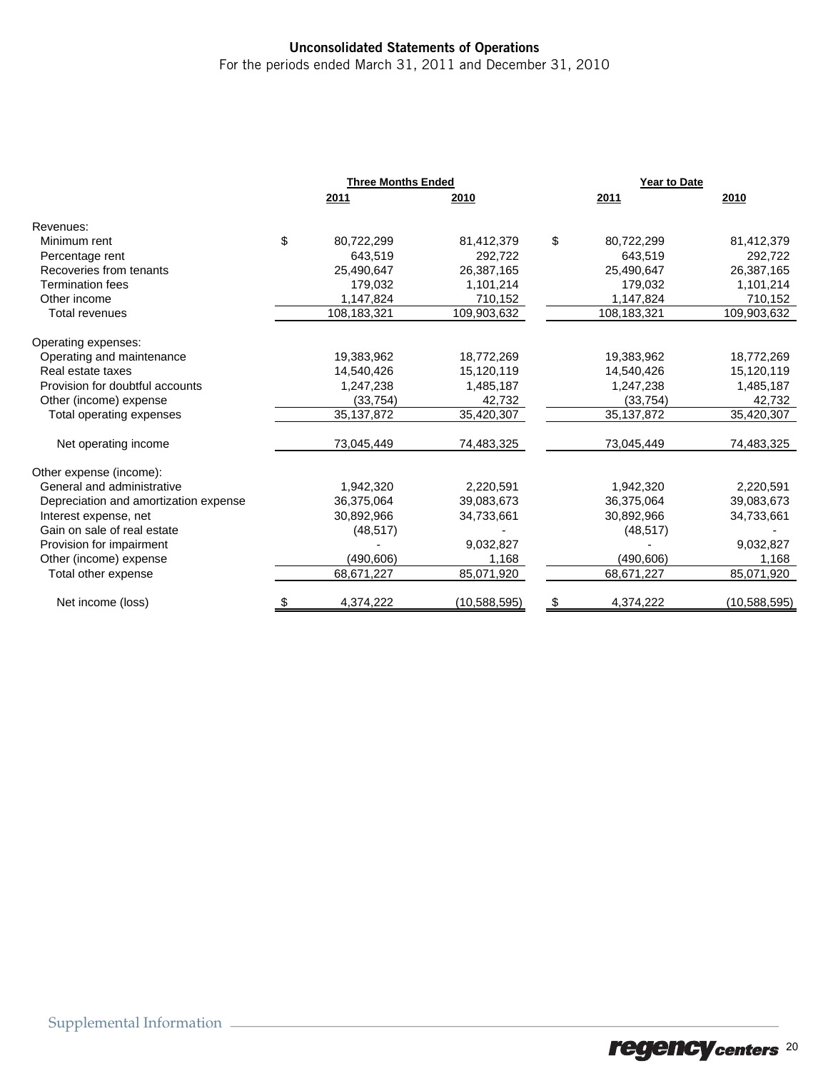## Unconsolidated Statements of Operations

For the periods ended March 31, 2011 and December 31, 2010

| | Three Months Ended | | Year to Date | |
|---|---|---|---|---|
| | 2011 | 2010 | 2011 | 2010 |
| Revenues: | | | | |
| Minimum rent | $ 80,722,299 | 81,412,379 | $ 80,722,299 | 81,412,379 |
| Percentage rent | 643,519 | 292,722 | 643,519 | 292,722 |
| Recoveries from tenants | 25,490,647 | 26,387,165 | 25,490,647 | 26,387,165 |
| Termination fees | 179,032 | 1,101,214 | 179,032 | 1,101,214 |
| Other income | 1,147,824 | 710,152 | 1,147,824 | 710,152 |
| Total revenues | 108,183,321 | 109,903,632 | 108,183,321 | 109,903,632 |
| Operating expenses: | | | | |
| Operating and maintenance | 19,383,962 | 18,772,269 | 19,383,962 | 18,772,269 |
| Real estate taxes | 14,540,426 | 15,120,119 | 14,540,426 | 15,120,119 |
| Provision for doubtful accounts | 1,247,238 | 1,485,187 | 1,247,238 | 1,485,187 |
| Other (income) expense | (33,754) | 42,732 | (33,754) | 42,732 |
| Total operating expenses | 35,137,872 | 35,420,307 | 35,137,872 | 35,420,307 |
| Net operating income | 73,045,449 | 74,483,325 | 73,045,449 | 74,483,325 |
| Other expense (income): | | | | |
| General and administrative | 1,942,320 | 2,220,591 | 1,942,320 | 2,220,591 |
| Depreciation and amortization expense | 36,375,064 | 39,083,673 | 36,375,064 | 39,083,673 |
| Interest expense, net | 30,892,966 | 34,733,661 | 30,892,966 | 34,733,661 |
| Gain on sale of real estate | (48,517) | - | (48,517) | - |
| Provision for impairment | - | 9,032,827 | - | 9,032,827 |
| Other (income) expense | (490,606) | 1,168 | (490,606) | 1,168 |
| Total other expense | 68,671,227 | 85,071,920 | 68,671,227 | 85,071,920 |
| Net income (loss) | $ 4,374,222 | (10,588,595) | $ 4,374,222 | (10,588,595) |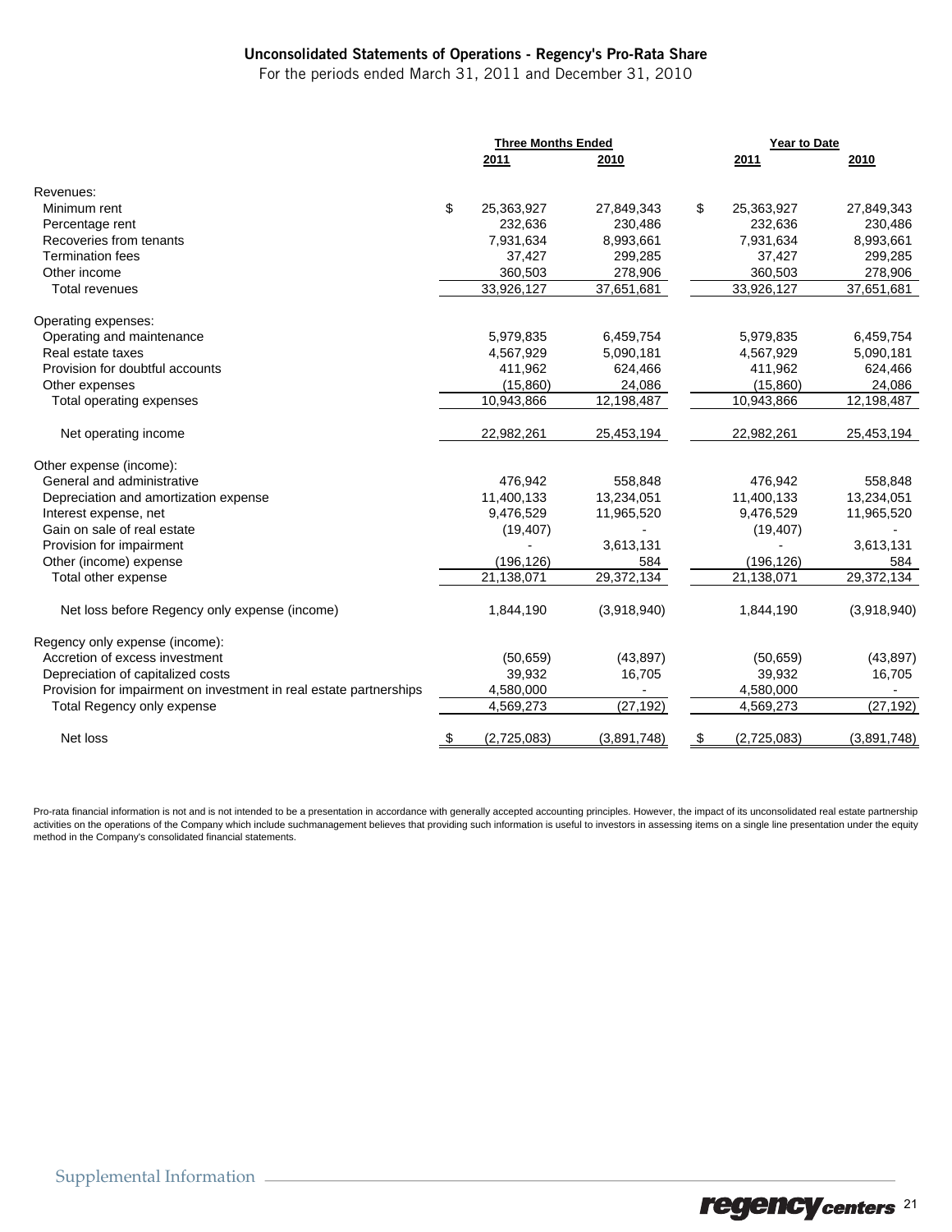## Unconsolidated Statements of Operations - Regency's Pro-Rata Share

For the periods ended March 31, 2011 and December 31, 2010

| | Three Months Ended | | Year to Date | |
|---|---|---|---|---|
| | 2011 | 2010 | 2011 | 2010 |
| Revenues: | | | | |
| Minimum rent | $ 25,363,927 | 27,849,343 | $ 25,363,927 | 27,849,343 |
| Percentage rent | 232,636 | 230,486 | 232,636 | 230,486 |
| Recoveries from tenants | 7,931,634 | 8,993,661 | 7,931,634 | 8,993,661 |
| Termination fees | 37,427 | 299,285 | 37,427 | 299,285 |
| Other income | 360,503 | 278,906 | 360,503 | 278,906 |
| Total revenues | 33,926,127 | 37,651,681 | 33,926,127 | 37,651,681 |
| Operating expenses: | | | | |
| Operating and maintenance | 5,979,835 | 6,459,754 | 5,979,835 | 6,459,754 |
| Real estate taxes | 4,567,929 | 5,090,181 | 4,567,929 | 5,090,181 |
| Provision for doubtful accounts | 411,962 | 624,466 | 411,962 | 624,466 |
| Other expenses | (15,860) | 24,086 | (15,860) | 24,086 |
| Total operating expenses | 10,943,866 | 12,198,487 | 10,943,866 | 12,198,487 |
| Net operating income | 22,982,261 | 25,453,194 | 22,982,261 | 25,453,194 |
| Other expense (income): | | | | |
| General and administrative | 476,942 | 558,848 | 476,942 | 558,848 |
| Depreciation and amortization expense | 11,400,133 | 13,234,051 | 11,400,133 | 13,234,051 |
| Interest expense, net | 9,476,529 | 11,965,520 | 9,476,529 | 11,965,520 |
| Gain on sale of real estate | (19,407) | - | (19,407) | - |
| Provision for impairment | - | 3,613,131 | - | 3,613,131 |
| Other (income) expense | (196,126) | 584 | (196,126) | 584 |
| Total other expense | 21,138,071 | 29,372,134 | 21,138,071 | 29,372,134 |
| Net loss before Regency only expense (income) | 1,844,190 | (3,918,940) | 1,844,190 | (3,918,940) |
| Regency only expense (income): | | | | |
| Accretion of excess investment | (50,659) | (43,897) | (50,659) | (43,897) |
| Depreciation of capitalized costs | 39,932 | 16,705 | 39,932 | 16,705 |
| Provision for impairment on investment in real estate partnerships | 4,580,000 | - | 4,580,000 | - |
| Total Regency only expense | 4,569,273 | (27,192) | 4,569,273 | (27,192) |
| Net loss | $ (2,725,083) | (3,891,748) | $ (2,725,083) | (3,891,748) |

Pro-rata financial information is not and is not intended to be a presentation in accordance with generally accepted accounting principles. However, the impact of its unconsolidated real estate partnership activities on the operations of the Company which include suchmanagement believes that providing such information is useful to investors in assessing items on a single line presentation under the equity method in the Company's consolidated financial statements.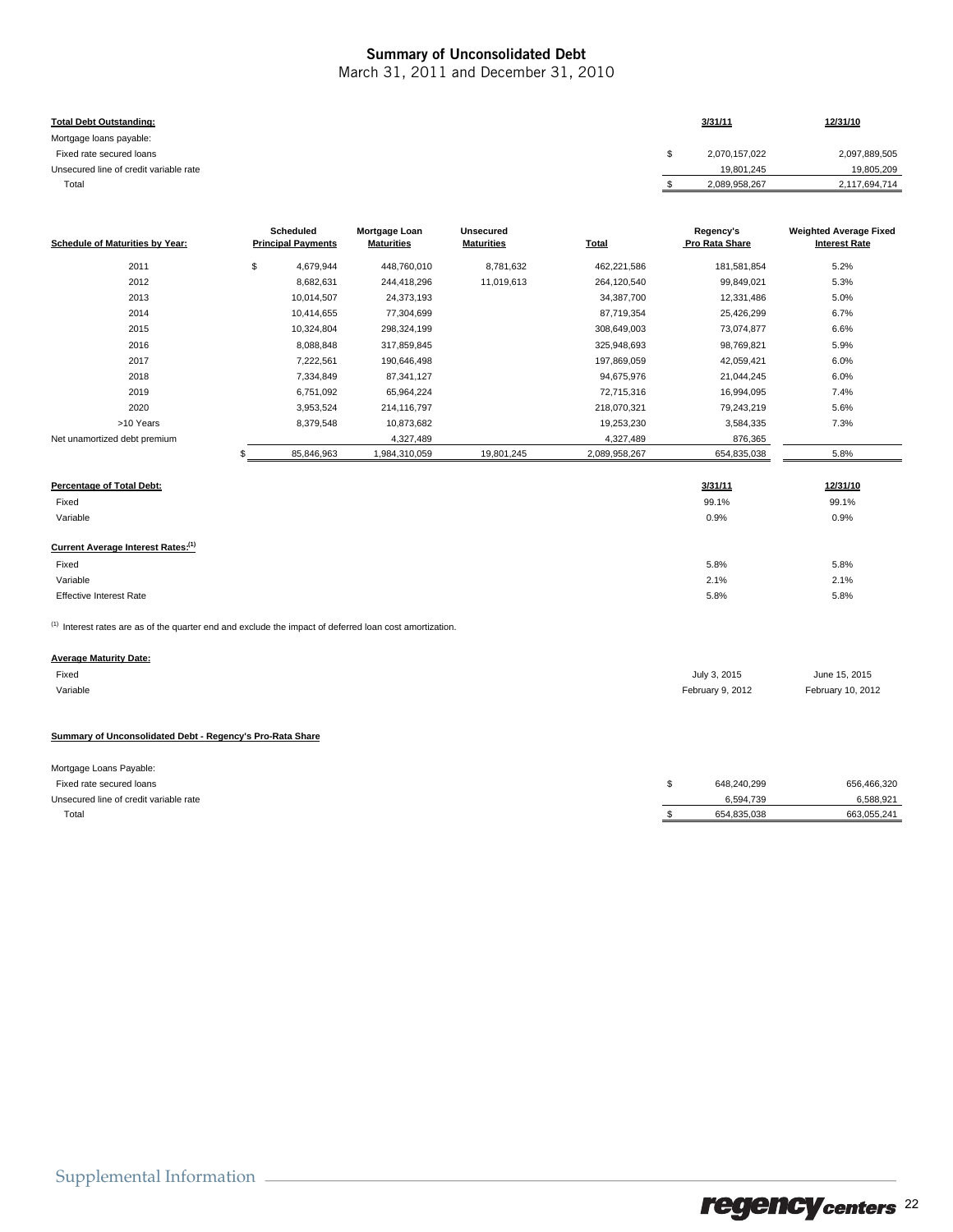# Summary of Unconsolidated Debt

March 31, 2011 and December 31, 2010

| Total Debt Outstanding: | 3/31/11 | 12/31/10 |
|---|---|---|
| Mortgage loans payable: | | |
| Fixed rate secured loans | $ 2,070,157,022 | 2,097,889,505 |
| Unsecured line of credit variable rate | 19,801,245 | 19,805,209 |
| Total | $ 2,089,958,267 | 2,117,694,714 |

| Schedule of Maturities by Year: | Scheduled Principal Payments | Mortgage Loan Maturities | Unsecured Maturities | Total | Regency's Pro Rata Share | Weighted Average Fixed Interest Rate |
|---|---|---|---|---|---|---|
| 2011 | $ 4,679,944 | 448,760,010 | 8,781,632 | 462,221,586 | 181,581,854 | 5.2% |
| 2012 | 8,682,631 | 244,418,296 | 11,019,613 | 264,120,540 | 99,849,021 | 5.3% |
| 2013 | 10,014,507 | 24,373,193 | | 34,387,700 | 12,331,486 | 5.0% |
| 2014 | 10,414,655 | 77,304,699 | | 87,719,354 | 25,426,299 | 6.7% |
| 2015 | 10,324,804 | 298,324,199 | | 308,649,003 | 73,074,877 | 6.6% |
| 2016 | 8,088,848 | 317,859,845 | | 325,948,693 | 98,769,821 | 5.9% |
| 2017 | 7,222,561 | 190,646,498 | | 197,869,059 | 42,059,421 | 6.0% |
| 2018 | 7,334,849 | 87,341,127 | | 94,675,976 | 21,044,245 | 6.0% |
| 2019 | 6,751,092 | 65,964,224 | | 72,715,316 | 16,994,095 | 7.4% |
| 2020 | 3,953,524 | 214,116,797 | | 218,070,321 | 79,243,219 | 5.6% |
| >10 Years | 8,379,548 | 10,873,682 | | 19,253,230 | 3,584,335 | 7.3% |
| Net unamortized debt premium | | 4,327,489 | | 4,327,489 | 876,365 | |
| | $ 85,846,963 | 1,984,310,059 | 19,801,245 | 2,089,958,267 | 654,835,038 | 5.8% |

| Percentage of Total Debt: | 3/31/11 | 12/31/10 |
|---|---|---|
| Fixed | 99.1% | 99.1% |
| Variable | 0.9% | 0.9% |
| **Current Average Interest Rates:**[(1)] | | |
| Fixed | 5.8% | 5.8% |
| Variable | 2.1% | 2.1% |
| Effective Interest Rate | 5.8% | 5.8% |

[(1)] Interest rates are as of the quarter end and exclude the impact of deferred loan cost amortization.

| Average Maturity Date: | | |
|---|---|---|
| Fixed | July 3, 2015 | June 15, 2015 |
| Variable | February 9, 2012 | February 10, 2012 |

**Summary of Unconsolidated Debt - Regency's Pro-Rata Share**

| | 3/31/11 | 12/31/10 |
|---|---|---|
| Mortgage Loans Payable: | | |
| Fixed rate secured loans | $ 648,240,299 | 656,466,320 |
| Unsecured line of credit variable rate | 6,594,739 | 6,588,921 |
| Total | $ 654,835,038 | 663,055,241 |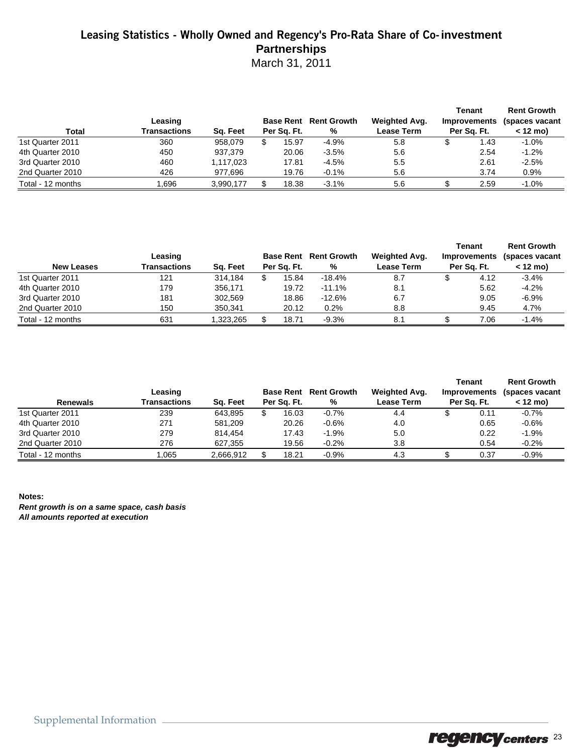# Leasing Statistics - Wholly Owned and Regency's Pro-Rata Share of Co-investment Partnerships

March 31, 2011

| Total | Leasing Transactions | Sq. Feet | Base Rent Per Sq. Ft. | Rent Growth % | Weighted Avg. Lease Term | Tenant Improvements Per Sq. Ft. | Rent Growth (spaces vacant < 12 mo) |
|---|---|---|---|---|---|---|---|
| 1st Quarter 2011 | 360 | 958,079 | $ 15.97 | -4.9% | 5.8 | $ 1.43 | -1.0% |
| 4th Quarter 2010 | 450 | 937,379 | 20.06 | -3.5% | 5.6 | 2.54 | -1.2% |
| 3rd Quarter 2010 | 460 | 1,117,023 | 17.81 | -4.5% | 5.5 | 2.61 | -2.5% |
| 2nd Quarter 2010 | 426 | 977,696 | 19.76 | -0.1% | 5.6 | 3.74 | 0.9% |
| Total - 12 months | 1,696 | 3,990,177 | $ 18.38 | -3.1% | 5.6 | $ 2.59 | -1.0% |

| New Leases | Leasing Transactions | Sq. Feet | Base Rent Per Sq. Ft. | Rent Growth % | Weighted Avg. Lease Term | Tenant Improvements Per Sq. Ft. | Rent Growth (spaces vacant < 12 mo) |
|---|---|---|---|---|---|---|---|
| 1st Quarter 2011 | 121 | 314,184 | $ 15.84 | -18.4% | 8.7 | $ 4.12 | -3.4% |
| 4th Quarter 2010 | 179 | 356,171 | 19.72 | -11.1% | 8.1 | 5.62 | -4.2% |
| 3rd Quarter 2010 | 181 | 302,569 | 18.86 | -12.6% | 6.7 | 9.05 | -6.9% |
| 2nd Quarter 2010 | 150 | 350,341 | 20.12 | 0.2% | 8.8 | 9.45 | 4.7% |
| Total - 12 months | 631 | 1,323,265 | $ 18.71 | -9.3% | 8.1 | $ 7.06 | -1.4% |

| Renewals | Leasing Transactions | Sq. Feet | Base Rent Per Sq. Ft. | Rent Growth % | Weighted Avg. Lease Term | Tenant Improvements Per Sq. Ft. | Rent Growth (spaces vacant < 12 mo) |
|---|---|---|---|---|---|---|---|
| 1st Quarter 2011 | 239 | 643,895 | $ 16.03 | -0.7% | 4.4 | $ 0.11 | -0.7% |
| 4th Quarter 2010 | 271 | 581,209 | 20.26 | -0.6% | 4.0 | 0.65 | -0.6% |
| 3rd Quarter 2010 | 279 | 814,454 | 17.43 | -1.9% | 5.0 | 0.22 | -1.9% |
| 2nd Quarter 2010 | 276 | 627,355 | 19.56 | -0.2% | 3.8 | 0.54 | -0.2% |
| Total - 12 months | 1,065 | 2,666,912 | $ 18.21 | -0.9% | 4.3 | $ 0.37 | -0.9% |

**Notes:**

***Rent growth is on a same space, cash basis***

***All amounts reported at execution***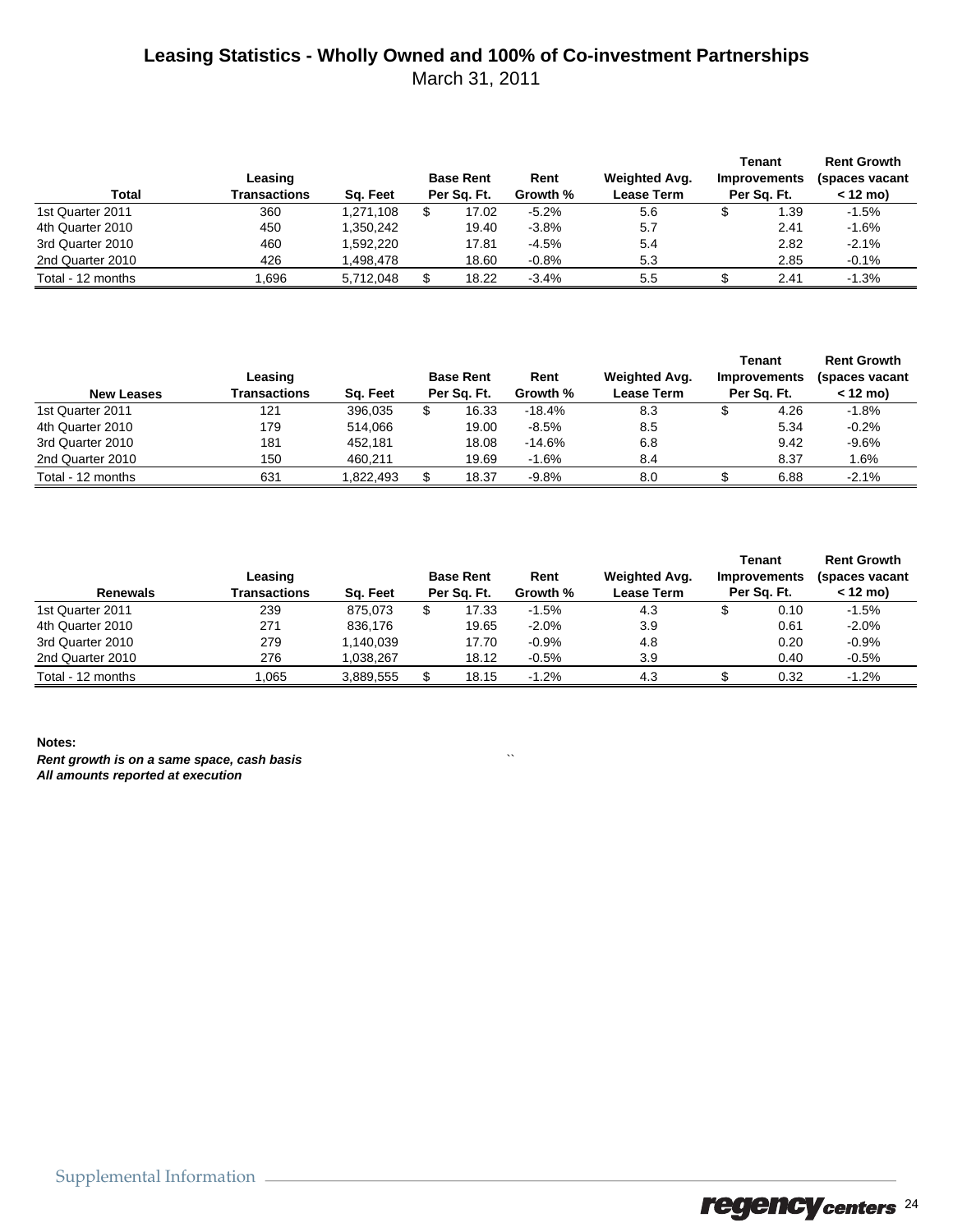# Leasing Statistics - Wholly Owned and 100% of Co-investment Partnerships

March 31, 2011

| Total | Leasing Transactions | Sq. Feet | Base Rent Per Sq. Ft. | Rent Growth % | Weighted Avg. Lease Term | Tenant Improvements Per Sq. Ft. | Rent Growth (spaces vacant < 12 mo) |
|---|---|---|---|---|---|---|---|
| 1st Quarter 2011 | 360 | 1,271,108 | $ 17.02 | -5.2% | 5.6 | $ 1.39 | -1.5% |
| 4th Quarter 2010 | 450 | 1,350,242 | 19.40 | -3.8% | 5.7 | 2.41 | -1.6% |
| 3rd Quarter 2010 | 460 | 1,592,220 | 17.81 | -4.5% | 5.4 | 2.82 | -2.1% |
| 2nd Quarter 2010 | 426 | 1,498,478 | 18.60 | -0.8% | 5.3 | 2.85 | -0.1% |
| Total - 12 months | 1,696 | 5,712,048 | $ 18.22 | -3.4% | 5.5 | $ 2.41 | -1.3% |

| New Leases | Leasing Transactions | Sq. Feet | Base Rent Per Sq. Ft. | Rent Growth % | Weighted Avg. Lease Term | Tenant Improvements Per Sq. Ft. | Rent Growth (spaces vacant < 12 mo) |
|---|---|---|---|---|---|---|---|
| 1st Quarter 2011 | 121 | 396,035 | $ 16.33 | -18.4% | 8.3 | $ 4.26 | -1.8% |
| 4th Quarter 2010 | 179 | 514,066 | 19.00 | -8.5% | 8.5 | 5.34 | -0.2% |
| 3rd Quarter 2010 | 181 | 452,181 | 18.08 | -14.6% | 6.8 | 9.42 | -9.6% |
| 2nd Quarter 2010 | 150 | 460,211 | 19.69 | -1.6% | 8.4 | 8.37 | 1.6% |
| Total - 12 months | 631 | 1,822,493 | $ 18.37 | -9.8% | 8.0 | $ 6.88 | -2.1% |

| Renewals | Leasing Transactions | Sq. Feet | Base Rent Per Sq. Ft. | Rent Growth % | Weighted Avg. Lease Term | Tenant Improvements Per Sq. Ft. | Rent Growth (spaces vacant < 12 mo) |
|---|---|---|---|---|---|---|---|
| 1st Quarter 2011 | 239 | 875,073 | $ 17.33 | -1.5% | 4.3 | $ 0.10 | -1.5% |
| 4th Quarter 2010 | 271 | 836,176 | 19.65 | -2.0% | 3.9 | 0.61 | -2.0% |
| 3rd Quarter 2010 | 279 | 1,140,039 | 17.70 | -0.9% | 4.8 | 0.20 | -0.9% |
| 2nd Quarter 2010 | 276 | 1,038,267 | 18.12 | -0.5% | 3.9 | 0.40 | -0.5% |
| Total - 12 months | 1,065 | 3,889,555 | $ 18.15 | -1.2% | 4.3 | $ 0.32 | -1.2% |

**Notes:**

***Rent growth is on a same space, cash basis***

***All amounts reported at execution***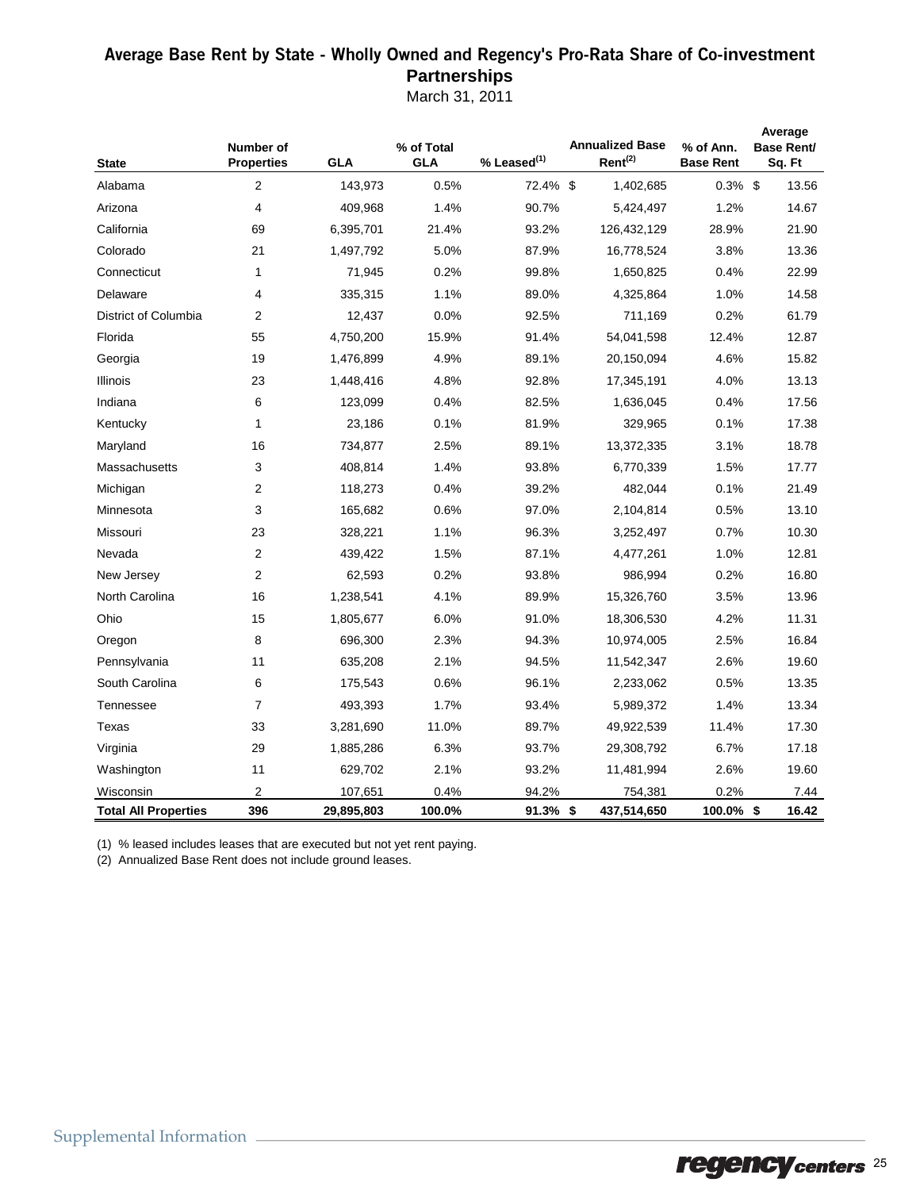# Average Base Rent by State - Wholly Owned and Regency's Pro-Rata Share of Co-investment Partnerships

March 31, 2011

| State | Number of Properties | GLA | % of Total GLA | % Leased[1] | Annualized Base Rent[2] | % of Ann. Base Rent | Average Base Rent/ Sq. Ft |
|---|---|---|---|---|---|---|---|
| Alabama | 2 | 143,973 | 0.5% | 72.4% | $ 1,402,685 | 0.3% | $ 13.56 |
| Arizona | 4 | 409,968 | 1.4% | 90.7% | 5,424,497 | 1.2% | 14.67 |
| California | 69 | 6,395,701 | 21.4% | 93.2% | 126,432,129 | 28.9% | 21.90 |
| Colorado | 21 | 1,497,792 | 5.0% | 87.9% | 16,778,524 | 3.8% | 13.36 |
| Connecticut | 1 | 71,945 | 0.2% | 99.8% | 1,650,825 | 0.4% | 22.99 |
| Delaware | 4 | 335,315 | 1.1% | 89.0% | 4,325,864 | 1.0% | 14.58 |
| District of Columbia | 2 | 12,437 | 0.0% | 92.5% | 711,169 | 0.2% | 61.79 |
| Florida | 55 | 4,750,200 | 15.9% | 91.4% | 54,041,598 | 12.4% | 12.87 |
| Georgia | 19 | 1,476,899 | 4.9% | 89.1% | 20,150,094 | 4.6% | 15.82 |
| Illinois | 23 | 1,448,416 | 4.8% | 92.8% | 17,345,191 | 4.0% | 13.13 |
| Indiana | 6 | 123,099 | 0.4% | 82.5% | 1,636,045 | 0.4% | 17.56 |
| Kentucky | 1 | 23,186 | 0.1% | 81.9% | 329,965 | 0.1% | 17.38 |
| Maryland | 16 | 734,877 | 2.5% | 89.1% | 13,372,335 | 3.1% | 18.78 |
| Massachusetts | 3 | 408,814 | 1.4% | 93.8% | 6,770,339 | 1.5% | 17.77 |
| Michigan | 2 | 118,273 | 0.4% | 39.2% | 482,044 | 0.1% | 21.49 |
| Minnesota | 3 | 165,682 | 0.6% | 97.0% | 2,104,814 | 0.5% | 13.10 |
| Missouri | 23 | 328,221 | 1.1% | 96.3% | 3,252,497 | 0.7% | 10.30 |
| Nevada | 2 | 439,422 | 1.5% | 87.1% | 4,477,261 | 1.0% | 12.81 |
| New Jersey | 2 | 62,593 | 0.2% | 93.8% | 986,994 | 0.2% | 16.80 |
| North Carolina | 16 | 1,238,541 | 4.1% | 89.9% | 15,326,760 | 3.5% | 13.96 |
| Ohio | 15 | 1,805,677 | 6.0% | 91.0% | 18,306,530 | 4.2% | 11.31 |
| Oregon | 8 | 696,300 | 2.3% | 94.3% | 10,974,005 | 2.5% | 16.84 |
| Pennsylvania | 11 | 635,208 | 2.1% | 94.5% | 11,542,347 | 2.6% | 19.60 |
| South Carolina | 6 | 175,543 | 0.6% | 96.1% | 2,233,062 | 0.5% | 13.35 |
| Tennessee | 7 | 493,393 | 1.7% | 93.4% | 5,989,372 | 1.4% | 13.34 |
| Texas | 33 | 3,281,690 | 11.0% | 89.7% | 49,922,539 | 11.4% | 17.30 |
| Virginia | 29 | 1,885,286 | 6.3% | 93.7% | 29,308,792 | 6.7% | 17.18 |
| Washington | 11 | 629,702 | 2.1% | 93.2% | 11,481,994 | 2.6% | 19.60 |
| Wisconsin | 2 | 107,651 | 0.4% | 94.2% | 754,381 | 0.2% | 7.44 |
| **Total All Properties** | **396** | **29,895,803** | **100.0%** | **91.3%** | **$ 437,514,650** | **100.0%** | **$ 16.42** |

(1) % leased includes leases that are executed but not yet rent paying.

(2) Annualized Base Rent does not include ground leases.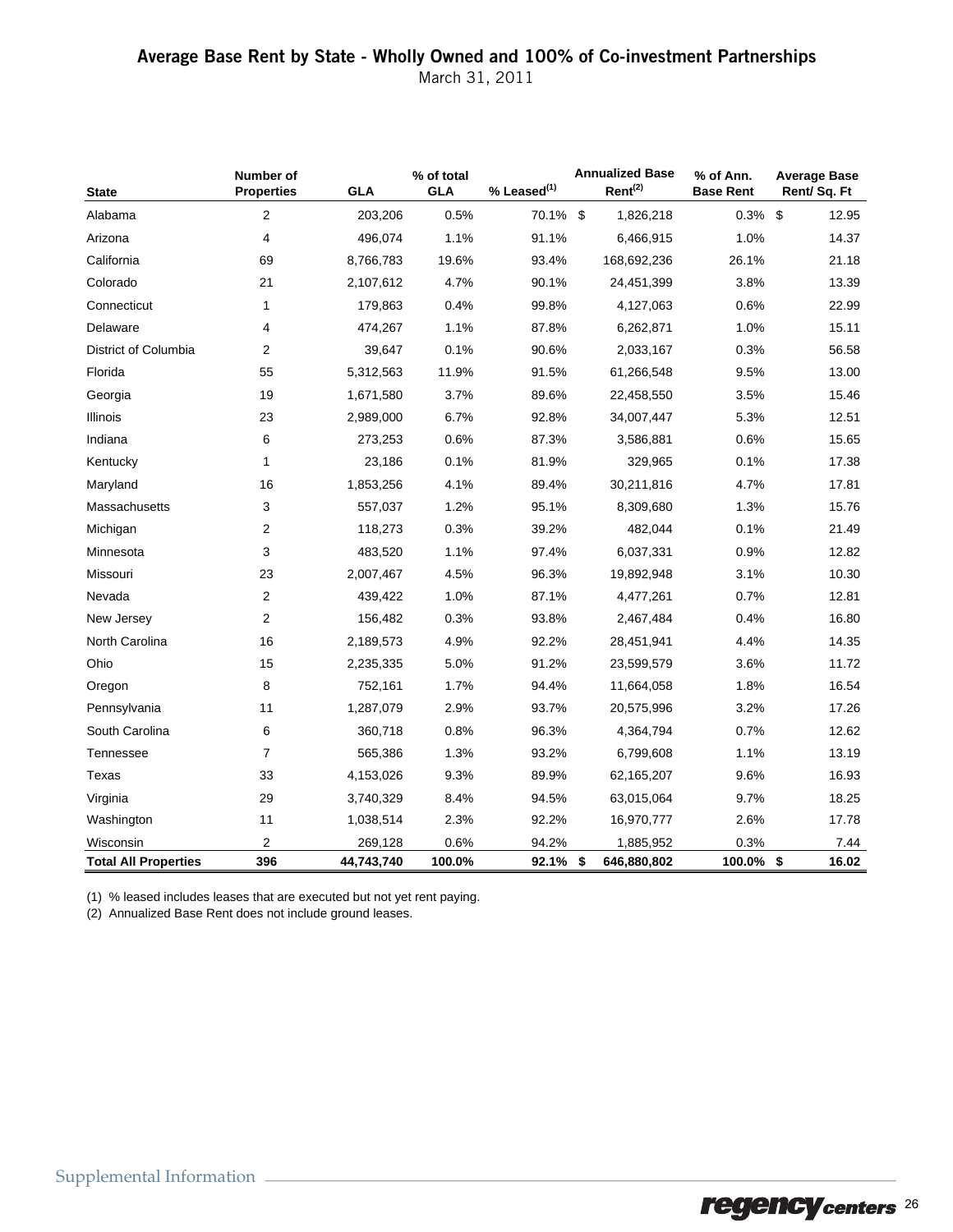## Average Base Rent by State - Wholly Owned and 100% of Co-investment Partnerships

March 31, 2011

| State | Number of Properties | GLA | % of total GLA | % Leased[1] | Annualized Base Rent[2] | % of Ann. Base Rent | Average Base Rent/ Sq. Ft |
|---|---|---|---|---|---|---|---|
| Alabama | 2 | 203,206 | 0.5% | 70.1% | $ 1,826,218 | 0.3% | $ 12.95 |
| Arizona | 4 | 496,074 | 1.1% | 91.1% | 6,466,915 | 1.0% | 14.37 |
| California | 69 | 8,766,783 | 19.6% | 93.4% | 168,692,236 | 26.1% | 21.18 |
| Colorado | 21 | 2,107,612 | 4.7% | 90.1% | 24,451,399 | 3.8% | 13.39 |
| Connecticut | 1 | 179,863 | 0.4% | 99.8% | 4,127,063 | 0.6% | 22.99 |
| Delaware | 4 | 474,267 | 1.1% | 87.8% | 6,262,871 | 1.0% | 15.11 |
| District of Columbia | 2 | 39,647 | 0.1% | 90.6% | 2,033,167 | 0.3% | 56.58 |
| Florida | 55 | 5,312,563 | 11.9% | 91.5% | 61,266,548 | 9.5% | 13.00 |
| Georgia | 19 | 1,671,580 | 3.7% | 89.6% | 22,458,550 | 3.5% | 15.46 |
| Illinois | 23 | 2,989,000 | 6.7% | 92.8% | 34,007,447 | 5.3% | 12.51 |
| Indiana | 6 | 273,253 | 0.6% | 87.3% | 3,586,881 | 0.6% | 15.65 |
| Kentucky | 1 | 23,186 | 0.1% | 81.9% | 329,965 | 0.1% | 17.38 |
| Maryland | 16 | 1,853,256 | 4.1% | 89.4% | 30,211,816 | 4.7% | 17.81 |
| Massachusetts | 3 | 557,037 | 1.2% | 95.1% | 8,309,680 | 1.3% | 15.76 |
| Michigan | 2 | 118,273 | 0.3% | 39.2% | 482,044 | 0.1% | 21.49 |
| Minnesota | 3 | 483,520 | 1.1% | 97.4% | 6,037,331 | 0.9% | 12.82 |
| Missouri | 23 | 2,007,467 | 4.5% | 96.3% | 19,892,948 | 3.1% | 10.30 |
| Nevada | 2 | 439,422 | 1.0% | 87.1% | 4,477,261 | 0.7% | 12.81 |
| New Jersey | 2 | 156,482 | 0.3% | 93.8% | 2,467,484 | 0.4% | 16.80 |
| North Carolina | 16 | 2,189,573 | 4.9% | 92.2% | 28,451,941 | 4.4% | 14.35 |
| Ohio | 15 | 2,235,335 | 5.0% | 91.2% | 23,599,579 | 3.6% | 11.72 |
| Oregon | 8 | 752,161 | 1.7% | 94.4% | 11,664,058 | 1.8% | 16.54 |
| Pennsylvania | 11 | 1,287,079 | 2.9% | 93.7% | 20,575,996 | 3.2% | 17.26 |
| South Carolina | 6 | 360,718 | 0.8% | 96.3% | 4,364,794 | 0.7% | 12.62 |
| Tennessee | 7 | 565,386 | 1.3% | 93.2% | 6,799,608 | 1.1% | 13.19 |
| Texas | 33 | 4,153,026 | 9.3% | 89.9% | 62,165,207 | 9.6% | 16.93 |
| Virginia | 29 | 3,740,329 | 8.4% | 94.5% | 63,015,064 | 9.7% | 18.25 |
| Washington | 11 | 1,038,514 | 2.3% | 92.2% | 16,970,777 | 2.6% | 17.78 |
| Wisconsin | 2 | 269,128 | 0.6% | 94.2% | 1,885,952 | 0.3% | 7.44 |
| **Total All Properties** | **396** | **44,743,740** | **100.0%** | **92.1%** | **$ 646,880,802** | **100.0%** | **$ 16.02** |

(1) % leased includes leases that are executed but not yet rent paying.

(2) Annualized Base Rent does not include ground leases.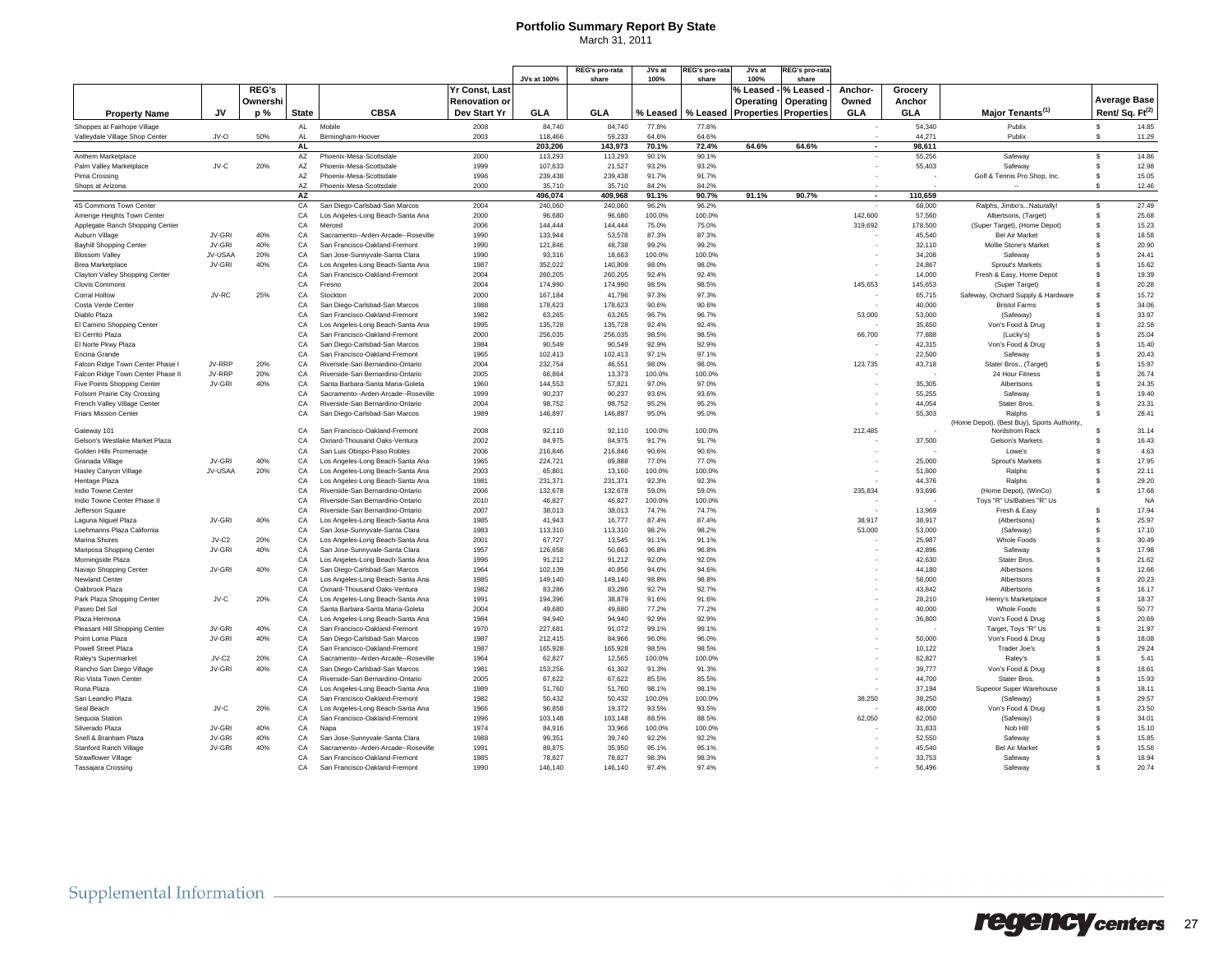# Portfolio Summary Report By State

March 31, 2011

| Property Name | JV | REG's Ownership % | State | CBSA | Yr Const, Last Renovation or Dev Start Yr | JVs at 100% GLA | REG's pro-rata share GLA | JVs at 100% % Leased | REG's pro-rata share % Leased | JVs at 100% % Leased - Operating Properties | REG's pro-rata share % Leased - Operating Properties | Anchor-Owned GLA | Grocery Anchor GLA | Major Tenants(1) | Average Base Rent/ Sq. Ft(2) |
|---|---|---|---|---|---|---|---|---|---|---|---|---|---|---|---|
| Shoppes at Fairhope Village | | | AL | Mobile | 2008 | 84,740 | 84,740 | 77.8% | 77.8% | | | - | 54,340 | Publix | $ 14.85 |
| Valleydale Village Shop Center | JV-O | 50% | AL | Birmingham-Hoover | 2003 | 118,466 | 59,233 | 64.6% | 64.6% | | | - | 44,271 | Publix | $ 11.29 |
| | | | **AL** | | | **203,206** | **143,973** | **70.1%** | **72.4%** | **64.6%** | **64.6%** | **-** | **98,611** | | |
| Anthem Marketplace | | | AZ | Phoenix-Mesa-Scottsdale | 2000 | 113,293 | 113,293 | 90.1% | 90.1% | | | - | 55,256 | Safeway | $ 14.86 |
| Palm Valley Marketplace | JV-C | 20% | AZ | Phoenix-Mesa-Scottsdale | 1999 | 107,633 | 21,527 | 93.2% | 93.2% | | | - | 55,403 | Safeway | $ 12.98 |
| Pima Crossing | | | AZ | Phoenix-Mesa-Scottsdale | 1996 | 239,438 | 239,438 | 91.7% | 91.7% | | | - | - | Golf & Tennis Pro Shop, Inc. | $ 15.05 |
| Shops at Arizona | | | AZ | Phoenix-Mesa-Scottsdale | 2000 | 35,710 | 35,710 | 84.2% | 84.2% | | | - | - | -- | $ 12.46 |
| | | | **AZ** | | | **496,074** | **409,968** | **91.1%** | **90.7%** | **91.1%** | **90.7%** | **-** | **110,659** | | |
| 4S Commons Town Center | | | CA | San Diego-Carlsbad-San Marcos | 2004 | 240,060 | 240,060 | 96.2% | 96.2% | | | - | 68,000 | Ralphs, Jimbo's...Naturally! | $ 27.49 |
| Amerige Heights Town Center | | | CA | Los Angeles-Long Beach-Santa Ana | 2000 | 96,680 | 96,680 | 100.0% | 100.0% | | | 142,600 | 57,560 | Albertsons, (Target) | $ 25.68 |
| Applegate Ranch Shopping Center | | | CA | Merced | 2006 | 144,444 | 144,444 | 75.0% | 75.0% | | | 319,692 | 178,500 | (Super Target), (Home Depot) | $ 15.23 |
| Auburn Village | JV-GRI | 40% | CA | Sacramento--Arden-Arcade--Roseville | 1990 | 133,944 | 53,578 | 87.3% | 87.3% | | | - | 45,540 | Bel Air Market | $ 18.58 |
| Bayhill Shopping Center | JV-GRI | 40% | CA | San Francisco-Oakland-Fremont | 1990 | 121,846 | 48,738 | 99.2% | 99.2% | | | - | 32,110 | Mollie Stone's Market | $ 20.90 |
| Blossom Valley | JV-USAA | 20% | CA | San Jose-Sunnyvale-Santa Clara | 1990 | 93,316 | 18,663 | 100.0% | 100.0% | | | - | 34,208 | Safeway | $ 24.41 |
| Brea Marketplace | JV-GRI | 40% | CA | Los Angeles-Long Beach-Santa Ana | 1987 | 352,022 | 140,809 | 98.0% | 98.0% | | | - | 24,867 | Sprout's Markets | $ 15.62 |
| Clayton Valley Shopping Center | | | CA | San Francisco-Oakland-Fremont | 2004 | 260,205 | 260,205 | 92.4% | 92.4% | | | - | 14,000 | Fresh & Easy, Home Depot | $ 19.39 |
| Clovis Commons | | | CA | Fresno | 2004 | 174,990 | 174,990 | 98.5% | 98.5% | | | 145,653 | 145,653 | (Super Target) | $ 20.28 |
| Corral Hollow | JV-RC | 25% | CA | Stockton | 2000 | 167,184 | 41,796 | 97.3% | 97.3% | | | - | 65,715 | Safeway, Orchard Supply & Hardware | $ 15.72 |
| Costa Verde Center | | | CA | San Diego-Carlsbad-San Marcos | 1988 | 178,623 | 178,623 | 90.6% | 90.6% | | | - | 40,000 | Bristol Farms | $ 34.06 |
| Diablo Plaza | | | CA | San Francisco-Oakland-Fremont | 1982 | 63,265 | 63,265 | 96.7% | 96.7% | | | 53,000 | 53,000 | (Safeway) | $ 33.97 |
| El Camino Shopping Center | | | CA | Los Angeles-Long Beach-Santa Ana | 1995 | 135,728 | 135,728 | 92.4% | 92.4% | | | - | 35,650 | Von's Food & Drug | $ 22.58 |
| El Cerrito Plaza | | | CA | San Francisco-Oakland-Fremont | 2000 | 256,035 | 256,035 | 98.5% | 98.5% | | | 66,700 | 77,888 | (Lucky's) | $ 25.04 |
| El Norte Pkwy Plaza | | | CA | San Diego-Carlsbad-San Marcos | 1984 | 90,549 | 90,549 | 92.9% | 92.9% | | | - | 42,315 | Von's Food & Drug | $ 15.40 |
| Encina Grande | | | CA | San Francisco-Oakland-Fremont | 1965 | 102,413 | 102,413 | 97.1% | 97.1% | | | - | 22,500 | Safeway | $ 20.43 |
| Falcon Ridge Town Center Phase I | JV-RRP | 20% | CA | Riverside-San Bernardino-Ontario | 2004 | 232,754 | 46,551 | 98.0% | 98.0% | | | 123,735 | 43,718 | Stater Bros., (Target) | $ 15.97 |
| Falcon Ridge Town Center Phase II | JV-RRP | 20% | CA | Riverside-San Bernardino-Ontario | 2005 | 66,864 | 13,373 | 100.0% | 100.0% | | | - | - | 24 Hour Fitness | $ 26.74 |
| Five Points Shopping Center | JV-GRI | 40% | CA | Santa Barbara-Santa Maria-Goleta | 1960 | 144,553 | 57,821 | 97.0% | 97.0% | | | - | 35,305 | Albertsons | $ 24.35 |
| Folsom Prairie City Crossing | | | CA | Sacramento--Arden-Arcade--Roseville | 1999 | 90,237 | 90,237 | 93.6% | 93.6% | | | - | 55,255 | Safeway | $ 19.40 |
| French Valley Village Center | | | CA | Riverside-San Bernardino-Ontario | 2004 | 98,752 | 98,752 | 95.2% | 95.2% | | | - | 44,054 | Stater Bros. | $ 23.31 |
| Friars Mission Center | | | CA | San Diego-Carlsbad-San Marcos | 1989 | 146,897 | 146,897 | 95.0% | 95.0% | | | - | 55,303 | Ralphs | $ 28.41 |
| Gateway 101 | | | CA | San Francisco-Oakland-Fremont | 2008 | 92,110 | 92,110 | 100.0% | 100.0% | | | 212,485 | - | (Home Depot), (Best Buy), Sports Authority, Nordstrom Rack | $ 31.14 |
| Gelson's Westlake Market Plaza | | | CA | Oxnard-Thousand Oaks-Ventura | 2002 | 84,975 | 84,975 | 91.7% | 91.7% | | | - | 37,500 | Gelson's Markets | $ 16.43 |
| Golden Hills Promenade | | | CA | San Luis Obispo-Paso Robles | 2006 | 216,846 | 216,846 | 90.6% | 90.6% | | | - | - | Lowe's | $ 4.63 |
| Granada Village | JV-GRI | 40% | CA | Los Angeles-Long Beach-Santa Ana | 1965 | 224,721 | 89,888 | 77.0% | 77.0% | | | - | 25,000 | Sprout's Markets | $ 17.95 |
| Hasley Canyon Village | JV-USAA | 20% | CA | Los Angeles-Long Beach-Santa Ana | 2003 | 65,801 | 13,160 | 100.0% | 100.0% | | | - | 51,800 | Ralphs | $ 22.11 |
| Heritage Plaza | | | CA | Los Angeles-Long Beach-Santa Ana | 1981 | 231,371 | 231,371 | 92.3% | 92.3% | | | - | 44,376 | Ralphs | $ 29.20 |
| Indio Towne Center | | | CA | Riverside-San Bernardino-Ontario | 2006 | 132,678 | 132,678 | 59.0% | 59.0% | | | 235,834 | 93,696 | (Home Depot), (WinCo) | $ 17.68 |
| Indio Towne Center Phase II | | | CA | Riverside-San Bernardino-Ontario | 2010 | 46,827 | 46,827 | 100.0% | 100.0% | | | - | - | Toys "R" Us/Babies "R" Us | NA |
| Jefferson Square | | | CA | Riverside-San Bernardino-Ontario | 2007 | 38,013 | 38,013 | 74.7% | 74.7% | | | - | 13,969 | Fresh & Easy | $ 17.94 |
| Laguna Niguel Plaza | JV-GRI | 40% | CA | Los Angeles-Long Beach-Santa Ana | 1985 | 41,943 | 16,777 | 87.4% | 87.4% | | | 38,917 | 38,917 | (Albertsons) | $ 25.97 |
| Loehmanns Plaza California | | | CA | San Jose-Sunnyvale-Santa Clara | 1983 | 113,310 | 113,310 | 98.2% | 98.2% | | | 53,000 | 53,000 | (Safeway) | $ 17.10 |
| Marina Shores | JV-C2 | 20% | CA | Los Angeles-Long Beach-Santa Ana | 2001 | 67,727 | 13,545 | 91.1% | 91.1% | | | - | 25,987 | Whole Foods | $ 30.49 |
| Mariposa Shopping Center | JV-GRI | 40% | CA | San Jose-Sunnyvale-Santa Clara | 1957 | 126,658 | 50,663 | 96.8% | 96.8% | | | - | 42,896 | Safeway | $ 17.98 |
| Morningside Plaza | | | CA | Los Angeles-Long Beach-Santa Ana | 1996 | 91,212 | 91,212 | 92.0% | 92.0% | | | - | 42,630 | Stater Bros. | $ 21.62 |
| Navajo Shopping Center | JV-GRI | 40% | CA | San Diego-Carlsbad-San Marcos | 1964 | 102,139 | 40,856 | 94.6% | 94.6% | | | - | 44,180 | Albertsons | $ 12.66 |
| Newland Center | | | CA | Los Angeles-Long Beach-Santa Ana | 1985 | 149,140 | 149,140 | 98.8% | 98.8% | | | - | 58,000 | Albertsons | $ 20.23 |
| Oakbrook Plaza | | | CA | Oxnard-Thousand Oaks-Ventura | 1982 | 83,286 | 83,286 | 92.7% | 92.7% | | | - | 43,842 | Albertsons | $ 16.17 |
| Park Plaza Shopping Center | JV-C | 20% | CA | Los Angeles-Long Beach-Santa Ana | 1991 | 194,396 | 38,879 | 91.6% | 91.6% | | | - | 28,210 | Henry's Marketplace | $ 18.37 |
| Paseo Del Sol | | | CA | Santa Barbara-Santa Maria-Goleta | 2004 | 49,680 | 49,680 | 77.2% | 77.2% | | | - | 40,000 | Whole Foods | $ 50.77 |
| Plaza Hermosa | | | CA | Los Angeles-Long Beach-Santa Ana | 1984 | 94,940 | 94,940 | 92.9% | 92.9% | | | - | 36,800 | Von's Food & Drug | $ 20.69 |
| Pleasant Hill Shopping Center | JV-GRI | 40% | CA | San Francisco-Oakland-Fremont | 1970 | 227,681 | 91,072 | 99.1% | 99.1% | | | - | - | Target, Toys "R" Us | $ 21.97 |
| Point Loma Plaza | JV-GRI | 40% | CA | San Diego-Carlsbad-San Marcos | 1987 | 212,415 | 84,966 | 96.0% | 96.0% | | | - | 50,000 | Von's Food & Drug | $ 18.08 |
| Powell Street Plaza | | | CA | San Francisco-Oakland-Fremont | 1987 | 165,928 | 165,928 | 98.5% | 98.5% | | | - | 10,122 | Trader Joe's | $ 29.24 |
| Raley's Supermarket | JV-C2 | 20% | CA | Sacramento--Arden-Arcade--Roseville | 1964 | 62,827 | 12,565 | 100.0% | 100.0% | | | - | 62,827 | Raley's | $ 5.41 |
| Rancho San Diego Village | JV-GRI | 40% | CA | San Diego-Carlsbad-San Marcos | 1981 | 153,256 | 61,302 | 91.3% | 91.3% | | | - | 39,777 | Von's Food & Drug | $ 18.61 |
| Rio Vista Town Center | | | CA | Riverside-San Bernardino-Ontario | 2005 | 67,622 | 67,622 | 85.5% | 85.5% | | | - | 44,700 | Stater Bros. | $ 15.93 |
| Rona Plaza | | | CA | Los Angeles-Long Beach-Santa Ana | 1989 | 51,760 | 51,760 | 98.1% | 98.1% | | | - | 37,194 | Superior Super Warehouse | $ 18.11 |
| San Leandro Plaza | | | CA | San Francisco-Oakland-Fremont | 1982 | 50,432 | 50,432 | 100.0% | 100.0% | | | 38,250 | 38,250 | (Safeway) | $ 29.57 |
| Seal Beach | JV-C | 20% | CA | Los Angeles-Long Beach-Santa Ana | 1966 | 96,858 | 19,372 | 93.5% | 93.5% | | | - | 48,000 | Von's Food & Drug | $ 23.50 |
| Sequoia Station | | | CA | San Francisco-Oakland-Fremont | 1996 | 103,148 | 103,148 | 88.5% | 88.5% | | | 62,050 | 62,050 | (Safeway) | $ 34.01 |
| Silverado Plaza | JV-GRI | 40% | CA | Napa | 1974 | 84,916 | 33,966 | 100.0% | 100.0% | | | - | 31,833 | Nob Hill | $ 15.10 |
| Snell & Branham Plaza | JV-GRI | 40% | CA | San Jose-Sunnyvale-Santa Clara | 1988 | 99,351 | 39,740 | 92.2% | 92.2% | | | - | 52,550 | Safeway | $ 15.85 |
| Stanford Ranch Village | JV-GRI | 40% | CA | Sacramento--Arden-Arcade--Roseville | 1991 | 89,875 | 35,950 | 95.1% | 95.1% | | | - | 45,540 | Bel Air Market | $ 15.56 |
| Strawflower Village | | | CA | San Francisco-Oakland-Fremont | 1985 | 78,827 | 78,827 | 98.3% | 98.3% | | | - | 33,753 | Safeway | $ 18.94 |
| Tassajara Crossing | | | CA | San Francisco-Oakland-Fremont | 1990 | 146,140 | 146,140 | 97.4% | 97.4% | | | - | 56,496 | Safeway | $ 20.74 |

Supplemental Information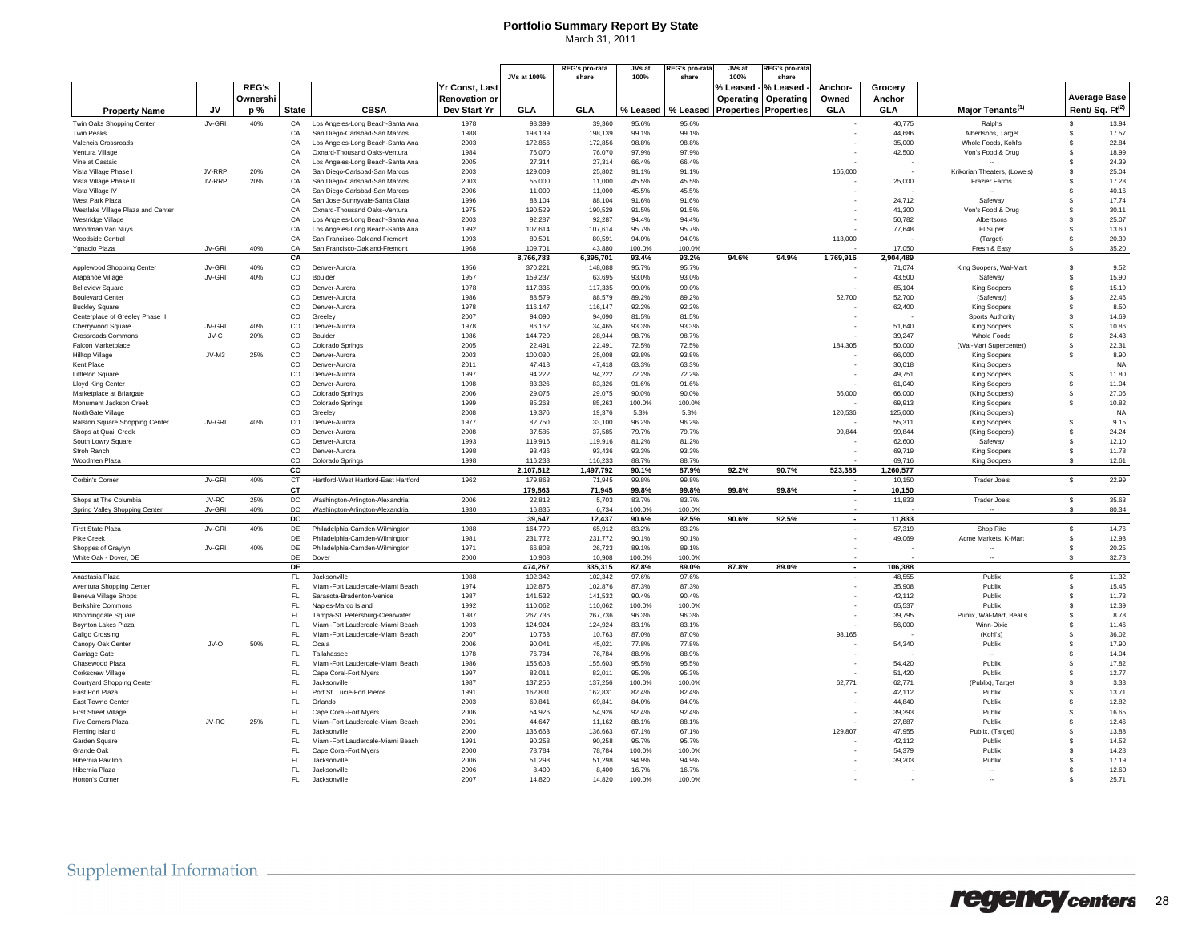# Portfolio Summary Report By State

March 31, 2011

| Property Name | JV | REG's Ownership % | State | CBSA | Yr Const, Last Renovation or Dev Start Yr | JVs at 100% GLA | REG's pro-rata share GLA | JVs at 100% % Leased | REG's pro-rata share % Leased | JVs at 100% % Leased - Operating Properties | REG's pro-rata share % Leased - Operating Properties | Anchor-Owned GLA | Grocery Anchor GLA | Major Tenants(1) | Average Base Rent/ Sq. Ft(2) |
|---|---|---|---|---|---|---|---|---|---|---|---|---|---|---|---|
| Twin Oaks Shopping Center | JV-GRI | 40% | CA | Los Angeles-Long Beach-Santa Ana | 1978 | 98,399 | 39,360 | 95.6% | 95.6% | | | - | 40,775 | Ralphs | $ 13.94 |
| Twin Peaks | | | CA | San Diego-Carlsbad-San Marcos | 1988 | 198,139 | 198,139 | 99.1% | 99.1% | | | - | 44,686 | Albertsons, Target | $ 17.57 |
| Valencia Crossroads | | | CA | Los Angeles-Long Beach-Santa Ana | 2003 | 172,856 | 172,856 | 98.8% | 98.8% | | | - | 35,000 | Whole Foods, Kohl's | $ 22.84 |
| Ventura Village | | | CA | Oxnard-Thousand Oaks-Ventura | 1984 | 76,070 | 76,070 | 97.9% | 97.9% | | | - | 42,500 | Von's Food & Drug | $ 18.99 |
| Vine at Castaic | | | CA | Los Angeles-Long Beach-Santa Ana | 2005 | 27,314 | 27,314 | 66.4% | 66.4% | | | - | - | -- | $ 24.39 |
| Vista Village Phase I | JV-RRP | 20% | CA | San Diego-Carlsbad-San Marcos | 2003 | 129,009 | 25,802 | 91.1% | 91.1% | | | 165,000 | - | Krikorian Theaters, (Lowe's) | $ 25.04 |
| Vista Village Phase II | JV-RRP | 20% | CA | San Diego-Carlsbad-San Marcos | 2003 | 55,000 | 11,000 | 45.5% | 45.5% | | | - | 25,000 | Frazier Farms | $ 17.28 |
| Vista Village IV | | | CA | San Diego-Carlsbad-San Marcos | 2006 | 11,000 | 11,000 | 45.5% | 45.5% | | | - | - | -- | $ 40.16 |
| West Park Plaza | | | CA | San Jose-Sunnyvale-Santa Clara | 1996 | 88,104 | 88,104 | 91.6% | 91.6% | | | - | 24,712 | Safeway | $ 17.74 |
| Westlake Village Plaza and Center | | | CA | Oxnard-Thousand Oaks-Ventura | 1975 | 190,529 | 190,529 | 91.5% | 91.5% | | | - | 41,300 | Von's Food & Drug | $ 30.11 |
| Westridge Village | | | CA | Los Angeles-Long Beach-Santa Ana | 2003 | 92,287 | 92,287 | 94.4% | 94.4% | | | - | 50,782 | Albertsons | $ 25.07 |
| Woodman Van Nuys | | | CA | Los Angeles-Long Beach-Santa Ana | 1992 | 107,614 | 107,614 | 95.7% | 95.7% | | | - | 77,648 | El Super | $ 13.60 |
| Woodside Central | | | CA | San Francisco-Oakland-Fremont | 1993 | 80,591 | 80,591 | 94.0% | 94.0% | | | 113,000 | - | (Target) | $ 20.39 |
| Ygnacio Plaza | JV-GRI | 40% | CA | San Francisco-Oakland-Fremont | 1968 | 109,701 | 43,880 | 100.0% | 100.0% | | | - | 17,050 | Fresh & Easy | $ 35.20 |
| | | | **CA** | | | **8,766,783** | **6,395,701** | **93.4%** | **93.2%** | **94.6%** | **94.9%** | **1,769,916** | **2,904,489** | | |
| Applewood Shopping Center | JV-GRI | 40% | CO | Denver-Aurora | 1956 | 370,221 | 148,088 | 95.7% | 95.7% | | | - | 71,074 | King Soopers, Wal-Mart | $ 9.52 |
| Arapahoe Village | JV-GRI | 40% | CO | Boulder | 1957 | 159,237 | 63,695 | 93.0% | 93.0% | | | - | 43,500 | Safeway | $ 15.90 |
| Belleview Square | | | CO | Denver-Aurora | 1978 | 117,335 | 117,335 | 99.0% | 99.0% | | | - | 65,104 | King Soopers | $ 15.19 |
| Boulevard Center | | | CO | Denver-Aurora | 1986 | 88,579 | 88,579 | 89.2% | 89.2% | | | 52,700 | 52,700 | (Safeway) | $ 22.46 |
| Buckley Square | | | CO | Denver-Aurora | 1978 | 116,147 | 116,147 | 92.2% | 92.2% | | | - | 62,400 | King Soopers | $ 8.50 |
| Centerplace of Greeley Phase III | | | CO | Greeley | 2007 | 94,090 | 94,090 | 81.5% | 81.5% | | | - | - | Sports Authority | $ 14.69 |
| Cherrywood Square | JV-GRI | 40% | CO | Denver-Aurora | 1978 | 86,162 | 34,465 | 93.3% | 93.3% | | | - | 51,640 | King Soopers | $ 10.86 |
| Crossroads Commons | JV-C | 20% | CO | Boulder | 1986 | 144,720 | 28,944 | 98.7% | 98.7% | | | - | 39,247 | Whole Foods | $ 24.43 |
| Falcon Marketplace | | | CO | Colorado Springs | 2005 | 22,491 | 22,491 | 72.5% | 72.5% | | | 184,305 | 50,000 | (Wal-Mart Supercenter) | $ 22.31 |
| Hilltop Village | JV-M3 | 25% | CO | Denver-Aurora | 2003 | 100,030 | 25,008 | 93.8% | 93.8% | | | - | 66,000 | King Soopers | $ 8.90 |
| Kent Place | | | CO | Denver-Aurora | 2011 | 47,418 | 47,418 | 63.3% | 63.3% | | | - | 30,018 | King Soopers | NA |
| Littleton Square | | | CO | Denver-Aurora | 1997 | 94,222 | 94,222 | 72.2% | 72.2% | | | - | 49,751 | King Soopers | $ 11.80 |
| Lloyd King Center | | | CO | Denver-Aurora | 1998 | 83,326 | 83,326 | 91.6% | 91.6% | | | - | 61,040 | King Soopers | $ 11.04 |
| Marketplace at Briargate | | | CO | Colorado Springs | 2006 | 29,075 | 29,075 | 90.0% | 90.0% | | | 66,000 | 66,000 | (King Soopers) | $ 27.06 |
| Monument Jackson Creek | | | CO | Colorado Springs | 1999 | 85,263 | 85,263 | 100.0% | 100.0% | | | - | 69,913 | King Soopers | $ 10.82 |
| NorthGate Village | | | CO | Greeley | 2008 | 19,376 | 19,376 | 5.3% | 5.3% | | | 120,536 | 125,000 | (King Soopers) | NA |
| Ralston Square Shopping Center | JV-GRI | 40% | CO | Denver-Aurora | 1977 | 82,750 | 33,100 | 96.2% | 96.2% | | | - | 55,311 | King Soopers | $ 9.15 |
| Shops at Quail Creek | | | CO | Denver-Aurora | 2008 | 37,585 | 37,585 | 79.7% | 79.7% | | | 99,844 | 99,844 | (King Soopers) | $ 24.24 |
| South Lowry Square | | | CO | Denver-Aurora | 1993 | 119,916 | 119,916 | 81.2% | 81.2% | | | - | 62,600 | Safeway | $ 12.10 |
| Stroh Ranch | | | CO | Denver-Aurora | 1998 | 93,436 | 93,436 | 93.3% | 93.3% | | | - | 69,719 | King Soopers | $ 11.78 |
| Woodmen Plaza | | | CO | Colorado Springs | 1998 | 116,233 | 116,233 | 88.7% | 88.7% | | | - | 69,716 | King Soopers | $ 12.61 |
| | | | **CO** | | | **2,107,612** | **1,497,792** | **90.1%** | **87.9%** | **92.2%** | **90.7%** | **523,385** | **1,260,577** | | |
| Corbin's Corner | JV-GRI | 40% | CT | Hartford-West Hartford-East Hartford | 1962 | 179,863 | 71,945 | 99.8% | 99.8% | | | - | 10,150 | Trader Joe's | $ 22.99 |
| | | | **CT** | | | **179,863** | **71,945** | **99.8%** | **99.8%** | **99.8%** | **99.8%** | **-** | **10,150** | | |
| Shops at The Columbia | JV-RC | 25% | DC | Washington-Arlington-Alexandria | 2006 | 22,812 | 5,703 | 83.7% | 83.7% | | | - | 11,833 | Trader Joe's | $ 35.63 |
| Spring Valley Shopping Center | JV-GRI | 40% | DC | Washington-Arlington-Alexandria | 1930 | 16,835 | 6,734 | 100.0% | 100.0% | | | - | - | -- | $ 80.34 |
| | | | **DC** | | | **39,647** | **12,437** | **90.6%** | **92.5%** | **90.6%** | **92.5%** | **-** | **11,833** | | |
| First State Plaza | JV-GRI | 40% | DE | Philadelphia-Camden-Wilmington | 1988 | 164,779 | 65,912 | 83.2% | 83.2% | | | - | 57,319 | Shop Rite | $ 14.76 |
| Pike Creek | | | DE | Philadelphia-Camden-Wilmington | 1981 | 231,772 | 231,772 | 90.1% | 90.1% | | | - | 49,069 | Acme Markets, K-Mart | $ 12.93 |
| Shoppes of Graylyn | JV-GRI | 40% | DE | Philadelphia-Camden-Wilmington | 1971 | 66,808 | 26,723 | 89.1% | 89.1% | | | - | - | -- | $ 20.25 |
| White Oak - Dover, DE | | | DE | Dover | 2000 | 10,908 | 10,908 | 100.0% | 100.0% | | | - | - | -- | $ 32.73 |
| | | | **DE** | | | **474,267** | **335,315** | **87.8%** | **89.0%** | **87.8%** | **89.0%** | **-** | **106,388** | | |
| Anastasia Plaza | | | FL | Jacksonville | 1988 | 102,342 | 102,342 | 97.6% | 97.6% | | | - | 48,555 | Publix | $ 11.32 |
| Aventura Shopping Center | | | FL | Miami-Fort Lauderdale-Miami Beach | 1974 | 102,876 | 102,876 | 87.3% | 87.3% | | | - | 35,908 | Publix | $ 15.45 |
| Beneva Village Shops | | | FL | Sarasota-Bradenton-Venice | 1987 | 141,532 | 141,532 | 90.4% | 90.4% | | | - | 42,112 | Publix | $ 11.73 |
| Berkshire Commons | | | FL | Naples-Marco Island | 1992 | 110,062 | 110,062 | 100.0% | 100.0% | | | - | 65,537 | Publix | $ 12.39 |
| Bloomingdale Square | | | FL | Tampa-St. Petersburg-Clearwater | 1987 | 267,736 | 267,736 | 96.3% | 96.3% | | | - | 39,795 | Publix, Wal-Mart, Bealls | $ 8.78 |
| Boynton Lakes Plaza | | | FL | Miami-Fort Lauderdale-Miami Beach | 1993 | 124,924 | 124,924 | 83.1% | 83.1% | | | - | 56,000 | Winn-Dixie | $ 11.46 |
| Caligo Crossing | | | FL | Miami-Fort Lauderdale-Miami Beach | 2007 | 10,763 | 10,763 | 87.0% | 87.0% | | | 98,165 | - | (Kohl's) | $ 36.02 |
| Canopy Oak Center | JV-O | 50% | FL | Ocala | 2006 | 90,041 | 45,021 | 77.8% | 77.8% | | | - | 54,340 | Publix | $ 17.90 |
| Carriage Gate | | | FL | Tallahassee | 1978 | 76,784 | 76,784 | 88.9% | 88.9% | | | - | - | -- | $ 14.04 |
| Chasewood Plaza | | | FL | Miami-Fort Lauderdale-Miami Beach | 1986 | 155,603 | 155,603 | 95.5% | 95.5% | | | - | 54,420 | Publix | $ 17.82 |
| Corkscrew Village | | | FL | Cape Coral-Fort Myers | 1997 | 82,011 | 82,011 | 95.3% | 95.3% | | | - | 51,420 | Publix | $ 12.77 |
| Courtyard Shopping Center | | | FL | Jacksonville | 1987 | 137,256 | 137,256 | 100.0% | 100.0% | | | 62,771 | 62,771 | (Publix), Target | $ 3.33 |
| East Port Plaza | | | FL | Port St. Lucie-Fort Pierce | 1991 | 162,831 | 162,831 | 82.4% | 82.4% | | | - | 42,112 | Publix | $ 13.71 |
| East Towne Center | | | FL | Orlando | 2003 | 69,841 | 69,841 | 84.0% | 84.0% | | | - | 44,840 | Publix | $ 12.82 |
| First Street Village | | | FL | Cape Coral-Fort Myers | 2006 | 54,926 | 54,926 | 92.4% | 92.4% | | | - | 39,393 | Publix | $ 16.65 |
| Five Corners Plaza | JV-RC | 25% | FL | Miami-Fort Lauderdale-Miami Beach | 2001 | 44,647 | 11,162 | 88.1% | 88.1% | | | - | 27,887 | Publix | $ 12.46 |
| Fleming Island | | | FL | Jacksonville | 2000 | 136,663 | 136,663 | 67.1% | 67.1% | | | 129,807 | 47,955 | Publix, (Target) | $ 13.88 |
| Garden Square | | | FL | Miami-Fort Lauderdale-Miami Beach | 1991 | 90,258 | 90,258 | 95.7% | 95.7% | | | - | 42,112 | Publix | $ 14.52 |
| Grande Oak | | | FL | Cape Coral-Fort Myers | 2000 | 78,784 | 78,784 | 100.0% | 100.0% | | | - | 54,379 | Publix | $ 14.28 |
| Hibernia Pavilion | | | FL | Jacksonville | 2006 | 51,298 | 51,298 | 94.9% | 94.9% | | | - | 39,203 | Publix | $ 17.19 |
| Hibernia Plaza | | | FL | Jacksonville | 2006 | 8,400 | 8,400 | 16.7% | 16.7% | | | - | - | -- | $ 12.60 |
| Horton's Corner | | | FL | Jacksonville | 2007 | 14,820 | 14,820 | 100.0% | 100.0% | | | - | - | -- | $ 25.71 |

Supplemental Information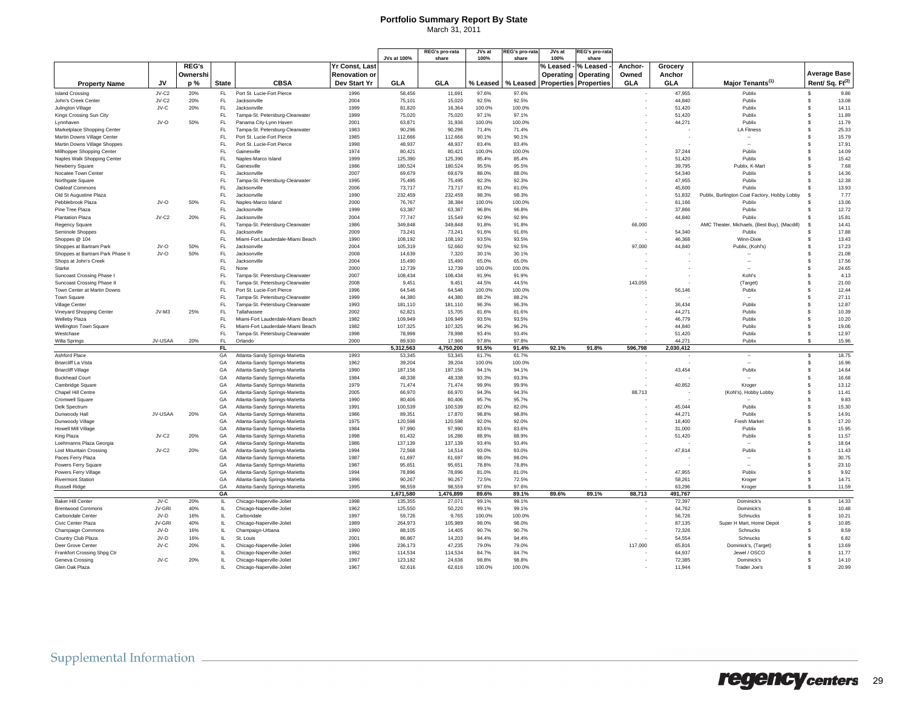# Portfolio Summary Report By State

March 31, 2011

| Property Name | JV | REG's Ownership % | State | CBSA | Yr Const, Last Renovation or Dev Start Yr | JVs at 100% GLA | REG's pro-rata share GLA | JVs at 100% % Leased | REG's pro-rata share % Leased | JVs at 100% % Leased - Operating Properties | REG's pro-rata share % Leased - Operating Properties | Anchor-Owned GLA | Grocery Anchor GLA | Major Tenants[1] | Average Base Rent/ Sq. Ft[2] |
|---|---|---|---|---|---|---|---|---|---|---|---|---|---|---|---|
| Island Crossing | JV-C2 | 20% | FL | Port St. Lucie-Fort Pierce | 1996 | 58,456 | 11,691 | 97.6% | 97.6% | | | - | 47,955 | Publix | $ 9.86 |
| John's Creek Center | JV-C2 | 20% | FL | Jacksonville | 2004 | 75,101 | 15,020 | 92.5% | 92.5% | | | - | 44,840 | Publix | $ 13.08 |
| Julington Village | JV-C | 20% | FL | Jacksonville | 1999 | 81,820 | 16,364 | 100.0% | 100.0% | | | - | 51,420 | Publix | $ 14.11 |
| Kings Crossing Sun City | | | FL | Tampa-St. Petersburg-Clearwater | 1999 | 75,020 | 75,020 | 97.1% | 97.1% | | | - | 51,420 | Publix | $ 11.89 |
| Lynnhaven | JV-O | 50% | FL | Panama City-Lynn Haven | 2001 | 63,871 | 31,936 | 100.0% | 100.0% | | | - | 44,271 | Publix | $ 11.79 |
| Marketplace Shopping Center | | | FL | Tampa-St. Petersburg-Clearwater | 1983 | 90,296 | 90,296 | 71.4% | 71.4% | | | - | - | LA Fitness | $ 25.33 |
| Martin Downs Village Center | | | FL | Port St. Lucie-Fort Pierce | 1985 | 112,666 | 112,666 | 90.1% | 90.1% | | | - | - | -- | $ 15.79 |
| Martin Downs Village Shoppes | | | FL | Port St. Lucie-Fort Pierce | 1998 | 48,937 | 48,937 | 83.4% | 83.4% | | | - | - | -- | $ 17.91 |
| Millhopper Shopping Center | | | FL | Gainesville | 1974 | 80,421 | 80,421 | 100.0% | 100.0% | | | - | 37,244 | Publix | $ 14.09 |
| Naples Walk Shopping Center | | | FL | Naples-Marco Island | 1999 | 125,390 | 125,390 | 85.4% | 85.4% | | | - | 51,420 | Publix | $ 15.42 |
| Newberry Square | | | FL | Gainesville | 1986 | 180,524 | 180,524 | 95.5% | 95.5% | | | - | 39,795 | Publix, K-Mart | $ 7.68 |
| Nocatee Town Center | | | FL | Jacksonville | 2007 | 69,679 | 69,679 | 88.0% | 88.0% | | | - | 54,340 | Publix | $ 14.36 |
| Northgate Square | | | FL | Tampa-St. Petersburg-Clearwater | 1995 | 75,495 | 75,495 | 92.3% | 92.3% | | | - | 47,955 | Publix | $ 12.38 |
| Oakleaf Commons | | | FL | Jacksonville | 2006 | 73,717 | 73,717 | 81.0% | 81.0% | | | - | 45,600 | Publix | $ 13.93 |
| Old St Augustine Plaza | | | FL | Jacksonville | 1990 | 232,459 | 232,459 | 98.3% | 98.3% | | | - | 51,832 | Publix, Burlington Coat Factory, Hobby Lobby | $ 7.77 |
| Pebblebrook Plaza | JV-O | 50% | FL | Naples-Marco Island | 2000 | 76,767 | 38,384 | 100.0% | 100.0% | | | - | 61,166 | Publix | $ 13.06 |
| Pine Tree Plaza | | | FL | Jacksonville | 1999 | 63,387 | 63,387 | 96.8% | 96.8% | | | - | 37,866 | Publix | $ 12.72 |
| Plantation Plaza | JV-C2 | 20% | FL | Jacksonville | 2004 | 77,747 | 15,549 | 92.9% | 92.9% | | | - | 44,840 | Publix | $ 15.81 |
| Regency Square | | | FL | Tampa-St. Petersburg-Clearwater | 1986 | 349,848 | 349,848 | 91.8% | 91.8% | | | 66,000 | - | AMC Theater, Michaels, (Best Buy), (Macdill) | $ 14.41 |
| Seminole Shoppes | | | FL | Jacksonville | 2009 | 73,241 | 73,241 | 91.6% | 91.6% | | | - | 54,340 | Publix | $ 17.88 |
| Shoppes @ 104 | | | FL | Miami-Fort Lauderdale-Miami Beach | 1990 | 108,192 | 108,192 | 93.5% | 93.5% | | | - | 46,368 | Winn-Dixie | $ 13.43 |
| Shoppes at Bartram Park | JV-O | 50% | FL | Jacksonville | 2004 | 105,319 | 52,660 | 92.5% | 92.5% | | | 97,000 | 44,840 | Publix, (Kohl's) | $ 17.23 |
| Shoppes at Bartram Park Phase II | JV-O | 50% | FL | Jacksonville | 2008 | 14,639 | 7,320 | 30.1% | 30.1% | | | - | - | -- | $ 21.08 |
| Shops at John's Creek | | | FL | Jacksonville | 2004 | 15,490 | 15,490 | 65.0% | 65.0% | | | - | - | -- | $ 17.56 |
| Starke | | | FL | None | 2000 | 12,739 | 12,739 | 100.0% | 100.0% | | | - | - | -- | $ 24.65 |
| Suncoast Crossing Phase I | | | FL | Tampa-St. Petersburg-Clearwater | 2007 | 108,434 | 108,434 | 91.9% | 91.9% | | | - | - | Kohl's | $ 4.13 |
| Suncoast Crossing Phase II | | | FL | Tampa-St. Petersburg-Clearwater | 2008 | 9,451 | 9,451 | 44.5% | 44.5% | | | 143,055 | - | (Target) | $ 21.00 |
| Town Center at Martin Downs | | | FL | Port St. Lucie-Fort Pierce | 1996 | 64,546 | 64,546 | 100.0% | 100.0% | | | - | 56,146 | Publix | $ 12.44 |
| Town Square | | | FL | Tampa-St. Petersburg-Clearwater | 1999 | 44,380 | 44,380 | 88.2% | 88.2% | | | - | - | -- | $ 27.11 |
| Village Center | | | FL | Tampa-St. Petersburg-Clearwater | 1993 | 181,110 | 181,110 | 96.3% | 96.3% | | | - | 36,434 | Publix | $ 12.87 |
| Vineyard Shopping Center | JV-M3 | 25% | FL | Tallahassee | 2002 | 62,821 | 15,705 | 81.6% | 81.6% | | | - | 44,271 | Publix | $ 10.39 |
| Welleby Plaza | | | FL | Miami-Fort Lauderdale-Miami Beach | 1982 | 109,949 | 109,949 | 93.5% | 93.5% | | | - | 46,779 | Publix | $ 10.20 |
| Wellington Town Square | | | FL | Miami-Fort Lauderdale-Miami Beach | 1982 | 107,325 | 107,325 | 96.2% | 96.2% | | | - | 44,840 | Publix | $ 19.06 |
| Westchase | | | FL | Tampa-St. Petersburg-Clearwater | 1998 | 78,998 | 78,998 | 93.4% | 93.4% | | | - | 51,420 | Publix | $ 12.97 |
| Willa Springs | JV-USAA | 20% | FL | Orlando | 2000 | 89,930 | 17,986 | 97.8% | 97.8% | | | - | 44,271 | Publix | $ 15.96 |
| | | | **FL** | | | **5,312,563** | **4,750,200** | **91.5%** | **91.4%** | **92.1%** | **91.8%** | **596,798** | **2,030,412** | | |
| Ashford Place | | | GA | Atlanta-Sandy Springs-Marietta | 1993 | 53,345 | 53,345 | 61.7% | 61.7% | | | - | - | -- | $ 18.75 |
| Briarcliff La Vista | | | GA | Atlanta-Sandy Springs-Marietta | 1962 | 39,204 | 39,204 | 100.0% | 100.0% | | | - | - | -- | $ 16.96 |
| Briarcliff Village | | | GA | Atlanta-Sandy Springs-Marietta | 1990 | 187,156 | 187,156 | 94.1% | 94.1% | | | - | 43,454 | Publix | $ 14.64 |
| Buckhead Court | | | GA | Atlanta-Sandy Springs-Marietta | 1984 | 48,338 | 48,338 | 93.3% | 93.3% | | | - | - | -- | $ 16.68 |
| Cambridge Square | | | GA | Atlanta-Sandy Springs-Marietta | 1979 | 71,474 | 71,474 | 99.9% | 99.9% | | | - | 40,852 | Kroger | $ 13.12 |
| Chapel Hill Centre | | | GA | Atlanta-Sandy Springs-Marietta | 2005 | 66,970 | 66,970 | 94.3% | 94.3% | | | 88,713 | - | (Kohl's), Hobby Lobby | $ 11.41 |
| Cromwell Square | | | GA | Atlanta-Sandy Springs-Marietta | 1990 | 80,406 | 80,406 | 95.7% | 95.7% | | | - | - | -- | $ 9.83 |
| Delk Spectrum | | | GA | Atlanta-Sandy Springs-Marietta | 1991 | 100,539 | 100,539 | 82.0% | 82.0% | | | - | 45,044 | Publix | $ 15.30 |
| Dunwoody Hall | JV-USAA | 20% | GA | Atlanta-Sandy Springs-Marietta | 1986 | 89,351 | 17,870 | 98.8% | 98.8% | | | - | 44,271 | Publix | $ 14.91 |
| Dunwoody Village | | | GA | Atlanta-Sandy Springs-Marietta | 1975 | 120,598 | 120,598 | 92.0% | 92.0% | | | - | 18,400 | Fresh Market | $ 17.20 |
| Howell Mill Village | | | GA | Atlanta-Sandy Springs-Marietta | 1984 | 97,990 | 97,990 | 83.6% | 83.6% | | | - | 31,000 | Publix | $ 15.95 |
| King Plaza | JV-C2 | 20% | GA | Atlanta-Sandy Springs-Marietta | 1998 | 81,432 | 16,286 | 88.9% | 88.9% | | | - | 51,420 | Publix | $ 11.57 |
| Loehmanns Plaza Georgia | | | GA | Atlanta-Sandy Springs-Marietta | 1986 | 137,139 | 137,139 | 93.4% | 93.4% | | | - | - | -- | $ 18.64 |
| Lost Mountain Crossing | JV-C2 | 20% | GA | Atlanta-Sandy Springs-Marietta | 1994 | 72,568 | 14,514 | 93.0% | 93.0% | | | - | 47,814 | Publix | $ 11.43 |
| Paces Ferry Plaza | | | GA | Atlanta-Sandy Springs-Marietta | 1987 | 61,697 | 61,697 | 98.0% | 98.0% | | | - | - | -- | $ 30.75 |
| Powers Ferry Square | | | GA | Atlanta-Sandy Springs-Marietta | 1987 | 95,651 | 95,651 | 78.8% | 78.8% | | | - | - | -- | $ 23.10 |
| Powers Ferry Village | | | GA | Atlanta-Sandy Springs-Marietta | 1994 | 78,896 | 78,896 | 81.0% | 81.0% | | | - | 47,955 | Publix | $ 9.92 |
| Rivermont Station | | | GA | Atlanta-Sandy Springs-Marietta | 1996 | 90,267 | 90,267 | 72.5% | 72.5% | | | - | 58,261 | Kroger | $ 14.71 |
| Russell Ridge | | | GA | Atlanta-Sandy Springs-Marietta | 1995 | 98,559 | 98,559 | 97.6% | 97.6% | | | - | 63,296 | Kroger | $ 11.59 |
| | | | **GA** | | | **1,671,580** | **1,476,899** | **89.6%** | **89.1%** | **89.6%** | **89.1%** | **88,713** | **491,767** | | |
| Baker Hill Center | JV-C | 20% | IL | Chicago-Naperville-Joliet | 1998 | 135,355 | 27,071 | 99.1% | 99.1% | | | - | 72,397 | Dominick's | $ 14.33 |
| Brentwood Commons | JV-GRI | 40% | IL | Chicago-Naperville-Joliet | 1962 | 125,550 | 50,220 | 99.1% | 99.1% | | | - | 64,762 | Dominick's | $ 10.48 |
| Carbondale Center | JV-D | 16% | IL | Carbondale | 1997 | 59,726 | 9,765 | 100.0% | 100.0% | | | - | 56,726 | Schnucks | $ 10.21 |
| Civic Center Plaza | JV-GRI | 40% | IL | Chicago-Naperville-Joliet | 1989 | 264,973 | 105,989 | 98.0% | 98.0% | | | - | 87,135 | Super H Mart, Home Depot | $ 10.85 |
| Champaign Commons | JV-D | 16% | IL | Champaign-Urbana | 1990 | 88,105 | 14,405 | 90.7% | 90.7% | | | - | 72,326 | Schnucks | $ 8.59 |
| Country Club Plaza | JV-D | 16% | IL | St. Louis | 2001 | 86,867 | 14,203 | 94.4% | 94.4% | | | - | 54,554 | Schnucks | $ 6.82 |
| Deer Grove Center | JV-C | 20% | IL | Chicago-Naperville-Joliet | 1996 | 236,173 | 47,235 | 79.0% | 79.0% | | | 117,000 | 65,816 | Dominick's, (Target) | $ 13.69 |
| Frankfort Crossing Shpg Ctr | | | IL | Chicago-Naperville-Joliet | 1992 | 114,534 | 114,534 | 84.7% | 84.7% | | | - | 64,937 | Jewel / OSCO | $ 11.77 |
| Geneva Crossing | JV-C | 20% | IL | Chicago-Naperville-Joliet | 1997 | 123,182 | 24,636 | 98.8% | 98.8% | | | - | 72,385 | Dominick's | $ 14.10 |
| Glen Oak Plaza | | | IL | Chicago-Naperville-Joliet | 1967 | 62,616 | 62,616 | 100.0% | 100.0% | | | - | 11,944 | Trader Joe's | $ 20.99 |

Supplemental Information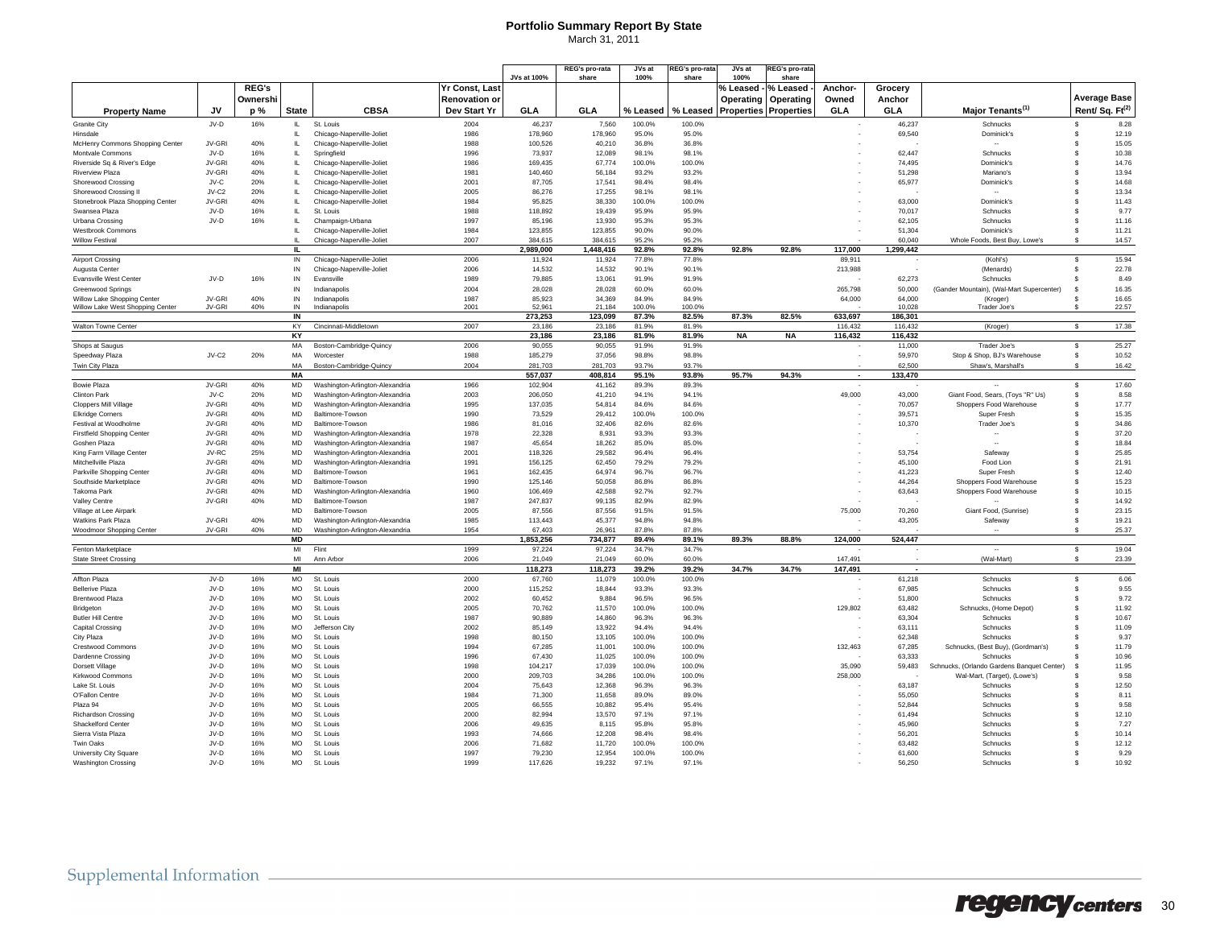# Portfolio Summary Report By State

March 31, 2011

| Property Name | JV | REG's Ownership % | State | CBSA | Yr Const, Last Renovation or Dev Start Yr | JVs at 100% GLA | REG's pro-rata share GLA | JVs at 100% % Leased | REG's pro-rata share % Leased | JVs at 100% % Leased - Operating Properties | REG's pro-rata share % Leased - Operating Properties | Anchor-Owned GLA | Grocery Anchor GLA | Major Tenants(1) | Average Base Rent/ Sq. Ft(2) |
|---|---|---|---|---|---|---|---|---|---|---|---|---|---|---|---|
| Granite City | JV-D | 16% | IL | St. Louis | 2004 | 46,237 | 7,560 | 100.0% | 100.0% | | | - | 46,237 | Schnucks | $ 8.28 |
| Hinsdale | | | IL | Chicago-Naperville-Joliet | 1986 | 178,960 | 178,960 | 95.0% | 95.0% | | | - | 69,540 | Dominick's | $ 12.19 |
| McHenry Commons Shopping Center | JV-GRI | 40% | IL | Chicago-Naperville-Joliet | 1988 | 100,526 | 40,210 | 36.8% | 36.8% | | | - | - | -- | $ 15.05 |
| Montvale Commons | JV-D | 16% | IL | Springfield | 1996 | 73,937 | 12,089 | 98.1% | 98.1% | | | - | 62,447 | Schnucks | $ 10.38 |
| Riverside Sq & River's Edge | JV-GRI | 40% | IL | Chicago-Naperville-Joliet | 1986 | 169,435 | 67,774 | 100.0% | 100.0% | | | - | 74,495 | Dominick's | $ 14.76 |
| Riverview Plaza | JV-GRI | 40% | IL | Chicago-Naperville-Joliet | 1981 | 140,460 | 56,184 | 93.2% | 93.2% | | | - | 51,298 | Mariano's | $ 13.94 |
| Shorewood Crossing | JV-C | 20% | IL | Chicago-Naperville-Joliet | 2001 | 87,705 | 17,541 | 98.4% | 98.4% | | | - | 65,977 | Dominick's | $ 14.68 |
| Shorewood Crossing II | JV-C2 | 20% | IL | Chicago-Naperville-Joliet | 2005 | 86,276 | 17,255 | 98.1% | 98.1% | | | - | - | -- | $ 13.34 |
| Stonebrook Plaza Shopping Center | JV-GRI | 40% | IL | Chicago-Naperville-Joliet | 1984 | 95,825 | 38,330 | 100.0% | 100.0% | | | - | 63,000 | Dominick's | $ 11.43 |
| Swansea Plaza | JV-D | 16% | IL | St. Louis | 1988 | 118,892 | 19,439 | 95.9% | 95.9% | | | - | 70,017 | Schnucks | $ 9.77 |
| Urbana Crossing | JV-D | 16% | IL | Champaign-Urbana | 1997 | 85,196 | 13,930 | 95.3% | 95.3% | | | - | 62,105 | Schnucks | $ 11.16 |
| Westbrook Commons | | | IL | Chicago-Naperville-Joliet | 1984 | 123,855 | 123,855 | 90.0% | 90.0% | | | - | 51,304 | Dominick's | $ 11.21 |
| Willow Festival | | | IL | Chicago-Naperville-Joliet | 2007 | 384,615 | 384,615 | 95.2% | 95.2% | | | - | 60,040 | Whole Foods, Best Buy, Lowe's | $ 14.57 |
| | | | **IL** | | | **2,989,000** | **1,448,416** | **92.8%** | **92.8%** | **92.8%** | **92.8%** | **117,000** | **1,299,442** | | |
| Airport Crossing | | | IN | Chicago-Naperville-Joliet | 2006 | 11,924 | 11,924 | 77.8% | 77.8% | | | 89,911 | - | (Kohl's) | $ 15.94 |
| Augusta Center | | | IN | Chicago-Naperville-Joliet | 2006 | 14,532 | 14,532 | 90.1% | 90.1% | | | 213,988 | - | (Menards) | $ 22.78 |
| Evansville West Center | JV-D | 16% | IN | Evansville | 1989 | 79,885 | 13,061 | 91.9% | 91.9% | | | - | 62,273 | Schnucks | $ 8.49 |
| Greenwood Springs | | | IN | Indianapolis | 2004 | 28,028 | 28,028 | 60.0% | 60.0% | | | 265,798 | 50,000 | (Gander Mountain), (Wal-Mart Supercenter) | $ 16.35 |
| Willow Lake Shopping Center | JV-GRI | 40% | IN | Indianapolis | 1987 | 85,923 | 34,369 | 84.9% | 84.9% | | | 64,000 | 64,000 | (Kroger) | $ 16.65 |
| Willow Lake West Shopping Center | JV-GRI | 40% | IN | Indianapolis | 2001 | 52,961 | 21,184 | 100.0% | 100.0% | | | - | 10,028 | Trader Joe's | $ 22.57 |
| | | | **IN** | | | **273,253** | **123,099** | **87.3%** | **82.5%** | **87.3%** | **82.5%** | **633,697** | **186,301** | | |
| Walton Towne Center | | | KY | Cincinnati-Middletown | 2007 | 23,186 | 23,186 | 81.9% | 81.9% | | | 116,432 | 116,432 | (Kroger) | $ 17.38 |
| | | | **KY** | | | **23,186** | **23,186** | **81.9%** | **81.9%** | **NA** | **NA** | **116,432** | **116,432** | | |
| Shops at Saugus | | | MA | Boston-Cambridge-Quincy | 2006 | 90,055 | 90,055 | 91.9% | 91.9% | | | - | 11,000 | Trader Joe's | $ 25.27 |
| Speedway Plaza | JV-C2 | 20% | MA | Worcester | 1988 | 185,279 | 37,056 | 98.8% | 98.8% | | | - | 59,970 | Stop & Shop, BJ's Warehouse | $ 10.52 |
| Twin City Plaza | | | MA | Boston-Cambridge-Quincy | 2004 | 281,703 | 281,703 | 93.7% | 93.7% | | | - | 62,500 | Shaw's, Marshall's | $ 16.42 |
| | | | **MA** | | | **557,037** | **408,814** | **95.1%** | **93.8%** | **95.7%** | **94.3%** | **-** | **133,470** | | |
| Bowie Plaza | JV-GRI | 40% | MD | Washington-Arlington-Alexandria | 1966 | 102,904 | 41,162 | 89.3% | 89.3% | | | - | - | -- | $ 17.60 |
| Clinton Park | JV-C | 20% | MD | Washington-Arlington-Alexandria | 2003 | 206,050 | 41,210 | 94.1% | 94.1% | | | 49,000 | 43,000 | Giant Food, Sears, (Toys "R" Us) | $ 8.58 |
| Cloppers Mill Village | JV-GRI | 40% | MD | Washington-Arlington-Alexandria | 1995 | 137,035 | 54,814 | 84.6% | 84.6% | | | - | 70,057 | Shoppers Food Warehouse | $ 17.77 |
| Elkridge Corners | JV-GRI | 40% | MD | Baltimore-Towson | 1990 | 73,529 | 29,412 | 100.0% | 100.0% | | | - | 39,571 | Super Fresh | $ 15.35 |
| Festival at Woodholme | JV-GRI | 40% | MD | Baltimore-Towson | 1986 | 81,016 | 32,406 | 82.6% | 82.6% | | | - | 10,370 | Trader Joe's | $ 34.86 |
| Firstfield Shopping Center | JV-GRI | 40% | MD | Washington-Arlington-Alexandria | 1978 | 22,328 | 8,931 | 93.3% | 93.3% | | | - | - | -- | $ 37.20 |
| Goshen Plaza | JV-GRI | 40% | MD | Washington-Arlington-Alexandria | 1987 | 45,654 | 18,262 | 85.0% | 85.0% | | | - | - | -- | $ 18.84 |
| King Farm Village Center | JV-RC | 25% | MD | Washington-Arlington-Alexandria | 2001 | 118,326 | 29,582 | 96.4% | 96.4% | | | - | 53,754 | Safeway | $ 25.85 |
| Mitchellville Plaza | JV-GRI | 40% | MD | Washington-Arlington-Alexandria | 1991 | 156,125 | 62,450 | 79.2% | 79.2% | | | - | 45,100 | Food Lion | $ 21.91 |
| Parkville Shopping Center | JV-GRI | 40% | MD | Baltimore-Towson | 1961 | 162,435 | 64,974 | 96.7% | 96.7% | | | - | 41,223 | Super Fresh | $ 12.40 |
| Southside Marketplace | JV-GRI | 40% | MD | Baltimore-Towson | 1990 | 125,146 | 50,058 | 86.8% | 86.8% | | | - | 44,264 | Shoppers Food Warehouse | $ 15.23 |
| Takoma Park | JV-GRI | 40% | MD | Washington-Arlington-Alexandria | 1960 | 106,469 | 42,588 | 92.7% | 92.7% | | | - | 63,643 | Shoppers Food Warehouse | $ 10.15 |
| Valley Centre | JV-GRI | 40% | MD | Baltimore-Towson | 1987 | 247,837 | 99,135 | 82.9% | 82.9% | | | - | - | -- | $ 14.92 |
| Village at Lee Airpark | | | MD | Baltimore-Towson | 2005 | 87,556 | 87,556 | 91.5% | 91.5% | | | 75,000 | 70,260 | Giant Food, (Sunrise) | $ 23.15 |
| Watkins Park Plaza | JV-GRI | 40% | MD | Washington-Arlington-Alexandria | 1985 | 113,443 | 45,377 | 94.8% | 94.8% | | | - | 43,205 | Safeway | $ 19.21 |
| Woodmoor Shopping Center | JV-GRI | 40% | MD | Washington-Arlington-Alexandria | 1954 | 67,403 | 26,961 | 87.8% | 87.8% | | | - | - | -- | $ 25.37 |
| | | | **MD** | | | **1,853,256** | **734,877** | **89.4%** | **89.1%** | **89.3%** | **88.8%** | **124,000** | **524,447** | | |
| Fenton Marketplace | | | MI | Flint | 1999 | 97,224 | 97,224 | 34.7% | 34.7% | | | - | - | -- | $ 19.04 |
| State Street Crossing | | | MI | Ann Arbor | 2006 | 21,049 | 21,049 | 60.0% | 60.0% | | | 147,491 | - | (Wal-Mart) | $ 23.39 |
| | | | **MI** | | | **118,273** | **118,273** | **39.2%** | **39.2%** | **34.7%** | **34.7%** | **147,491** | **-** | | |
| Affton Plaza | JV-D | 16% | MO | St. Louis | 2000 | 67,760 | 11,079 | 100.0% | 100.0% | | | - | 61,218 | Schnucks | $ 6.06 |
| Bellerive Plaza | JV-D | 16% | MO | St. Louis | 2000 | 115,252 | 18,844 | 93.3% | 93.3% | | | - | 67,985 | Schnucks | $ 9.55 |
| Brentwood Plaza | JV-D | 16% | MO | St. Louis | 2002 | 60,452 | 9,884 | 96.5% | 96.5% | | | - | 51,800 | Schnucks | $ 9.72 |
| Bridgeton | JV-D | 16% | MO | St. Louis | 2005 | 70,762 | 11,570 | 100.0% | 100.0% | | | 129,802 | 63,482 | Schnucks, (Home Depot) | $ 11.92 |
| Butler Hill Centre | JV-D | 16% | MO | St. Louis | 1987 | 90,889 | 14,860 | 96.3% | 96.3% | | | - | 63,304 | Schnucks | $ 10.67 |
| Capital Crossing | JV-D | 16% | MO | Jefferson City | 2002 | 85,149 | 13,922 | 94.4% | 94.4% | | | - | 63,111 | Schnucks | $ 11.09 |
| City Plaza | JV-D | 16% | MO | St. Louis | 1998 | 80,150 | 13,105 | 100.0% | 100.0% | | | - | 62,348 | Schnucks | $ 9.37 |
| Crestwood Commons | JV-D | 16% | MO | St. Louis | 1994 | 67,285 | 11,001 | 100.0% | 100.0% | | | 132,463 | 67,285 | Schnucks, (Best Buy), (Gordman's) | $ 11.79 |
| Dardenne Crossing | JV-D | 16% | MO | St. Louis | 1996 | 67,430 | 11,025 | 100.0% | 100.0% | | | - | 63,333 | Schnucks | $ 10.96 |
| Dorsett Village | JV-D | 16% | MO | St. Louis | 1998 | 104,217 | 17,039 | 100.0% | 100.0% | | | 35,090 | 59,483 | Schnucks, (Orlando Gardens Banquet Center) | $ 11.95 |
| Kirkwood Commons | JV-D | 16% | MO | St. Louis | 2000 | 209,703 | 34,286 | 100.0% | 100.0% | | | 258,000 | - | Wal-Mart, (Target), (Lowe's) | $ 9.58 |
| Lake St. Louis | JV-D | 16% | MO | St. Louis | 2004 | 75,643 | 12,368 | 96.3% | 96.3% | | | - | 63,187 | Schnucks | $ 12.50 |
| O'Fallon Centre | JV-D | 16% | MO | St. Louis | 1984 | 71,300 | 11,658 | 89.0% | 89.0% | | | - | 55,050 | Schnucks | $ 8.11 |
| Plaza 94 | JV-D | 16% | MO | St. Louis | 2005 | 66,555 | 10,882 | 95.4% | 95.4% | | | - | 52,844 | Schnucks | $ 9.58 |
| Richardson Crossing | JV-D | 16% | MO | St. Louis | 2000 | 82,994 | 13,570 | 97.1% | 97.1% | | | - | 61,494 | Schnucks | $ 12.10 |
| Shackelford Center | JV-D | 16% | MO | St. Louis | 2006 | 49,635 | 8,115 | 95.8% | 95.8% | | | - | 45,960 | Schnucks | $ 7.27 |
| Sierra Vista Plaza | JV-D | 16% | MO | St. Louis | 1993 | 74,666 | 12,208 | 98.4% | 98.4% | | | - | 56,201 | Schnucks | $ 10.14 |
| Twin Oaks | JV-D | 16% | MO | St. Louis | 2006 | 71,682 | 11,720 | 100.0% | 100.0% | | | - | 63,482 | Schnucks | $ 12.12 |
| University City Square | JV-D | 16% | MO | St. Louis | 1997 | 79,230 | 12,954 | 100.0% | 100.0% | | | - | 61,600 | Schnucks | $ 9.29 |
| Washington Crossing | JV-D | 16% | MO | St. Louis | 1999 | 117,626 | 19,232 | 97.1% | 97.1% | | | - | 56,250 | Schnucks | $ 10.92 |

Supplemental Information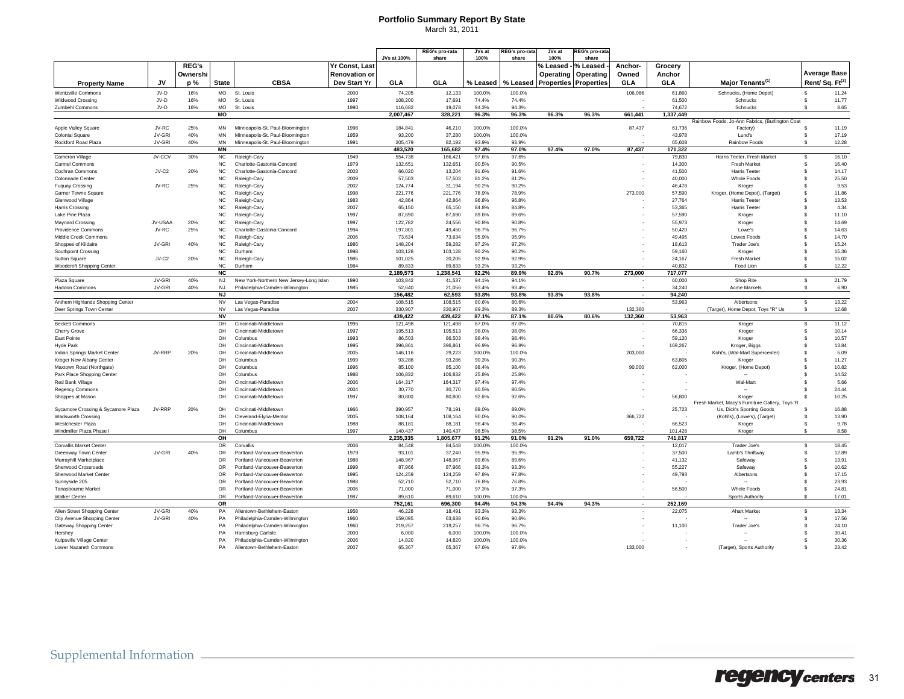# Portfolio Summary Report By State

March 31, 2011

| Property Name | JV | REG's Ownership % | State | CBSA | Yr Const, Last Renovation or Dev Start Yr | JVs at 100% GLA | REG's pro-rata share GLA | JVs at 100% % Leased | REG's pro-rata share % Leased | JVs at 100% % Leased - Operating Properties | REG's pro-rata share % Leased - Operating Properties | Anchor-Owned GLA | Grocery Anchor GLA | Major Tenants(1) | Average Base Rent/ Sq. Ft(2) |
|---|---|---|---|---|---|---|---|---|---|---|---|---|---|---|---|
| Wentzville Commons | JV-D | 16% | MO | St. Louis | 2000 | 74,205 | 12,133 | 100.0% | 100.0% | | | 106,086 | 61,860 | Schnucks, (Home Depot) | $ 11.24 |
| Wildwood Crossing | JV-D | 16% | MO | St. Louis | 1997 | 108,200 | 17,691 | 74.4% | 74.4% | | | - | 61,500 | Schnucks | $ 11.77 |
| Zumbehl Commons | JV-D | 16% | MO | St. Louis | 1990 | 116,682 | 19,078 | 94.3% | 94.3% | | | - | 74,672 | Schnucks | $ 8.65 |
| | | | **MO** | | | **2,007,467** | **328,221** | **96.3%** | **96.3%** | **96.3%** | **96.3%** | **661,441** | **1,337,449** | | |
| Apple Valley Square | JV-RC | 25% | MN | Minneapolis-St. Paul-Bloomington | 1998 | 184,841 | 46,210 | 100.0% | 100.0% | | | 87,437 | 61,736 | Rainbow Foods, Jo-Ann Fabrics, (Burlington Coat Factory) | $ 11.19 |
| Colonial Square | JV-GRI | 40% | MN | Minneapolis-St. Paul-Bloomington | 1959 | 93,200 | 37,280 | 100.0% | 100.0% | | | - | 43,978 | Lund's | $ 17.19 |
| Rockford Road Plaza | JV-GRI | 40% | MN | Minneapolis-St. Paul-Bloomington | 1991 | 205,479 | 82,192 | 93.9% | 93.9% | | | - | 65,608 | Rainbow Foods | $ 12.28 |
| | | | **MN** | | | **483,520** | **165,682** | **97.4%** | **97.0%** | **97.4%** | **97.0%** | **87,437** | **171,322** | | |
| Cameron Village | JV-CCV | 30% | NC | Raleigh-Cary | 1949 | 554,738 | 166,421 | 97.6% | 97.6% | | | - | 79,830 | Harris Teeter, Fresh Market | $ 16.10 |
| Carmel Commons | | | NC | Charlotte-Gastonia-Concord | 1979 | 132,651 | 132,651 | 90.5% | 90.5% | | | - | 14,300 | Fresh Market | $ 16.40 |
| Cochran Commons | JV-C2 | 20% | NC | Charlotte-Gastonia-Concord | 2003 | 66,020 | 13,204 | 91.6% | 91.6% | | | - | 41,500 | Harris Teeter | $ 14.17 |
| Colonnade Center | | | NC | Raleigh-Cary | 2009 | 57,503 | 57,503 | 81.2% | 81.2% | | | - | 40,000 | Whole Foods | $ 25.50 |
| Fuquay Crossing | JV-RC | 25% | NC | Raleigh-Cary | 2002 | 124,774 | 31,194 | 90.2% | 90.2% | | | - | 46,478 | Kroger | $ 9.53 |
| Garner Towne Square | | | NC | Raleigh-Cary | 1998 | 221,776 | 221,776 | 78.9% | 78.9% | | | 273,000 | 57,590 | Kroger, (Home Depot), (Target) | $ 11.86 |
| Glenwood Village | | | NC | Raleigh-Cary | 1983 | 42,864 | 42,864 | 96.8% | 96.8% | | | - | 27,764 | Harris Teeter | $ 13.53 |
| Harris Crossing | | | NC | Raleigh-Cary | 2007 | 65,150 | 65,150 | 84.8% | 84.8% | | | - | 53,365 | Harris Teeter | $ 4.34 |
| Lake Pine Plaza | | | NC | Raleigh-Cary | 1997 | 87,690 | 87,690 | 89.6% | 89.6% | | | - | 57,590 | Kroger | $ 11.10 |
| Maynard Crossing | JV-USAA | 20% | NC | Raleigh-Cary | 1997 | 122,782 | 24,556 | 90.8% | 90.8% | | | - | 55,973 | Kroger | $ 14.69 |
| Providence Commons | JV-RC | 25% | NC | Charlotte-Gastonia-Concord | 1994 | 197,801 | 49,450 | 96.7% | 96.7% | | | - | 50,420 | Lowe's | $ 14.63 |
| Middle Creek Commons | | | NC | Raleigh-Cary | 2006 | 73,634 | 73,634 | 95.9% | 95.9% | | | - | 49,495 | Lowes Foods | $ 14.70 |
| Shoppes of Kildaire | JV-GRI | 40% | NC | Raleigh-Cary | 1986 | 148,204 | 59,282 | 97.2% | 97.2% | | | - | 18,613 | Trader Joe's | $ 15.24 |
| Southpoint Crossing | | | NC | Durham | 1998 | 103,128 | 103,128 | 90.2% | 90.2% | | | - | 59,160 | Kroger | $ 15.36 |
| Sutton Square | JV-C2 | 20% | NC | Raleigh-Cary | 1985 | 101,025 | 20,205 | 92.9% | 92.9% | | | - | 24,167 | Fresh Market | $ 15.02 |
| Woodcroft Shopping Center | | | NC | Durham | 1984 | 89,833 | 89,833 | 93.2% | 93.2% | | | - | 40,832 | Food Lion | $ 12.22 |
| | | | **NC** | | | **2,189,573** | **1,238,541** | **92.2%** | **89.9%** | **92.8%** | **90.7%** | **273,000** | **717,077** | | |
| Plaza Square | JV-GRI | 40% | NJ | New York-Northern New Jersey-Long Islan | 1990 | 103,842 | 41,537 | 94.1% | 94.1% | | | - | 60,000 | Shop Rite | $ 21.79 |
| Haddon Commons | JV-GRI | 40% | NJ | Philadelphia-Camden-Wilmington | 1985 | 52,640 | 21,056 | 93.4% | 93.4% | | | - | 34,240 | Acme Markets | $ 6.90 |
| | | | **NJ** | | | **156,482** | **62,593** | **93.8%** | **93.8%** | **93.8%** | **93.8%** | **-** | **94,240** | | |
| Anthem Highlands Shopping Center | | | NV | Las Vegas-Paradise | 2004 | 108,515 | 108,515 | 80.6% | 80.6% | | | - | 53,963 | Albertsons | $ 13.22 |
| Deer Springs Town Center | | | NV | Las Vegas-Paradise | 2007 | 330,907 | 330,907 | 89.3% | 89.3% | | | 132,360 | - | (Target), Home Depot, Toys "R" Us | $ 12.68 |
| | | | **NV** | | | **439,422** | **439,422** | **87.1%** | **87.1%** | **80.6%** | **80.6%** | **132,360** | **53,963** | | |
| Beckett Commons | | | OH | Cincinnati-Middletown | 1995 | 121,498 | 121,498 | 87.0% | 87.0% | | | - | 70,815 | Kroger | $ 11.12 |
| Cherry Grove | | | OH | Cincinnati-Middletown | 1997 | 195,513 | 195,513 | 98.0% | 98.0% | | | - | 66,336 | Kroger | $ 10.14 |
| East Pointe | | | OH | Columbus | 1993 | 86,503 | 86,503 | 98.4% | 98.4% | | | - | 59,120 | Kroger | $ 10.57 |
| Hyde Park | | | OH | Cincinnati-Middletown | 1995 | 396,861 | 396,861 | 96.9% | 96.9% | | | - | 169,267 | Kroger, Biggs | $ 13.84 |
| Indian Springs Market Center | JV-RRP | 20% | OH | Cincinnati-Middletown | 2005 | 146,116 | 29,223 | 100.0% | 100.0% | | | 203,000 | - | Kohl's, (Wal-Mart Supercenter) | $ 5.09 |
| Kroger New Albany Center | | | OH | Columbus | 1999 | 93,286 | 93,286 | 90.3% | 90.3% | | | - | 63,805 | Kroger | $ 11.27 |
| Maxtown Road (Northgate) | | | OH | Columbus | 1996 | 85,100 | 85,100 | 98.4% | 98.4% | | | 90,000 | 62,000 | Kroger, (Home Depot) | $ 10.82 |
| Park Place Shopping Center | | | OH | Columbus | 1988 | 106,832 | 106,832 | 25.8% | 25.8% | | | - | - | -- | $ 14.52 |
| Red Bank Village | | | OH | Cincinnati-Middletown | 2006 | 164,317 | 164,317 | 97.4% | 97.4% | | | - | - | Wal-Mart | $ 5.66 |
| Regency Commons | | | OH | Cincinnati-Middletown | 2004 | 30,770 | 30,770 | 80.5% | 80.5% | | | - | - | -- | $ 24.44 |
| Shoppes at Mason | | | OH | Cincinnati-Middletown | 1997 | 80,800 | 80,800 | 92.6% | 92.6% | | | - | 56,800 | Kroger | $ 10.25 |
| Sycamore Crossing & Sycamore Plaza | JV-RRP | 20% | OH | Cincinnati-Middletown | 1966 | 390,957 | 78,191 | 89.0% | 89.0% | | | - | 25,723 | Fresh Market, Macy's Furniture Gallery, Toys 'R Us, Dick's Sporting Goods | $ 16.88 |
| Wadsworth Crossing | | | OH | Cleveland-Elyria-Mentor | 2005 | 108,164 | 108,164 | 90.0% | 90.0% | | | 366,722 | - | (Kohl's), (Lowe's), (Target) | $ 13.90 |
| Westchester Plaza | | | OH | Cincinnati-Middletown | 1988 | 88,181 | 88,181 | 98.4% | 98.4% | | | - | 66,523 | Kroger | $ 9.78 |
| Windmiller Plaza Phase I | | | OH | Columbus | 1997 | 140,437 | 140,437 | 98.5% | 98.5% | | | - | 101,428 | Kroger | $ 8.58 |
| | | | **OH** | | | **2,235,335** | **1,805,677** | **91.2%** | **91.0%** | **91.2%** | **91.0%** | **659,722** | **741,817** | | |
| Corvallis Market Center | | | OR | Corvallis | 2006 | 84,548 | 84,548 | 100.0% | 100.0% | | | - | 12,017 | Trader Joe's | $ 18.45 |
| Greenway Town Center | JV-GRI | 40% | OR | Portland-Vancouver-Beaverton | 1979 | 93,101 | 37,240 | 95.9% | 95.9% | | | - | 37,500 | Lamb's Thriftway | $ 12.89 |
| Murrayhill Marketplace | | | OR | Portland-Vancouver-Beaverton | 1988 | 148,967 | 148,967 | 89.6% | 89.6% | | | - | 41,132 | Safeway | $ 13.91 |
| Sherwood Crossroads | | | OR | Portland-Vancouver-Beaverton | 1999 | 87,966 | 87,966 | 93.3% | 93.3% | | | - | 55,227 | Safeway | $ 10.62 |
| Sherwood Market Center | | | OR | Portland-Vancouver-Beaverton | 1995 | 124,259 | 124,259 | 97.8% | 97.8% | | | - | 49,793 | Albertsons | $ 17.15 |
| Sunnyside 205 | | | OR | Portland-Vancouver-Beaverton | 1988 | 52,710 | 52,710 | 76.8% | 76.8% | | | - | - | -- | $ 23.93 |
| Tanasbourne Market | | | OR | Portland-Vancouver-Beaverton | 2006 | 71,000 | 71,000 | 97.3% | 97.3% | | | - | 56,500 | Whole Foods | $ 24.81 |
| Walker Center | | | OR | Portland-Vancouver-Beaverton | 1987 | 89,610 | 89,610 | 100.0% | 100.0% | | | - | - | Sports Authority | $ 17.01 |
| | | | **OR** | | | **752,161** | **696,300** | **94.4%** | **94.3%** | **94.4%** | **94.3%** | **-** | **252,169** | | |
| Allen Street Shopping Center | JV-GRI | 40% | PA | Allentown-Bethlehem-Easton | 1958 | 46,228 | 18,491 | 93.3% | 93.3% | | | - | 22,075 | Ahart Market | $ 13.34 |
| City Avenue Shopping Center | JV-GRI | 40% | PA | Philadelphia-Camden-Wilmington | 1960 | 159,095 | 63,638 | 90.6% | 90.6% | | | - | - | -- | $ 17.56 |
| Gateway Shopping Center | | | PA | Philadelphia-Camden-Wilmington | 1960 | 219,257 | 219,257 | 96.7% | 96.7% | | | - | 11,100 | Trader Joe's | $ 24.10 |
| Hershey | | | PA | Harrisburg-Carlisle | 2000 | 6,000 | 6,000 | 100.0% | 100.0% | | | - | - | -- | $ 30.41 |
| Kulpsville Village Center | | | PA | Philadelphia-Camden-Wilmington | 2006 | 14,820 | 14,820 | 100.0% | 100.0% | | | - | - | -- | $ 30.36 |
| Lower Nazareth Commons | | | PA | Allentown-Bethlehem-Easton | 2007 | 65,367 | 65,367 | 97.6% | 97.6% | | | 133,000 | - | (Target), Sports Authority | $ 23.42 |

Supplemental Information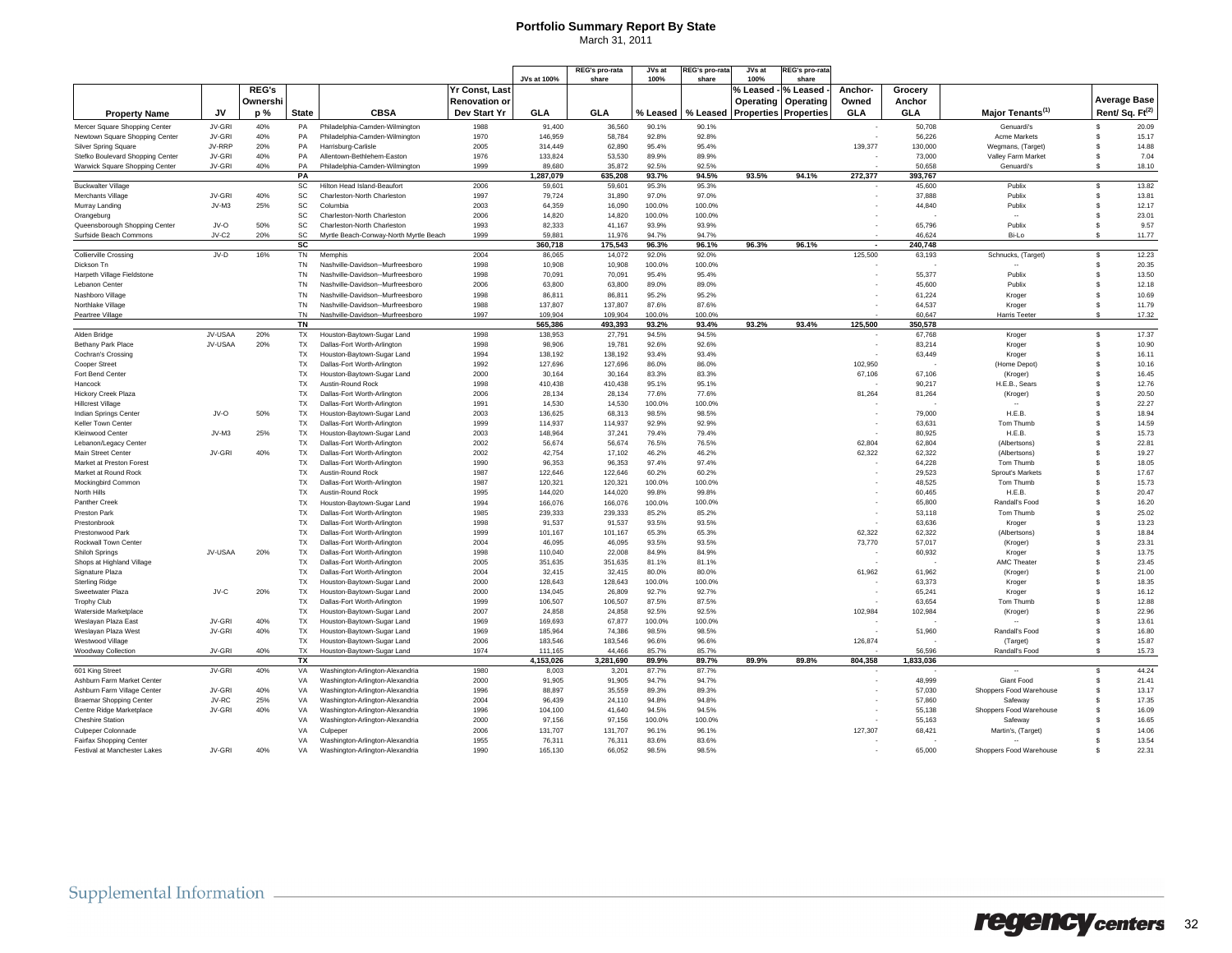# Portfolio Summary Report By State

March 31, 2011

| Property Name | JV | REG's Ownership % | State | CBSA | Yr Const, Last Renovation or Dev Start Yr | JVs at 100% GLA | REG's pro-rata share GLA | JVs at 100% % Leased | REG's pro-rata share % Leased | JVs at 100% % Leased - Operating Properties | REG's pro-rata share % Leased - Operating Properties | Anchor-Owned GLA | Grocery Anchor GLA | Major Tenants(1) | Average Base Rent/ Sq. Ft(2) |
|---|---|---|---|---|---|---|---|---|---|---|---|---|---|---|---|
| Mercer Square Shopping Center | JV-GRI | 40% | PA | Philadelphia-Camden-Wilmington | 1988 | 91,400 | 36,560 | 90.1% | 90.1% | | | - | 50,708 | Genuardi's | $ 20.09 |
| Newtown Square Shopping Center | JV-GRI | 40% | PA | Philadelphia-Camden-Wilmington | 1970 | 146,959 | 58,784 | 92.8% | 92.8% | | | - | 56,226 | Acme Markets | $ 15.17 |
| Silver Spring Square | JV-RRP | 20% | PA | Harrisburg-Carlisle | 2005 | 314,449 | 62,890 | 95.4% | 95.4% | | | 139,377 | 130,000 | Wegmans, (Target) | $ 14.88 |
| Stefko Boulevard Shopping Center | JV-GRI | 40% | PA | Allentown-Bethlehem-Easton | 1976 | 133,824 | 53,530 | 89.9% | 89.9% | | | - | 73,000 | Valley Farm Market | $ 7.04 |
| Warwick Square Shopping Center | JV-GRI | 40% | PA | Philadelphia-Camden-Wilmington | 1999 | 89,680 | 35,872 | 92.5% | 92.5% | | | - | 50,658 | Genuardi's | $ 18.10 |
| | | | **PA** | | | **1,287,079** | **635,208** | **93.7%** | **94.5%** | **93.5%** | **94.1%** | **272,377** | **393,767** | | |
| Buckwalter Village | | | SC | Hilton Head Island-Beaufort | 2006 | 59,601 | 59,601 | 95.3% | 95.3% | | | - | 45,600 | Publix | $ 13.82 |
| Merchants Village | JV-GRI | 40% | SC | Charleston-North Charleston | 1997 | 79,724 | 31,890 | 97.0% | 97.0% | | | - | 37,888 | Publix | $ 13.81 |
| Murray Landing | JV-M3 | 25% | SC | Columbia | 2003 | 64,359 | 16,090 | 100.0% | 100.0% | | | - | 44,840 | Publix | $ 12.17 |
| Orangeburg | | | SC | Charleston-North Charleston | 2006 | 14,820 | 14,820 | 100.0% | 100.0% | | | - | - | -- | $ 23.01 |
| Queensborough Shopping Center | JV-O | 50% | SC | Charleston-North Charleston | 1993 | 82,333 | 41,167 | 93.9% | 93.9% | | | - | 65,796 | Publix | $ 9.57 |
| Surfside Beach Commons | JV-C2 | 20% | SC | Myrtle Beach-Conway-North Myrtle Beach | 1999 | 59,881 | 11,976 | 94.7% | 94.7% | | | - | 46,624 | Bi-Lo | $ 11.77 |
| | | | **SC** | | | **360,718** | **175,543** | **96.3%** | **96.1%** | **96.3%** | **96.1%** | **-** | **240,748** | | |
| Collierville Crossing | JV-D | 16% | TN | Memphis | 2004 | 86,065 | 14,072 | 92.0% | 92.0% | | | 125,500 | 63,193 | Schnucks, (Target) | $ 12.23 |
| Dickson Tn | | | TN | Nashville-Davidson--Murfreesboro | 1998 | 10,908 | 10,908 | 100.0% | 100.0% | | | - | - | -- | $ 20.35 |
| Harpeth Village Fieldstone | | | TN | Nashville-Davidson--Murfreesboro | 1998 | 70,091 | 70,091 | 95.4% | 95.4% | | | - | 55,377 | Publix | $ 13.50 |
| Lebanon Center | | | TN | Nashville-Davidson--Murfreesboro | 2006 | 63,800 | 63,800 | 89.0% | 89.0% | | | - | 45,600 | Publix | $ 12.18 |
| Nashboro Village | | | TN | Nashville-Davidson--Murfreesboro | 1998 | 86,811 | 86,811 | 95.2% | 95.2% | | | - | 61,224 | Kroger | $ 10.69 |
| Northlake Village | | | TN | Nashville-Davidson--Murfreesboro | 1988 | 137,807 | 137,807 | 87.6% | 87.6% | | | - | 64,537 | Kroger | $ 11.79 |
| Peartree Village | | | TN | Nashville-Davidson--Murfreesboro | 1997 | 109,904 | 109,904 | 100.0% | 100.0% | | | - | 60,647 | Harris Teeter | $ 17.32 |
| | | | **TN** | | | **565,386** | **493,393** | **93.2%** | **93.4%** | **93.2%** | **93.4%** | **125,500** | **350,578** | | |
| Alden Bridge | JV-USAA | 20% | TX | Houston-Baytown-Sugar Land | 1998 | 138,953 | 27,791 | 94.5% | 94.5% | | | - | 67,768 | Kroger | $ 17.37 |
| Bethany Park Place | JV-USAA | 20% | TX | Dallas-Fort Worth-Arlington | 1998 | 98,906 | 19,781 | 92.6% | 92.6% | | | - | 83,214 | Kroger | $ 10.90 |
| Cochran's Crossing | | | TX | Houston-Baytown-Sugar Land | 1994 | 138,192 | 138,192 | 93.4% | 93.4% | | | - | 63,449 | Kroger | $ 16.11 |
| Cooper Street | | | TX | Dallas-Fort Worth-Arlington | 1992 | 127,696 | 127,696 | 86.0% | 86.0% | | | 102,950 | - | (Home Depot) | $ 10.16 |
| Fort Bend Center | | | TX | Houston-Baytown-Sugar Land | 2000 | 30,164 | 30,164 | 83.3% | 83.3% | | | 67,106 | 67,106 | (Kroger) | $ 16.45 |
| Hancock | | | TX | Austin-Round Rock | 1998 | 410,438 | 410,438 | 95.1% | 95.1% | | | - | 90,217 | H.E.B., Sears | $ 12.76 |
| Hickory Creek Plaza | | | TX | Dallas-Fort Worth-Arlington | 2006 | 28,134 | 28,134 | 77.6% | 77.6% | | | 81,264 | 81,264 | (Kroger) | $ 20.50 |
| Hillcrest Village | | | TX | Dallas-Fort Worth-Arlington | 1991 | 14,530 | 14,530 | 100.0% | 100.0% | | | - | - | -- | $ 22.27 |
| Indian Springs Center | JV-O | 50% | TX | Houston-Baytown-Sugar Land | 2003 | 136,625 | 68,313 | 98.5% | 98.5% | | | - | 79,000 | H.E.B. | $ 18.94 |
| Keller Town Center | | | TX | Dallas-Fort Worth-Arlington | 1999 | 114,937 | 114,937 | 92.9% | 92.9% | | | - | 63,631 | Tom Thumb | $ 14.59 |
| Kleinwood Center | JV-M3 | 25% | TX | Houston-Baytown-Sugar Land | 2003 | 148,964 | 37,241 | 79.4% | 79.4% | | | - | 80,925 | H.E.B. | $ 15.73 |
| Lebanon/Legacy Center | | | TX | Dallas-Fort Worth-Arlington | 2002 | 56,674 | 56,674 | 76.5% | 76.5% | | | 62,804 | 62,804 | (Albertsons) | $ 22.81 |
| Main Street Center | JV-GRI | 40% | TX | Dallas-Fort Worth-Arlington | 2002 | 42,754 | 17,102 | 46.2% | 46.2% | | | 62,322 | 62,322 | (Albertsons) | $ 19.27 |
| Market at Preston Forest | | | TX | Dallas-Fort Worth-Arlington | 1990 | 96,353 | 96,353 | 97.4% | 97.4% | | | - | 64,228 | Tom Thumb | $ 18.05 |
| Market at Round Rock | | | TX | Austin-Round Rock | 1987 | 122,646 | 122,646 | 60.2% | 60.2% | | | - | 29,523 | Sprout's Markets | $ 17.67 |
| Mockingbird Common | | | TX | Dallas-Fort Worth-Arlington | 1987 | 120,321 | 120,321 | 100.0% | 100.0% | | | - | 48,525 | Tom Thumb | $ 15.73 |
| North Hills | | | TX | Austin-Round Rock | 1995 | 144,020 | 144,020 | 99.8% | 99.8% | | | - | 60,465 | H.E.B. | $ 20.47 |
| Panther Creek | | | TX | Houston-Baytown-Sugar Land | 1994 | 166,076 | 166,076 | 100.0% | 100.0% | | | - | 65,800 | Randall's Food | $ 16.20 |
| Preston Park | | | TX | Dallas-Fort Worth-Arlington | 1985 | 239,333 | 239,333 | 85.2% | 85.2% | | | - | 53,118 | Tom Thumb | $ 25.02 |
| Prestonbrook | | | TX | Dallas-Fort Worth-Arlington | 1998 | 91,537 | 91,537 | 93.5% | 93.5% | | | - | 63,636 | Kroger | $ 13.23 |
| Prestonwood Park | | | TX | Dallas-Fort Worth-Arlington | 1999 | 101,167 | 101,167 | 65.3% | 65.3% | | | 62,322 | 62,322 | (Albertsons) | $ 18.84 |
| Rockwall Town Center | | | TX | Dallas-Fort Worth-Arlington | 2004 | 46,095 | 46,095 | 93.5% | 93.5% | | | 73,770 | 57,017 | (Kroger) | $ 23.31 |
| Shiloh Springs | JV-USAA | 20% | TX | Dallas-Fort Worth-Arlington | 1998 | 110,040 | 22,008 | 84.9% | 84.9% | | | - | 60,932 | Kroger | $ 13.75 |
| Shops at Highland Village | | | TX | Dallas-Fort Worth-Arlington | 2005 | 351,635 | 351,635 | 81.1% | 81.1% | | | - | - | AMC Theater | $ 23.45 |
| Signature Plaza | | | TX | Dallas-Fort Worth-Arlington | 2004 | 32,415 | 32,415 | 80.0% | 80.0% | | | 61,962 | 61,962 | (Kroger) | $ 21.00 |
| Sterling Ridge | | | TX | Houston-Baytown-Sugar Land | 2000 | 128,643 | 128,643 | 100.0% | 100.0% | | | - | 63,373 | Kroger | $ 18.35 |
| Sweetwater Plaza | JV-C | 20% | TX | Houston-Baytown-Sugar Land | 2000 | 134,045 | 26,809 | 92.7% | 92.7% | | | - | 65,241 | Kroger | $ 16.12 |
| Trophy Club | | | TX | Dallas-Fort Worth-Arlington | 1999 | 106,507 | 106,507 | 87.5% | 87.5% | | | - | 63,654 | Tom Thumb | $ 12.88 |
| Waterside Marketplace | | | TX | Houston-Baytown-Sugar Land | 2007 | 24,858 | 24,858 | 92.5% | 92.5% | | | 102,984 | 102,984 | (Kroger) | $ 22.96 |
| Weslayan Plaza East | JV-GRI | 40% | TX | Houston-Baytown-Sugar Land | 1969 | 169,693 | 67,877 | 100.0% | 100.0% | | | - | - | -- | $ 13.61 |
| Weslayan Plaza West | JV-GRI | 40% | TX | Houston-Baytown-Sugar Land | 1969 | 185,964 | 74,386 | 98.5% | 98.5% | | | - | 51,960 | Randall's Food | $ 16.80 |
| Westwood Village | | | TX | Houston-Baytown-Sugar Land | 2006 | 183,546 | 183,546 | 96.6% | 96.6% | | | 126,874 | - | (Target) | $ 15.87 |
| Woodway Collection | JV-GRI | 40% | TX | Houston-Baytown-Sugar Land | 1974 | 111,165 | 44,466 | 85.7% | 85.7% | | | - | 56,596 | Randall's Food | $ 15.73 |
| | | | **TX** | | | **4,153,026** | **3,281,690** | **89.9%** | **89.7%** | **89.9%** | **89.8%** | **804,358** | **1,833,036** | | |
| 601 King Street | JV-GRI | 40% | VA | Washington-Arlington-Alexandria | 1980 | 8,003 | 3,201 | 87.7% | 87.7% | | | - | - | -- | $ 44.24 |
| Ashburn Farm Market Center | | | VA | Washington-Arlington-Alexandria | 2000 | 91,905 | 91,905 | 94.7% | 94.7% | | | - | 48,999 | Giant Food | $ 21.41 |
| Ashburn Farm Village Center | JV-GRI | 40% | VA | Washington-Arlington-Alexandria | 1996 | 88,897 | 35,559 | 89.3% | 89.3% | | | - | 57,030 | Shoppers Food Warehouse | $ 13.17 |
| Braemar Shopping Center | JV-RC | 25% | VA | Washington-Arlington-Alexandria | 2004 | 96,439 | 24,110 | 94.8% | 94.8% | | | - | 57,860 | Safeway | $ 17.35 |
| Centre Ridge Marketplace | JV-GRI | 40% | VA | Washington-Arlington-Alexandria | 1996 | 104,100 | 41,640 | 94.5% | 94.5% | | | - | 55,138 | Shoppers Food Warehouse | $ 16.09 |
| Cheshire Station | | | VA | Washington-Arlington-Alexandria | 2000 | 97,156 | 97,156 | 100.0% | 100.0% | | | - | 55,163 | Safeway | $ 16.65 |
| Culpeper Colonnade | | | VA | Culpeper | 2006 | 131,707 | 131,707 | 96.1% | 96.1% | | | 127,307 | 68,421 | Martin's, (Target) | $ 14.06 |
| Fairfax Shopping Center | | | VA | Washington-Arlington-Alexandria | 1955 | 76,311 | 76,311 | 83.6% | 83.6% | | | - | - | -- | $ 13.54 |
| Festival at Manchester Lakes | JV-GRI | 40% | VA | Washington-Arlington-Alexandria | 1990 | 165,130 | 66,052 | 98.5% | 98.5% | | | - | 65,000 | Shoppers Food Warehouse | $ 22.31 |

Supplemental Information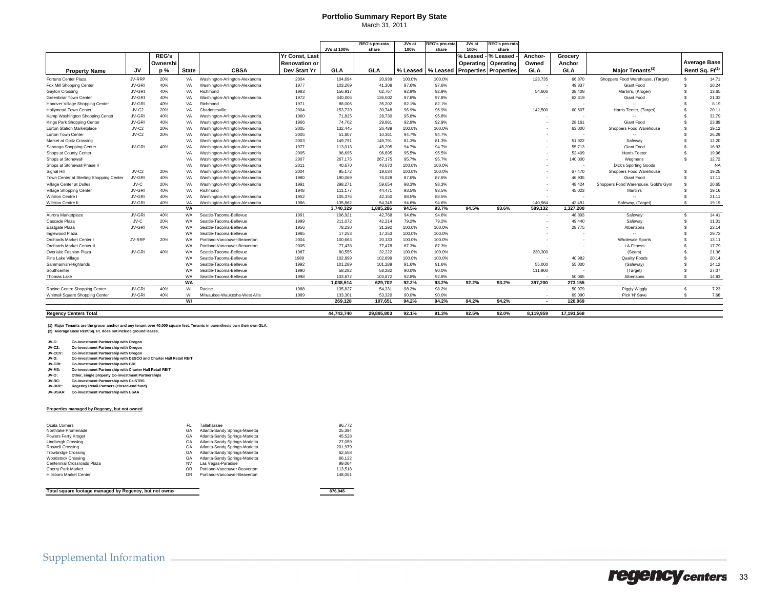# Portfolio Summary Report By State

March 31, 2011

| Property Name | JV | REG's Ownership % | State | CBSA | Yr Const, Last Renovation or Dev Start Yr | JVs at 100% GLA | REG's pro-rata share GLA | JVs at 100% % Leased | REG's pro-rata share % Leased | JVs at 100% % Leased - Operating Properties | REG's pro-rata share % Leased - Operating Properties | Anchor-Owned GLA | Grocery Anchor GLA | Major Tenants(1) | Average Base Rent/ Sq. Ft(2) |
|---|---|---|---|---|---|---|---|---|---|---|---|---|---|---|---|
| Fortuna Center Plaza | JV-RRP | 20% | VA | Washington-Arlington-Alexandria | 2004 | 104,694 | 20,939 | 100.0% | 100.0% | | | 123,735 | 66,870 | Shoppers Food Warehouse, (Target) | $ 14.71 |
| Fox Mill Shopping Center | JV-GRI | 40% | VA | Washington-Arlington-Alexandria | 1977 | 103,269 | 41,308 | 97.6% | 97.6% | | | - | 49,837 | Giant Food | $ 20.24 |
| Gayton Crossing | JV-GRI | 40% | VA | Richmond | 1983 | 156,917 | 62,767 | 92.9% | 92.9% | | | 54,606 | 38,408 | Martin's, (Kroger) | $ 13.65 |
| Greenbriar Town Center | JV-GRI | 40% | VA | Washington-Arlington-Alexandria | 1972 | 340,006 | 136,002 | 97.8% | 97.8% | | | - | 62,319 | Giant Food | $ 21.32 |
| Hanover Village Shopping Center | JV-GRI | 40% | VA | Richmond | 1971 | 88,006 | 35,202 | 82.1% | 82.1% | | | - | - | -- | $ 8.19 |
| Hollymead Town Center | JV-C2 | 20% | VA | Charlottesville | 2004 | 153,739 | 30,748 | 96.9% | 96.9% | | | 142,500 | 60,607 | Harris Teeter, (Target) | $ 20.11 |
| Kamp Washington Shopping Center | JV-GRI | 40% | VA | Washington-Arlington-Alexandria | 1960 | 71,825 | 28,730 | 95.8% | 95.8% | | | - | - | -- | $ 32.79 |
| Kings Park Shopping Center | JV-GRI | 40% | VA | Washington-Arlington-Alexandria | 1966 | 74,702 | 29,881 | 92.9% | 92.9% | | | - | 28,161 | Giant Food | $ 23.89 |
| Lorton Station Marketplace | JV-C2 | 20% | VA | Washington-Arlington-Alexandria | 2005 | 132,445 | 26,489 | 100.0% | 100.0% | | | - | 63,000 | Shoppers Food Warehouse | $ 19.12 |
| Lorton Town Center | JV-C2 | 20% | VA | Washington-Arlington-Alexandria | 2005 | 51,807 | 10,361 | 94.7% | 94.7% | | | - | - | -- | $ 26.29 |
| Market at Opitz Crossing | | | VA | Washington-Arlington-Alexandria | 2003 | 149,791 | 149,791 | 81.3% | 81.3% | | | - | 51,922 | Safeway | $ 12.20 |
| Saratoga Shopping Center | JV-GRI | 40% | VA | Washington-Arlington-Alexandria | 1977 | 113,013 | 45,205 | 94.7% | 94.7% | | | - | 55,713 | Giant Food | $ 16.93 |
| Shops at County Center | | | VA | Washington-Arlington-Alexandria | 2005 | 96,695 | 96,695 | 95.5% | 95.5% | | | - | 52,409 | Harris Teeter | $ 19.96 |
| Shops at Stonewall | | | VA | Washington-Arlington-Alexandria | 2007 | 267,175 | 267,175 | 95.7% | 95.7% | | | - | 140,000 | Wegmans | $ 12.72 |
| Shops at Stonewall Phase II | | | VA | Washington-Arlington-Alexandria | 2011 | 40,670 | 40,670 | 100.0% | 100.0% | | | - | - | Dick's Sporting Goods | NA |
| Signal Hill | JV-C2 | 20% | VA | Washington-Arlington-Alexandria | 2004 | 95,172 | 19,034 | 100.0% | 100.0% | | | - | 67,470 | Shoppers Food Warehouse | $ 19.25 |
| Town Center at Sterling Shopping Center | JV-GRI | 40% | VA | Washington-Arlington-Alexandria | 1980 | 190,069 | 76,028 | 87.6% | 87.6% | | | - | 46,935 | Giant Food | $ 17.11 |
| Village Center at Dulles | JV-C | 20% | VA | Washington-Arlington-Alexandria | 1991 | 298,271 | 59,654 | 98.3% | 98.3% | | | - | 48,424 | Shoppers Food Warehouse, Gold's Gym | $ 20.65 |
| Village Shopping Center | JV-GRI | 40% | VA | Richmond | 1948 | 111,177 | 44,471 | 93.5% | 93.5% | | | - | 45,023 | Martin's | $ 19.16 |
| Willston Centre I | JV-GRI | 40% | VA | Washington-Arlington-Alexandria | 1952 | 105,376 | 42,150 | 88.5% | 88.5% | | | - | - | -- | $ 21.11 |
| Willston Centre II | JV-GRI | 40% | VA | Washington-Arlington-Alexandria | 1986 | 135,862 | 54,345 | 94.6% | 94.6% | | | 140,984 | 42,491 | Safeway, (Target) | $ 19.19 |
| | | | **VA** | | | **3,740,329** | **1,885,286** | **94.5%** | **93.7%** | **94.5%** | **93.6%** | **589,132** | **1,327,200** | | |
| Aurora Marketplace | JV-GRI | 40% | WA | Seattle-Tacoma-Bellevue | 1991 | 106,921 | 42,768 | 94.6% | 94.6% | | | - | 48,893 | Safeway | $ 14.41 |
| Cascade Plaza | JV-C | 20% | WA | Seattle-Tacoma-Bellevue | 1999 | 211,072 | 42,214 | 79.2% | 79.2% | | | - | 49,440 | Safeway | $ 11.01 |
| Eastgate Plaza | JV-GRI | 40% | WA | Seattle-Tacoma-Bellevue | 1956 | 78,230 | 31,292 | 100.0% | 100.0% | | | - | 28,775 | Albertsons | $ 23.14 |
| Inglewood Plaza | | | WA | Seattle-Tacoma-Bellevue | 1985 | 17,253 | 17,253 | 100.0% | 100.0% | | | - | - | -- | $ 29.72 |
| Orchards Market Center I | JV-RRP | 20% | WA | Portland-Vancouver-Beaverton | 2004 | 100,663 | 20,133 | 100.0% | 100.0% | | | - | - | Wholesale Sports | $ 13.11 |
| Orchards Market Center II | | | WA | Portland-Vancouver-Beaverton | 2005 | 77,478 | 77,478 | 87.3% | 87.3% | | | - | - | LA Fitness | $ 17.79 |
| Overlake Fashion Plaza | JV-GRI | 40% | WA | Seattle-Tacoma-Bellevue | 1987 | 80,555 | 32,222 | 100.0% | 100.0% | | | 230,300 | - | (Sears) | $ 21.36 |
| Pine Lake Village | | | WA | Seattle-Tacoma-Bellevue | 1989 | 102,899 | 102,899 | 100.0% | 100.0% | | | - | 40,982 | Quality Foods | $ 20.14 |
| Sammamish-Highlands | | | WA | Seattle-Tacoma-Bellevue | 1992 | 101,289 | 101,289 | 91.6% | 91.6% | | | 55,000 | 55,000 | (Safeway) | $ 24.12 |
| Southcenter | | | WA | Seattle-Tacoma-Bellevue | 1990 | 58,282 | 58,282 | 90.0% | 90.0% | | | 111,900 | - | (Target) | $ 27.07 |
| Thomas Lake | | | WA | Seattle-Tacoma-Bellevue | 1998 | 103,872 | 103,872 | 92.8% | 92.8% | | | - | 50,065 | Albertsons | $ 14.83 |
| | | | **WA** | | | **1,038,514** | **629,702** | **92.2%** | **93.2%** | **92.2%** | **93.2%** | **397,200** | **273,155** | | |
| Racine Centre Shopping Center | JV-GRI | 40% | WI | Racine | 1988 | 135,827 | 54,331 | 98.2% | 98.2% | | | - | 50,979 | Piggly Wiggly | $ 7.23 |
| Whitnall Square Shopping Center | JV-GRI | 40% | WI | Milwaukee-Waukesha-West Allis | 1989 | 133,301 | 53,320 | 90.0% | 90.0% | | | - | 69,090 | Pick 'N' Save | $ 7.68 |
| | | | **WI** | | | **269,128** | **107,651** | **94.2%** | **94.2%** | **94.2%** | **94.2%** | **-** | **120,069** | | |
| **Regency Centers Total** | | | | | | **44,743,740** | **29,895,803** | **92.1%** | **91.3%** | **92.5%** | **92.0%** | **8,119,959** | **17,191,568** | | |

**(1) Major Tenants are the grocer anchor and any tenant over 40,000 square feet. Tenants in parenthesis own their own GLA.**
**(2) Average Base Rent/Sq. Ft. does not include ground leases.**

**JV-C: Co-investment Partnership with Oregon**
**JV-C2: Co-investment Partnership with Oregon**
**JV-CCV: Co-investment Partnership with Oregon**
**JV-D: Co-investment Partnership with DESCO and Charter Hall Retail REIT**
**JV-GRI: Co-investment Partnership with GRI**
**JV-M3: Co-investment Partnership with Charter Hall Retail REIT**
**JV-O: Other, single property Co-investment Partnerships**
**JV-RC: Co-investment Partnership with CalSTRS**
**JV-RRP: Regency Retail Partners (closed-end fund)**
**JV-USAA: Co-investment Partnership with USAA**

**Properties managed by Regency, but not owned**

| Property Name | State | CBSA | GLA |
|---|---|---|---|
| Ocala Corners | FL | Tallahassee | 86,772 |
| Northlake Promenade | GA | Atlanta-Sandy Springs-Marietta | 25,394 |
| Powers Ferry Kroger | GA | Atlanta-Sandy Springs-Marietta | 45,528 |
| Lindbergh Crossing | GA | Atlanta-Sandy Springs-Marietta | 27,059 |
| Roswell Crossing | GA | Atlanta-Sandy Springs-Marietta | 201,979 |
| Trowbridge Crossing | GA | Atlanta-Sandy Springs-Marietta | 62,558 |
| Woodstock Crossing | GA | Atlanta-Sandy Springs-Marietta | 66,122 |
| Centennial Crossroads Plaza | NV | Las Vegas-Paradise | 99,064 |
| Cherry Park Market | OR | Portland-Vancouver-Beaverton | 113,518 |
| Hillsboro Market Center | OR | Portland-Vancouver-Beaverton | 148,051 |
| **Total square footage managed by Regency, but not owned** | | | **876,045** |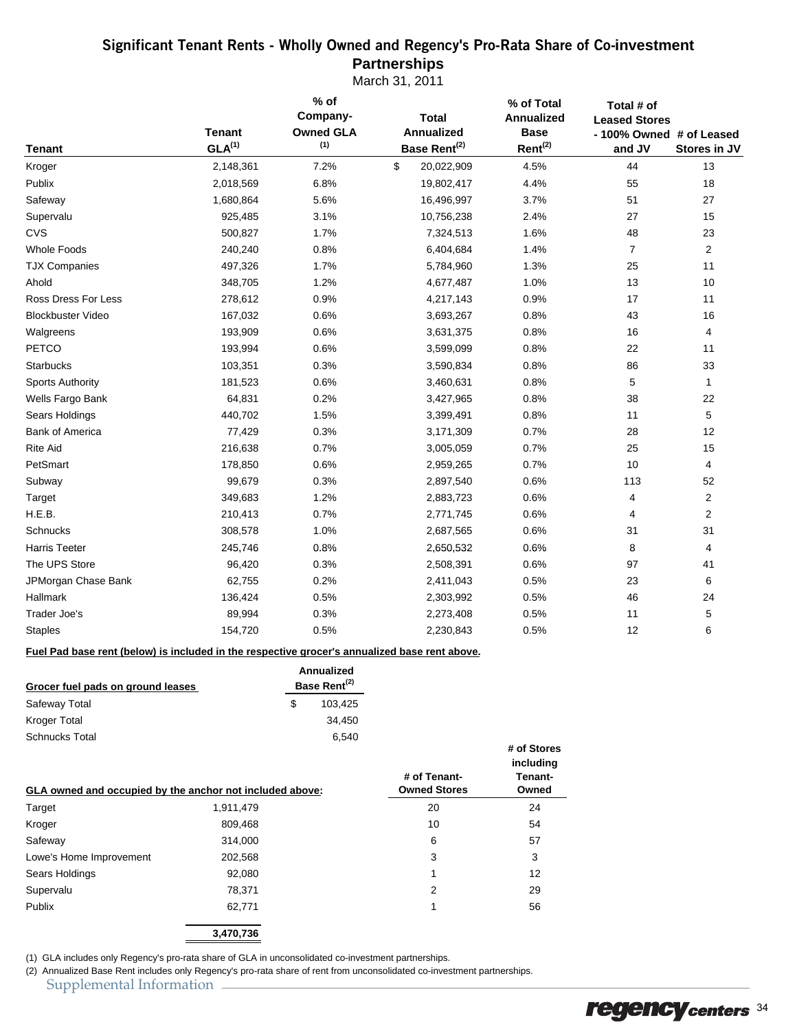# Significant Tenant Rents - Wholly Owned and Regency's Pro-Rata Share of Co-investment Partnerships

March 31, 2011

| Tenant | Tenant GLA[(1)] | % of Company-Owned GLA [(1)] | Total Annualized Base Rent[(2)] | % of Total Annualized Base Rent[(2)] | Total # of Leased Stores - 100% Owned and JV | # of Leased Stores in JV |
|---|---|---|---|---|---|---|
| Kroger | 2,148,361 | 7.2% | $ 20,022,909 | 4.5% | 44 | 13 |
| Publix | 2,018,569 | 6.8% | 19,802,417 | 4.4% | 55 | 18 |
| Safeway | 1,680,864 | 5.6% | 16,496,997 | 3.7% | 51 | 27 |
| Supervalu | 925,485 | 3.1% | 10,756,238 | 2.4% | 27 | 15 |
| CVS | 500,827 | 1.7% | 7,324,513 | 1.6% | 48 | 23 |
| Whole Foods | 240,240 | 0.8% | 6,404,684 | 1.4% | 7 | 2 |
| TJX Companies | 497,326 | 1.7% | 5,784,960 | 1.3% | 25 | 11 |
| Ahold | 348,705 | 1.2% | 4,677,487 | 1.0% | 13 | 10 |
| Ross Dress For Less | 278,612 | 0.9% | 4,217,143 | 0.9% | 17 | 11 |
| Blockbuster Video | 167,032 | 0.6% | 3,693,267 | 0.8% | 43 | 16 |
| Walgreens | 193,909 | 0.6% | 3,631,375 | 0.8% | 16 | 4 |
| PETCO | 193,994 | 0.6% | 3,599,099 | 0.8% | 22 | 11 |
| Starbucks | 103,351 | 0.3% | 3,590,834 | 0.8% | 86 | 33 |
| Sports Authority | 181,523 | 0.6% | 3,460,631 | 0.8% | 5 | 1 |
| Wells Fargo Bank | 64,831 | 0.2% | 3,427,965 | 0.8% | 38 | 22 |
| Sears Holdings | 440,702 | 1.5% | 3,399,491 | 0.8% | 11 | 5 |
| Bank of America | 77,429 | 0.3% | 3,171,309 | 0.7% | 28 | 12 |
| Rite Aid | 216,638 | 0.7% | 3,005,059 | 0.7% | 25 | 15 |
| PetSmart | 178,850 | 0.6% | 2,959,265 | 0.7% | 10 | 4 |
| Subway | 99,679 | 0.3% | 2,897,540 | 0.6% | 113 | 52 |
| Target | 349,683 | 1.2% | 2,883,723 | 0.6% | 4 | 2 |
| H.E.B. | 210,413 | 0.7% | 2,771,745 | 0.6% | 4 | 2 |
| Schnucks | 308,578 | 1.0% | 2,687,565 | 0.6% | 31 | 31 |
| Harris Teeter | 245,746 | 0.8% | 2,650,532 | 0.6% | 8 | 4 |
| The UPS Store | 96,420 | 0.3% | 2,508,391 | 0.6% | 97 | 41 |
| JPMorgan Chase Bank | 62,755 | 0.2% | 2,411,043 | 0.5% | 23 | 6 |
| Hallmark | 136,424 | 0.5% | 2,303,992 | 0.5% | 46 | 24 |
| Trader Joe's | 89,994 | 0.3% | 2,273,408 | 0.5% | 11 | 5 |
| Staples | 154,720 | 0.5% | 2,230,843 | 0.5% | 12 | 6 |

**Fuel Pad base rent (below) is included in the respective grocer's annualized base rent above.**

| Grocer fuel pads on ground leases | Annualized Base Rent[(2)] |
|---|---|
| Safeway Total | $ 103,425 |
| Kroger Total | 34,450 |
| Schnucks Total | 6,540 |

| GLA owned and occupied by the anchor not included above: | | # of Tenant-Owned Stores | # of Stores including Tenant-Owned |
|---|---|---|---|
| Target | 1,911,479 | 20 | 24 |
| Kroger | 809,468 | 10 | 54 |
| Safeway | 314,000 | 6 | 57 |
| Lowe's Home Improvement | 202,568 | 3 | 3 |
| Sears Holdings | 92,080 | 1 | 12 |
| Supervalu | 78,371 | 2 | 29 |
| Publix | 62,771 | 1 | 56 |
| | **3,470,736** | | |

(1) GLA includes only Regency's pro-rata share of GLA in unconsolidated co-investment partnerships.

(2) Annualized Base Rent includes only Regency's pro-rata share of rent from unconsolidated co-investment partnerships.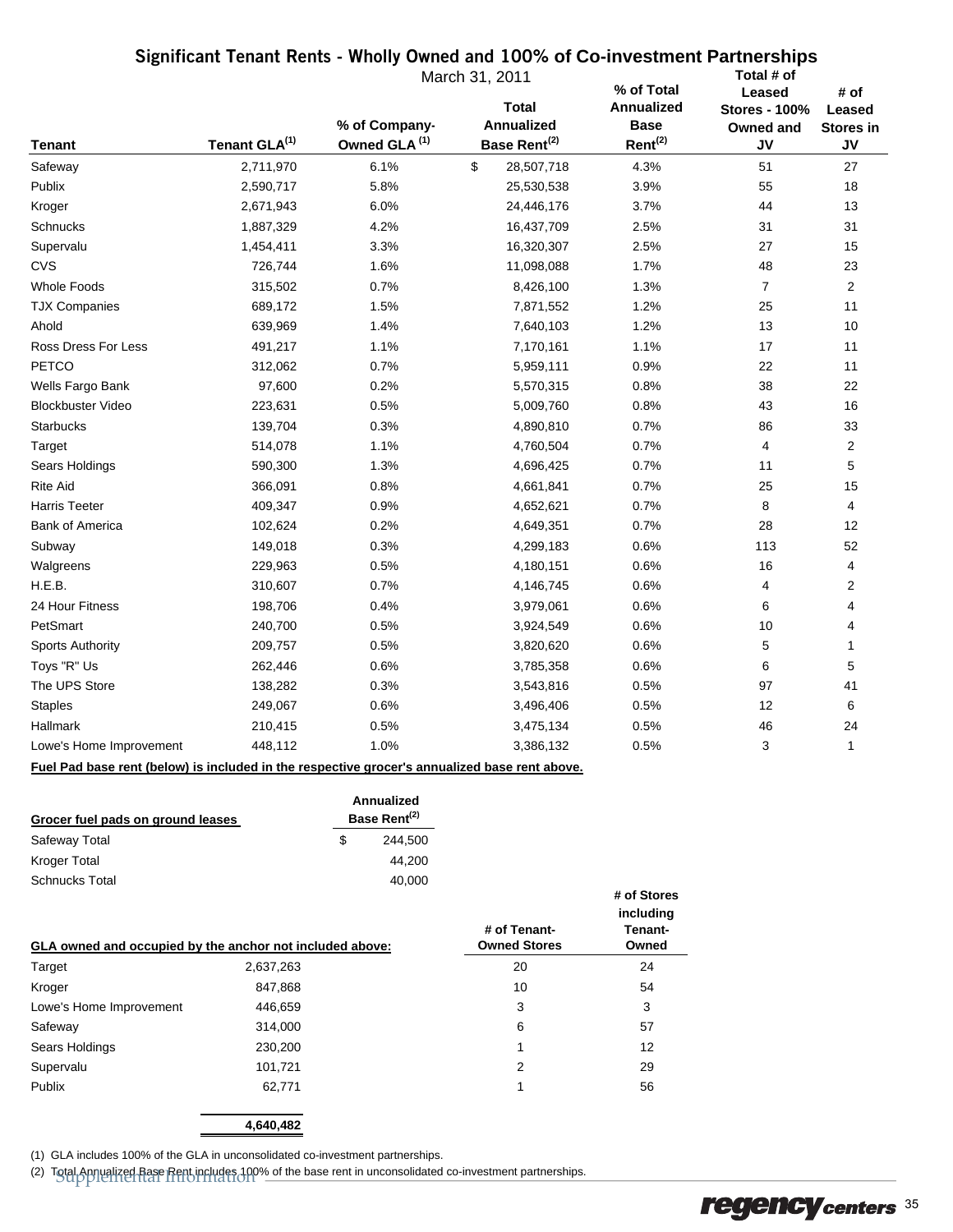## Significant Tenant Rents - Wholly Owned and 100% of Co-investment Partnerships

March 31, 2011

| Tenant | Tenant GLA[1] | % of Company-Owned GLA [1] | Total Annualized Base Rent[2] | % of Total Annualized Base Rent[2] | Total # of Leased Stores - 100% Owned and JV | # of Leased Stores in JV |
|---|---|---|---|---|---|---|
| Safeway | 2,711,970 | 6.1% | $ 28,507,718 | 4.3% | 51 | 27 |
| Publix | 2,590,717 | 5.8% | 25,530,538 | 3.9% | 55 | 18 |
| Kroger | 2,671,943 | 6.0% | 24,446,176 | 3.7% | 44 | 13 |
| Schnucks | 1,887,329 | 4.2% | 16,437,709 | 2.5% | 31 | 31 |
| Supervalu | 1,454,411 | 3.3% | 16,320,307 | 2.5% | 27 | 15 |
| CVS | 726,744 | 1.6% | 11,098,088 | 1.7% | 48 | 23 |
| Whole Foods | 315,502 | 0.7% | 8,426,100 | 1.3% | 7 | 2 |
| TJX Companies | 689,172 | 1.5% | 7,871,552 | 1.2% | 25 | 11 |
| Ahold | 639,969 | 1.4% | 7,640,103 | 1.2% | 13 | 10 |
| Ross Dress For Less | 491,217 | 1.1% | 7,170,161 | 1.1% | 17 | 11 |
| PETCO | 312,062 | 0.7% | 5,959,111 | 0.9% | 22 | 11 |
| Wells Fargo Bank | 97,600 | 0.2% | 5,570,315 | 0.8% | 38 | 22 |
| Blockbuster Video | 223,631 | 0.5% | 5,009,760 | 0.8% | 43 | 16 |
| Starbucks | 139,704 | 0.3% | 4,890,810 | 0.7% | 86 | 33 |
| Target | 514,078 | 1.1% | 4,760,504 | 0.7% | 4 | 2 |
| Sears Holdings | 590,300 | 1.3% | 4,696,425 | 0.7% | 11 | 5 |
| Rite Aid | 366,091 | 0.8% | 4,661,841 | 0.7% | 25 | 15 |
| Harris Teeter | 409,347 | 0.9% | 4,652,621 | 0.7% | 8 | 4 |
| Bank of America | 102,624 | 0.2% | 4,649,351 | 0.7% | 28 | 12 |
| Subway | 149,018 | 0.3% | 4,299,183 | 0.6% | 113 | 52 |
| Walgreens | 229,963 | 0.5% | 4,180,151 | 0.6% | 16 | 4 |
| H.E.B. | 310,607 | 0.7% | 4,146,745 | 0.6% | 4 | 2 |
| 24 Hour Fitness | 198,706 | 0.4% | 3,979,061 | 0.6% | 6 | 4 |
| PetSmart | 240,700 | 0.5% | 3,924,549 | 0.6% | 10 | 4 |
| Sports Authority | 209,757 | 0.5% | 3,820,620 | 0.6% | 5 | 1 |
| Toys "R" Us | 262,446 | 0.6% | 3,785,358 | 0.6% | 6 | 5 |
| The UPS Store | 138,282 | 0.3% | 3,543,816 | 0.5% | 97 | 41 |
| Staples | 249,067 | 0.6% | 3,496,406 | 0.5% | 12 | 6 |
| Hallmark | 210,415 | 0.5% | 3,475,134 | 0.5% | 46 | 24 |
| Lowe's Home Improvement | 448,112 | 1.0% | 3,386,132 | 0.5% | 3 | 1 |

**Fuel Pad base rent (below) is included in the respective grocer's annualized base rent above.**

| Grocer fuel pads on ground leases | Annualized Base Rent[2] |
|---|---|
| Safeway Total | $ 244,500 |
| Kroger Total | 44,200 |
| Schnucks Total | 40,000 |

| GLA owned and occupied by the anchor not included above: | | # of Tenant-Owned Stores | # of Stores including Tenant-Owned |
|---|---|---|---|
| Target | 2,637,263 | 20 | 24 |
| Kroger | 847,868 | 10 | 54 |
| Lowe's Home Improvement | 446,659 | 3 | 3 |
| Safeway | 314,000 | 6 | 57 |
| Sears Holdings | 230,200 | 1 | 12 |
| Supervalu | 101,721 | 2 | 29 |
| Publix | 62,771 | 1 | 56 |
| | **4,640,482** | | |

(1) GLA includes 100% of the GLA in unconsolidated co-investment partnerships.

(2) Total Annualized Base Rent includes 100% of the base rent in unconsolidated co-investment partnerships.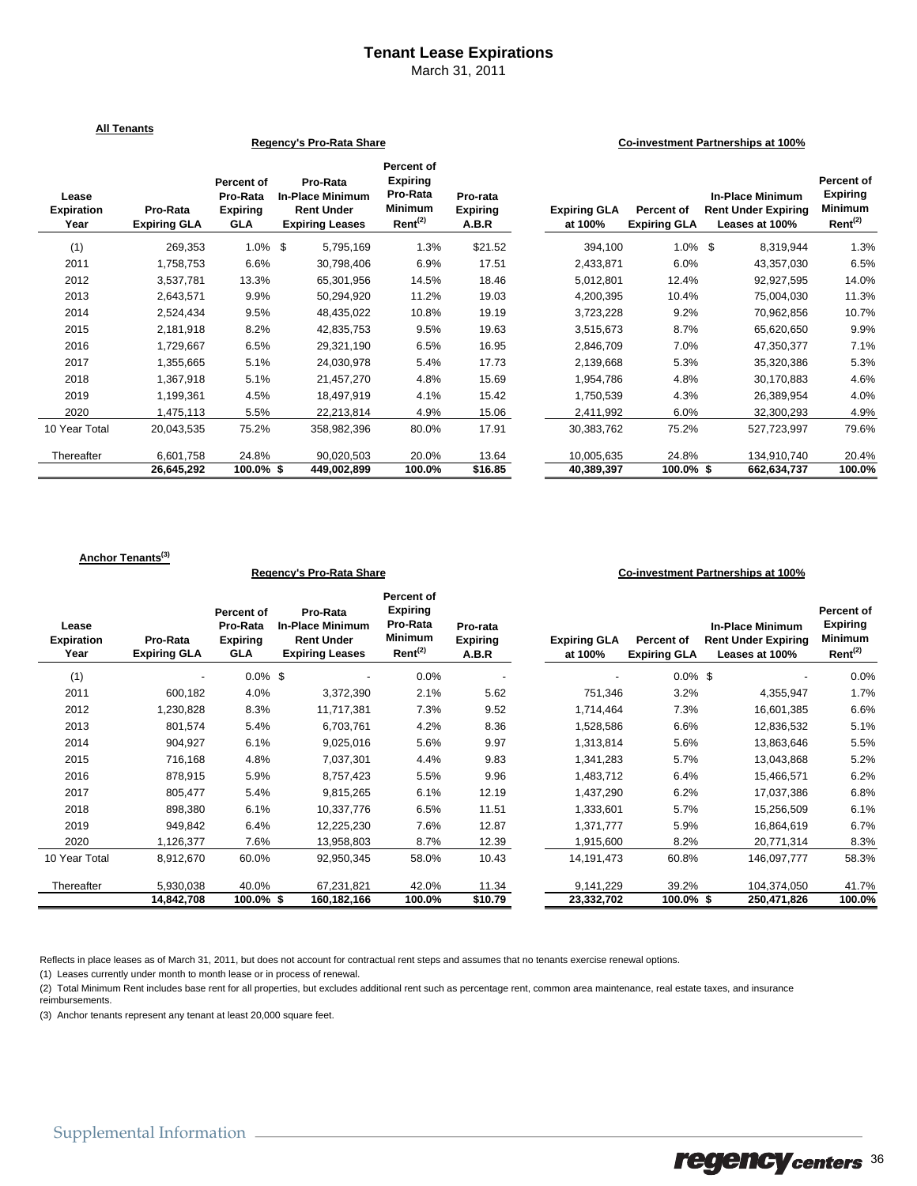# Tenant Lease Expirations

March 31, 2011

**All Tenants**

| | Regency's Pro-Rata Share | | | | | Co-investment Partnerships at 100% | | | |
|---|---|---|---|---|---|---|---|---|---|
| Lease Expiration Year | Pro-Rata Expiring GLA | Percent of Pro-Rata Expiring GLA | Pro-Rata In-Place Minimum Rent Under Expiring Leases | Percent of Expiring Pro-Rata Minimum Rent(2) | Pro-rata Expiring A.B.R | Expiring GLA at 100% | Percent of Expiring GLA | In-Place Minimum Rent Under Expiring Leases at 100% | Percent of Expiring Minimum Rent(2) |
| (1) | 269,353 | 1.0% | $ 5,795,169 | 1.3% | $21.52 | 394,100 | 1.0% | $ 8,319,944 | 1.3% |
| 2011 | 1,758,753 | 6.6% | 30,798,406 | 6.9% | 17.51 | 2,433,871 | 6.0% | 43,357,030 | 6.5% |
| 2012 | 3,537,781 | 13.3% | 65,301,956 | 14.5% | 18.46 | 5,012,801 | 12.4% | 92,927,595 | 14.0% |
| 2013 | 2,643,571 | 9.9% | 50,294,920 | 11.2% | 19.03 | 4,200,395 | 10.4% | 75,004,030 | 11.3% |
| 2014 | 2,524,434 | 9.5% | 48,435,022 | 10.8% | 19.19 | 3,723,228 | 9.2% | 70,962,856 | 10.7% |
| 2015 | 2,181,918 | 8.2% | 42,835,753 | 9.5% | 19.63 | 3,515,673 | 8.7% | 65,620,650 | 9.9% |
| 2016 | 1,729,667 | 6.5% | 29,321,190 | 6.5% | 16.95 | 2,846,709 | 7.0% | 47,350,377 | 7.1% |
| 2017 | 1,355,665 | 5.1% | 24,030,978 | 5.4% | 17.73 | 2,139,668 | 5.3% | 35,320,386 | 5.3% |
| 2018 | 1,367,918 | 5.1% | 21,457,270 | 4.8% | 15.69 | 1,954,786 | 4.8% | 30,170,883 | 4.6% |
| 2019 | 1,199,361 | 4.5% | 18,497,919 | 4.1% | 15.42 | 1,750,539 | 4.3% | 26,389,954 | 4.0% |
| 2020 | 1,475,113 | 5.5% | 22,213,814 | 4.9% | 15.06 | 2,411,992 | 6.0% | 32,300,293 | 4.9% |
| 10 Year Total | 20,043,535 | 75.2% | 358,982,396 | 80.0% | 17.91 | 30,383,762 | 75.2% | 527,723,997 | 79.6% |
| Thereafter | 6,601,758 | 24.8% | 90,020,503 | 20.0% | 13.64 | 10,005,635 | 24.8% | 134,910,740 | 20.4% |
| | **26,645,292** | **100.0%** | **$ 449,002,899** | **100.0%** | **$16.85** | **40,389,397** | **100.0%** | **$ 662,634,737** | **100.0%** |

**Anchor Tenants(3)**

| | Regency's Pro-Rata Share | | | | | Co-investment Partnerships at 100% | | | |
|---|---|---|---|---|---|---|---|---|---|
| Lease Expiration Year | Pro-Rata Expiring GLA | Percent of Pro-Rata Expiring GLA | Pro-Rata In-Place Minimum Rent Under Expiring Leases | Percent of Expiring Pro-Rata Minimum Rent(2) | Pro-rata Expiring A.B.R | Expiring GLA at 100% | Percent of Expiring GLA | In-Place Minimum Rent Under Expiring Leases at 100% | Percent of Expiring Minimum Rent(2) |
| (1) | - | 0.0% | $ - | 0.0% | - | - | 0.0% | $ - | 0.0% |
| 2011 | 600,182 | 4.0% | 3,372,390 | 2.1% | 5.62 | 751,346 | 3.2% | 4,355,947 | 1.7% |
| 2012 | 1,230,828 | 8.3% | 11,717,381 | 7.3% | 9.52 | 1,714,464 | 7.3% | 16,601,385 | 6.6% |
| 2013 | 801,574 | 5.4% | 6,703,761 | 4.2% | 8.36 | 1,528,586 | 6.6% | 12,836,532 | 5.1% |
| 2014 | 904,927 | 6.1% | 9,025,016 | 5.6% | 9.97 | 1,313,814 | 5.6% | 13,863,646 | 5.5% |
| 2015 | 716,168 | 4.8% | 7,037,301 | 4.4% | 9.83 | 1,341,283 | 5.7% | 13,043,868 | 5.2% |
| 2016 | 878,915 | 5.9% | 8,757,423 | 5.5% | 9.96 | 1,483,712 | 6.4% | 15,466,571 | 6.2% |
| 2017 | 805,477 | 5.4% | 9,815,265 | 6.1% | 12.19 | 1,437,290 | 6.2% | 17,037,386 | 6.8% |
| 2018 | 898,380 | 6.1% | 10,337,776 | 6.5% | 11.51 | 1,333,601 | 5.7% | 15,256,509 | 6.1% |
| 2019 | 949,842 | 6.4% | 12,225,230 | 7.6% | 12.87 | 1,371,777 | 5.9% | 16,864,619 | 6.7% |
| 2020 | 1,126,377 | 7.6% | 13,958,803 | 8.7% | 12.39 | 1,915,600 | 8.2% | 20,771,314 | 8.3% |
| 10 Year Total | 8,912,670 | 60.0% | 92,950,345 | 58.0% | 10.43 | 14,191,473 | 60.8% | 146,097,777 | 58.3% |
| Thereafter | 5,930,038 | 40.0% | 67,231,821 | 42.0% | 11.34 | 9,141,229 | 39.2% | 104,374,050 | 41.7% |
| | **14,842,708** | **100.0%** | **$ 160,182,166** | **100.0%** | **$10.79** | **23,332,702** | **100.0%** | **$ 250,471,826** | **100.0%** |

Reflects in place leases as of March 31, 2011, but does not account for contractual rent steps and assumes that no tenants exercise renewal options.

(1) Leases currently under month to month lease or in process of renewal.

(2) Total Minimum Rent includes base rent for all properties, but excludes additional rent such as percentage rent, common area maintenance, real estate taxes, and insurance reimbursements.

(3) Anchor tenants represent any tenant at least 20,000 square feet.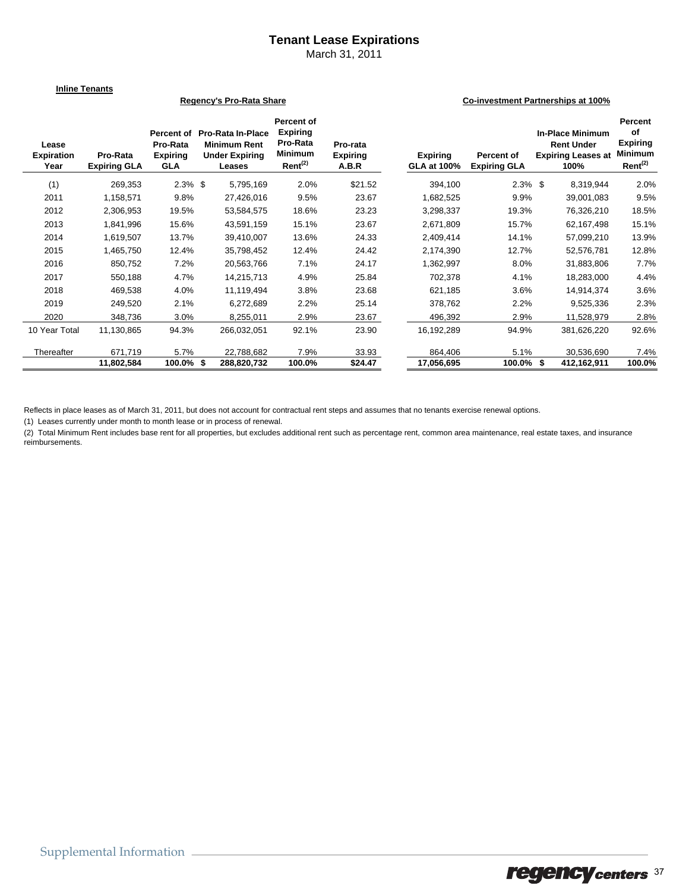# Tenant Lease Expirations

March 31, 2011

**Inline Tenants**

| | Regency's Pro-Rata Share | | | | | Co-investment Partnerships at 100% | | | |
|---|---|---|---|---|---|---|---|---|---|
| Lease Expiration Year | Pro-Rata Expiring GLA | Percent of Pro-Rata Expiring GLA | Pro-Rata In-Place Minimum Rent Under Expiring Leases | Percent of Expiring Pro-Rata Minimum Rent[(2)] | Pro-rata Expiring A.B.R | Expiring GLA at 100% | Percent of Expiring GLA | In-Place Minimum Rent Under Expiring Leases at 100% | Percent of Expiring Minimum Rent[(2)] |
| (1) | 269,353 | 2.3% | $ 5,795,169 | 2.0% | $21.52 | 394,100 | 2.3% | $ 8,319,944 | 2.0% |
| 2011 | 1,158,571 | 9.8% | 27,426,016 | 9.5% | 23.67 | 1,682,525 | 9.9% | 39,001,083 | 9.5% |
| 2012 | 2,306,953 | 19.5% | 53,584,575 | 18.6% | 23.23 | 3,298,337 | 19.3% | 76,326,210 | 18.5% |
| 2013 | 1,841,996 | 15.6% | 43,591,159 | 15.1% | 23.67 | 2,671,809 | 15.7% | 62,167,498 | 15.1% |
| 2014 | 1,619,507 | 13.7% | 39,410,007 | 13.6% | 24.33 | 2,409,414 | 14.1% | 57,099,210 | 13.9% |
| 2015 | 1,465,750 | 12.4% | 35,798,452 | 12.4% | 24.42 | 2,174,390 | 12.7% | 52,576,781 | 12.8% |
| 2016 | 850,752 | 7.2% | 20,563,766 | 7.1% | 24.17 | 1,362,997 | 8.0% | 31,883,806 | 7.7% |
| 2017 | 550,188 | 4.7% | 14,215,713 | 4.9% | 25.84 | 702,378 | 4.1% | 18,283,000 | 4.4% |
| 2018 | 469,538 | 4.0% | 11,119,494 | 3.8% | 23.68 | 621,185 | 3.6% | 14,914,374 | 3.6% |
| 2019 | 249,520 | 2.1% | 6,272,689 | 2.2% | 25.14 | 378,762 | 2.2% | 9,525,336 | 2.3% |
| 2020 | 348,736 | 3.0% | 8,255,011 | 2.9% | 23.67 | 496,392 | 2.9% | 11,528,979 | 2.8% |
| 10 Year Total | 11,130,865 | 94.3% | 266,032,051 | 92.1% | 23.90 | 16,192,289 | 94.9% | 381,626,220 | 92.6% |
| Thereafter | 671,719 | 5.7% | 22,788,682 | 7.9% | 33.93 | 864,406 | 5.1% | 30,536,690 | 7.4% |
| | **11,802,584** | **100.0%** | **$ 288,820,732** | **100.0%** | **$24.47** | **17,056,695** | **100.0%** | **$ 412,162,911** | **100.0%** |

Reflects in place leases as of March 31, 2011, but does not account for contractual rent steps and assumes that no tenants exercise renewal options.

(1) Leases currently under month to month lease or in process of renewal.

(2) Total Minimum Rent includes base rent for all properties, but excludes additional rent such as percentage rent, common area maintenance, real estate taxes, and insurance reimbursements.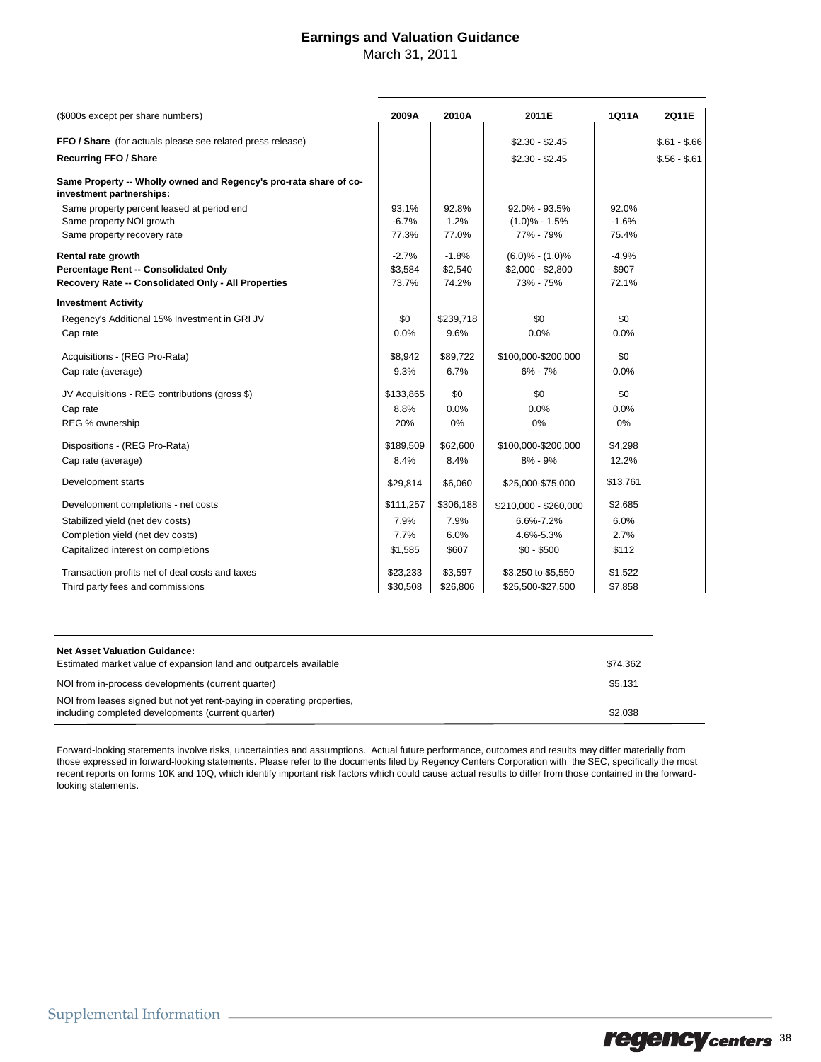# Earnings and Valuation Guidance

March 31, 2011

| ($000s except per share numbers) | 2009A | 2010A | 2011E | 1Q11A | 2Q11E |
|---|---|---|---|---|---|
| **FFO / Share** (for actuals please see related press release) | | | $2.30 - $2.45 | | $.61 - $.66 |
| **Recurring FFO / Share** | | | $2.30 - $2.45 | | $.56 - $.61 |
| **Same Property -- Wholly owned and Regency's pro-rata share of co-investment partnerships:** | | | | | |
| Same property percent leased at period end | 93.1% | 92.8% | 92.0% - 93.5% | 92.0% | |
| Same property NOI growth | -6.7% | 1.2% | (1.0)% - 1.5% | -1.6% | |
| Same property recovery rate | 77.3% | 77.0% | 77% - 79% | 75.4% | |
| **Rental rate growth** | -2.7% | -1.8% | (6.0)% - (1.0)% | -4.9% | |
| **Percentage Rent -- Consolidated Only** | $3,584 | $2,540 | $2,000 - $2,800 | $907 | |
| **Recovery Rate -- Consolidated Only - All Properties** | 73.7% | 74.2% | 73% - 75% | 72.1% | |
| **Investment Activity** | | | | | |
| Regency's Additional 15% Investment in GRI JV | $0 | $239,718 | $0 | $0 | |
| Cap rate | 0.0% | 9.6% | 0.0% | 0.0% | |
| Acquisitions - (REG Pro-Rata) | $8,942 | $89,722 | $100,000-$200,000 | $0 | |
| Cap rate (average) | 9.3% | 6.7% | 6% - 7% | 0.0% | |
| JV Acquisitions - REG contributions (gross $) | $133,865 | $0 | $0 | $0 | |
| Cap rate | 8.8% | 0.0% | 0.0% | 0.0% | |
| REG % ownership | 20% | 0% | 0% | 0% | |
| Dispositions - (REG Pro-Rata) | $189,509 | $62,600 | $100,000-$200,000 | $4,298 | |
| Cap rate (average) | 8.4% | 8.4% | 8% - 9% | 12.2% | |
| Development starts | $29,814 | $6,060 | $25,000-$75,000 | $13,761 | |
| Development completions - net costs | $111,257 | $306,188 | $210,000 - $260,000 | $2,685 | |
| Stabilized yield (net dev costs) | 7.9% | 7.9% | 6.6%-7.2% | 6.0% | |
| Completion yield (net dev costs) | 7.7% | 6.0% | 4.6%-5.3% | 2.7% | |
| Capitalized interest on completions | $1,585 | $607 | $0 - $500 | $112 | |
| Transaction profits net of deal costs and taxes | $23,233 | $3,597 | $3,250 to $5,550 | $1,522 | |
| Third party fees and commissions | $30,508 | $26,806 | $25,500-$27,500 | $7,858 | |

| **Net Asset Valuation Guidance:** | |
|---|---|
| Estimated market value of expansion land and outparcels available | $74,362 |
| NOI from in-process developments (current quarter) | $5,131 |
| NOI from leases signed but not yet rent-paying in operating properties, including completed developments (current quarter) | $2,038 |

Forward-looking statements involve risks, uncertainties and assumptions. Actual future performance, outcomes and results may differ materially from those expressed in forward-looking statements. Please refer to the documents filed by Regency Centers Corporation with the SEC, specifically the most recent reports on forms 10K and 10Q, which identify important risk factors which could cause actual results to differ from those contained in the forward-looking statements.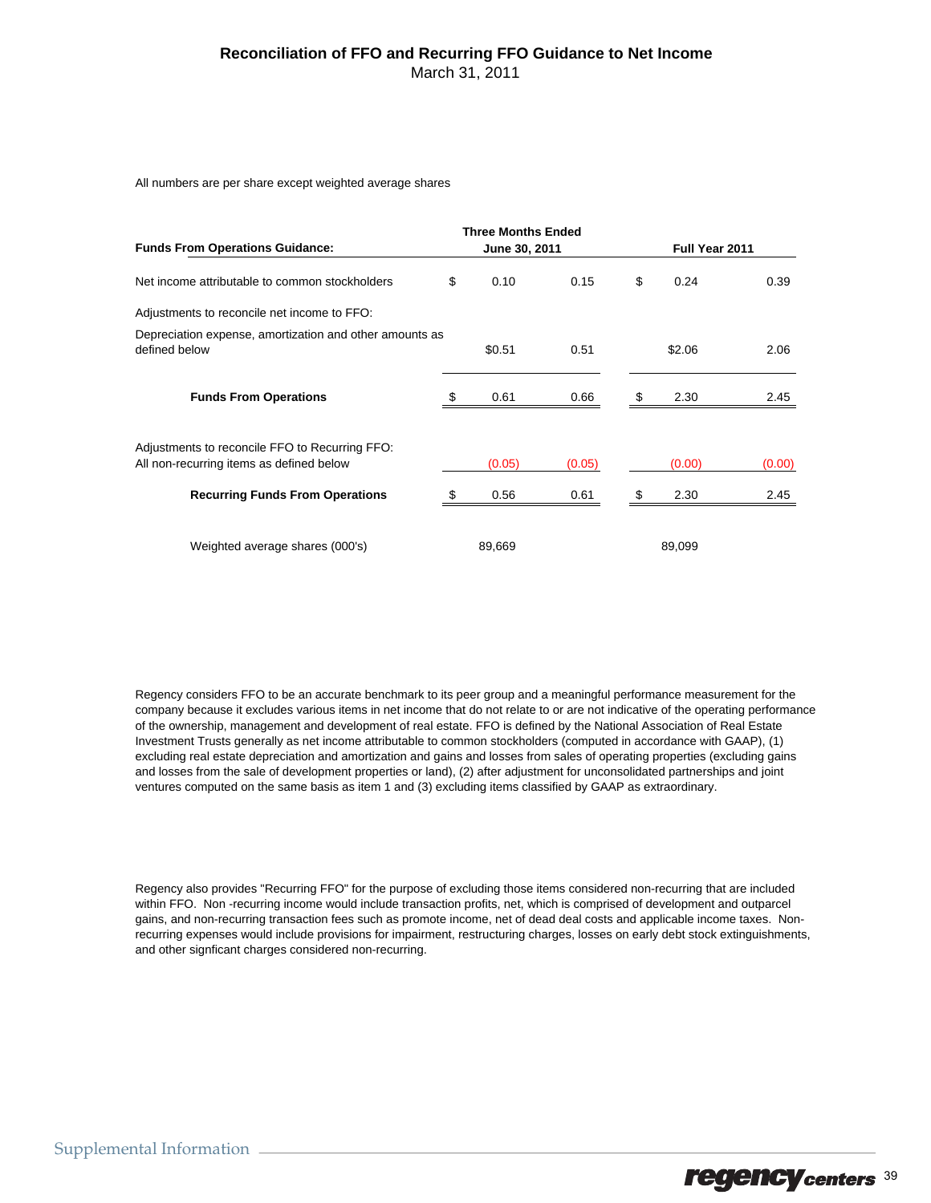# Reconciliation of FFO and Recurring FFO Guidance to Net Income

March 31, 2011

All numbers are per share except weighted average shares

| Funds From Operations Guidance: | Three Months Ended June 30, 2011 | | | Full Year 2011 | | |
|---|---|---|---|---|---|---|
| Net income attributable to common stockholders | $ | 0.10 | 0.15 | $ | 0.24 | 0.39 |
| Adjustments to reconcile net income to FFO: | | | | | | |
| Depreciation expense, amortization and other amounts as defined below | | $0.51 | 0.51 | | $2.06 | 2.06 |
| **Funds From Operations** | $ | 0.61 | 0.66 | $ | 2.30 | 2.45 |
| Adjustments to reconcile FFO to Recurring FFO: | | | | | | |
| All non-recurring items as defined below | | (0.05) | (0.05) | | (0.00) | (0.00) |
| **Recurring Funds From Operations** | $ | 0.56 | 0.61 | $ | 2.30 | 2.45 |
| Weighted average shares (000's) | | 89,669 | | | 89,099 | |

Regency considers FFO to be an accurate benchmark to its peer group and a meaningful performance measurement for the company because it excludes various items in net income that do not relate to or are not indicative of the operating performance of the ownership, management and development of real estate. FFO is defined by the National Association of Real Estate Investment Trusts generally as net income attributable to common stockholders (computed in accordance with GAAP), (1) excluding real estate depreciation and amortization and gains and losses from sales of operating properties (excluding gains and losses from the sale of development properties or land), (2) after adjustment for unconsolidated partnerships and joint ventures computed on the same basis as item 1 and (3) excluding items classified by GAAP as extraordinary.

Regency also provides "Recurring FFO" for the purpose of excluding those items considered non-recurring that are included within FFO. Non -recurring income would include transaction profits, net, which is comprised of development and outparcel gains, and non-recurring transaction fees such as promote income, net of dead deal costs and applicable income taxes. Non-recurring expenses would include provisions for impairment, restructuring charges, losses on early debt stock extinguishments, and other signficant charges considered non-recurring.